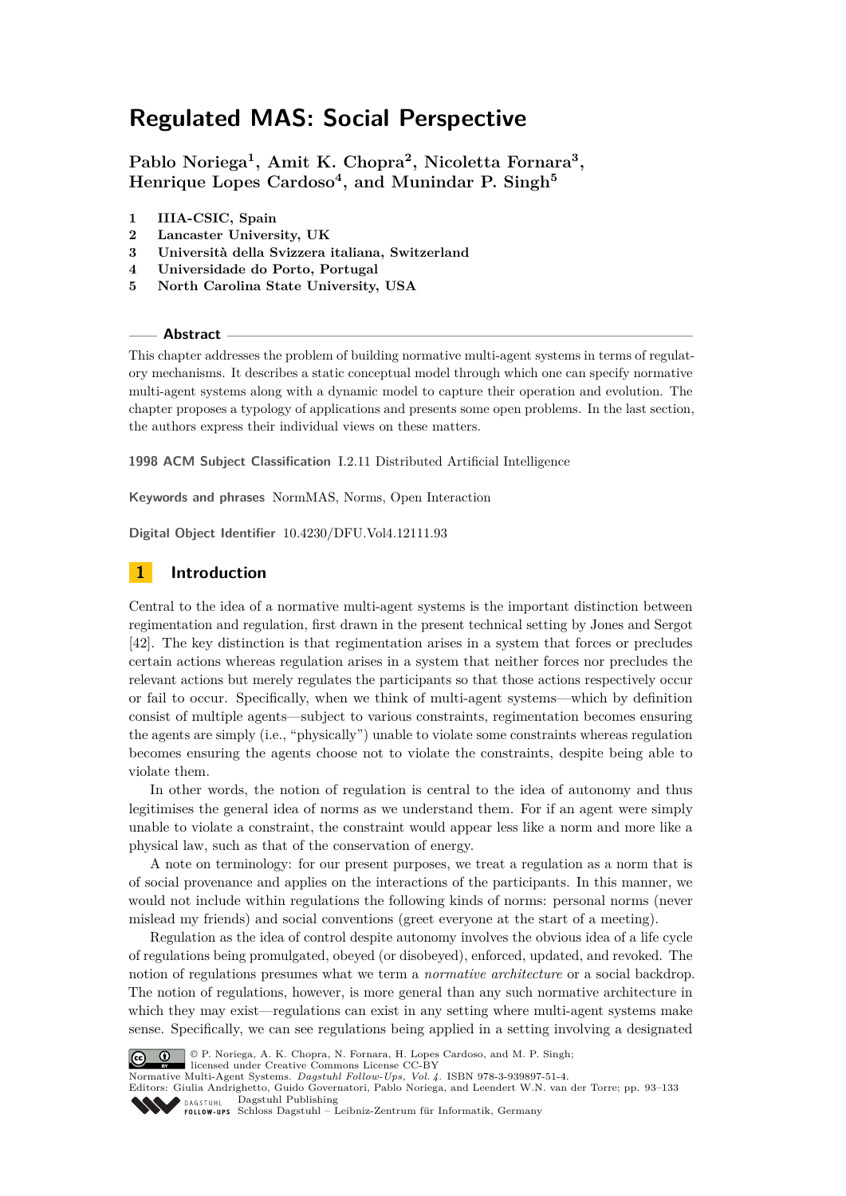# Regulated MAS: Social Perspective

**Pablo Noriega[1], Amit K. Chopra[2], Nicoletta Fornara[3], Henrique Lopes Cardoso[4], and Munindar P. Singh[5]**

1. **IIIA-CSIC, Spain**
2. **Lancaster University, UK**
3. **Università della Svizzera italiana, Switzerland**
4. **Universidade do Porto, Portugal**
5. **North Carolina State University, USA**

## Abstract

This chapter addresses the problem of building normative multi-agent systems in terms of regulatory mechanisms. It describes a static conceptual model through which one can specify normative multi-agent systems along with a dynamic model to capture their operation and evolution. The chapter proposes a typology of applications and presents some open problems. In the last section, the authors express their individual views on these matters.

**1998 ACM Subject Classification** I.2.11 Distributed Artificial Intelligence

**Keywords and phrases** NormMAS, Norms, Open Interaction

**Digital Object Identifier** 10.4230/DFU.Vol4.12111.93

## 1 Introduction

Central to the idea of a normative multi-agent systems is the important distinction between regimentation and regulation, first drawn in the present technical setting by Jones and Sergot [42]. The key distinction is that regimentation arises in a system that forces or precludes certain actions whereas regulation arises in a system that neither forces nor precludes the relevant actions but merely regulates the participants so that those actions respectively occur or fail to occur. Specifically, when we think of multi-agent systems—which by definition consist of multiple agents—subject to various constraints, regimentation becomes ensuring the agents are simply (i.e., "physically") unable to violate some constraints whereas regulation becomes ensuring the agents choose not to violate the constraints, despite being able to violate them.

In other words, the notion of regulation is central to the idea of autonomy and thus legitimises the general idea of norms as we understand them. For if an agent were simply unable to violate a constraint, the constraint would appear less like a norm and more like a physical law, such as that of the conservation of energy.

A note on terminology: for our present purposes, we treat a regulation as a norm that is of social provenance and applies on the interactions of the participants. In this manner, we would not include within regulations the following kinds of norms: personal norms (never mislead my friends) and social conventions (greet everyone at the start of a meeting).

Regulation as the idea of control despite autonomy involves the obvious idea of a life cycle of regulations being promulgated, obeyed (or disobeyed), enforced, updated, and revoked. The notion of regulations presumes what we term a *normative architecture* or a social backdrop. The notion of regulations, however, is more general than any such normative architecture in which they may exist—regulations can exist in any setting where multi-agent systems make sense. Specifically, we can see regulations being applied in a setting involving a designated

© P. Noriega, A. K. Chopra, N. Fornara, H. Lopes Cardoso, and M. P. Singh;
licensed under Creative Commons License CC-BY
Normative Multi-Agent Systems. *Dagstuhl Follow-Ups, Vol. 4*. ISBN 978-3-939897-51-4.
Editors: Giulia Andrighetto, Guido Governatori, Pablo Noriega, and Leendert W.N. van der Torre; pp. 93–133
Dagstuhl Publishing
Schloss Dagstuhl – Leibniz-Zentrum für Informatik, Germany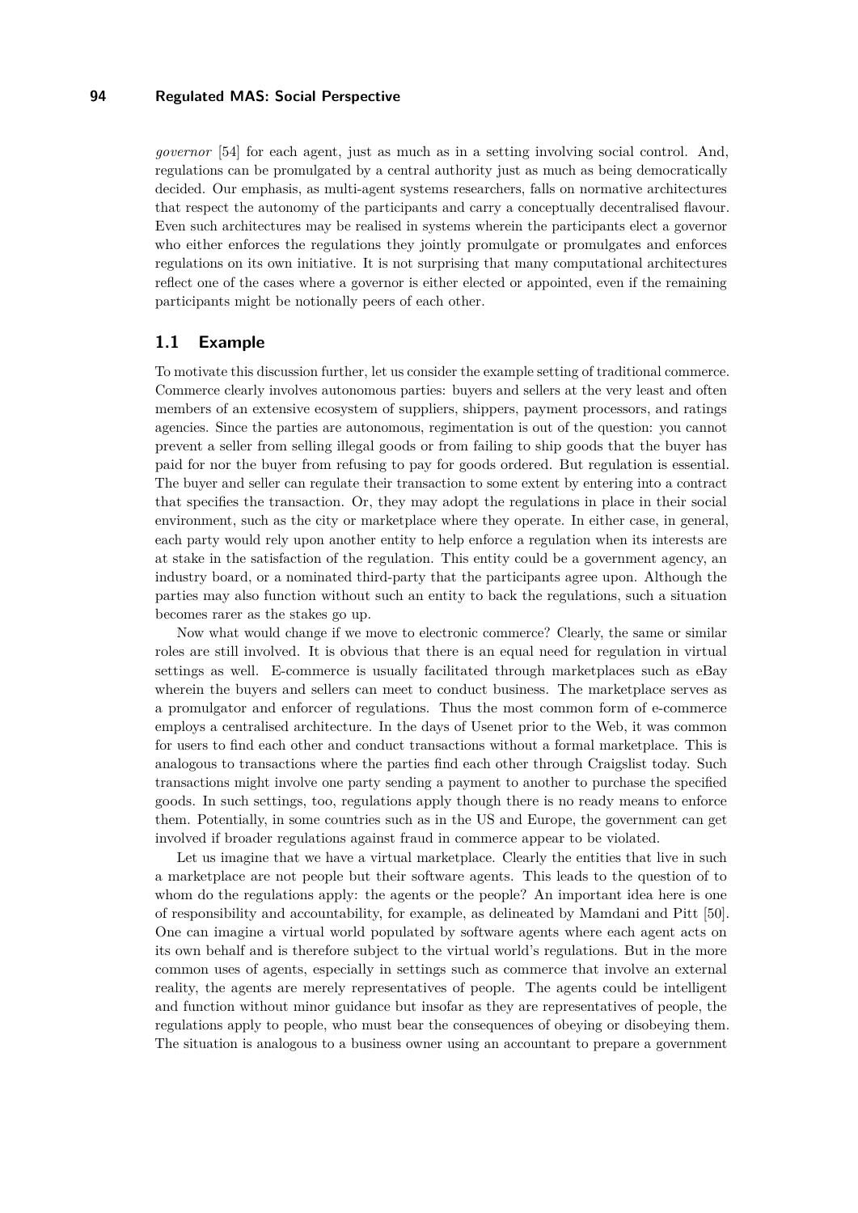*governor* [54] for each agent, just as much as in a setting involving social control. And, regulations can be promulgated by a central authority just as much as being democratically decided. Our emphasis, as multi-agent systems researchers, falls on normative architectures that respect the autonomy of the participants and carry a conceptually decentralised flavour. Even such architectures may be realised in systems wherein the participants elect a governor who either enforces the regulations they jointly promulgate or promulgates and enforces regulations on its own initiative. It is not surprising that many computational architectures reflect one of the cases where a governor is either elected or appointed, even if the remaining participants might be notionally peers of each other.

## 1.1 Example

To motivate this discussion further, let us consider the example setting of traditional commerce. Commerce clearly involves autonomous parties: buyers and sellers at the very least and often members of an extensive ecosystem of suppliers, shippers, payment processors, and ratings agencies. Since the parties are autonomous, regimentation is out of the question: you cannot prevent a seller from selling illegal goods or from failing to ship goods that the buyer has paid for nor the buyer from refusing to pay for goods ordered. But regulation is essential. The buyer and seller can regulate their transaction to some extent by entering into a contract that specifies the transaction. Or, they may adopt the regulations in place in their social environment, such as the city or marketplace where they operate. In either case, in general, each party would rely upon another entity to help enforce a regulation when its interests are at stake in the satisfaction of the regulation. This entity could be a government agency, an industry board, or a nominated third-party that the participants agree upon. Although the parties may also function without such an entity to back the regulations, such a situation becomes rarer as the stakes go up.

Now what would change if we move to electronic commerce? Clearly, the same or similar roles are still involved. It is obvious that there is an equal need for regulation in virtual settings as well. E-commerce is usually facilitated through marketplaces such as eBay wherein the buyers and sellers can meet to conduct business. The marketplace serves as a promulgator and enforcer of regulations. Thus the most common form of e-commerce employs a centralised architecture. In the days of Usenet prior to the Web, it was common for users to find each other and conduct transactions without a formal marketplace. This is analogous to transactions where the parties find each other through Craigslist today. Such transactions might involve one party sending a payment to another to purchase the specified goods. In such settings, too, regulations apply though there is no ready means to enforce them. Potentially, in some countries such as in the US and Europe, the government can get involved if broader regulations against fraud in commerce appear to be violated.

Let us imagine that we have a virtual marketplace. Clearly the entities that live in such a marketplace are not people but their software agents. This leads to the question of to whom do the regulations apply: the agents or the people? An important idea here is one of responsibility and accountability, for example, as delineated by Mamdani and Pitt [50]. One can imagine a virtual world populated by software agents where each agent acts on its own behalf and is therefore subject to the virtual world's regulations. But in the more common uses of agents, especially in settings such as commerce that involve an external reality, the agents are merely representatives of people. The agents could be intelligent and function without minor guidance but insofar as they are representatives of people, the regulations apply to people, who must bear the consequences of obeying or disobeying them. The situation is analogous to a business owner using an accountant to prepare a government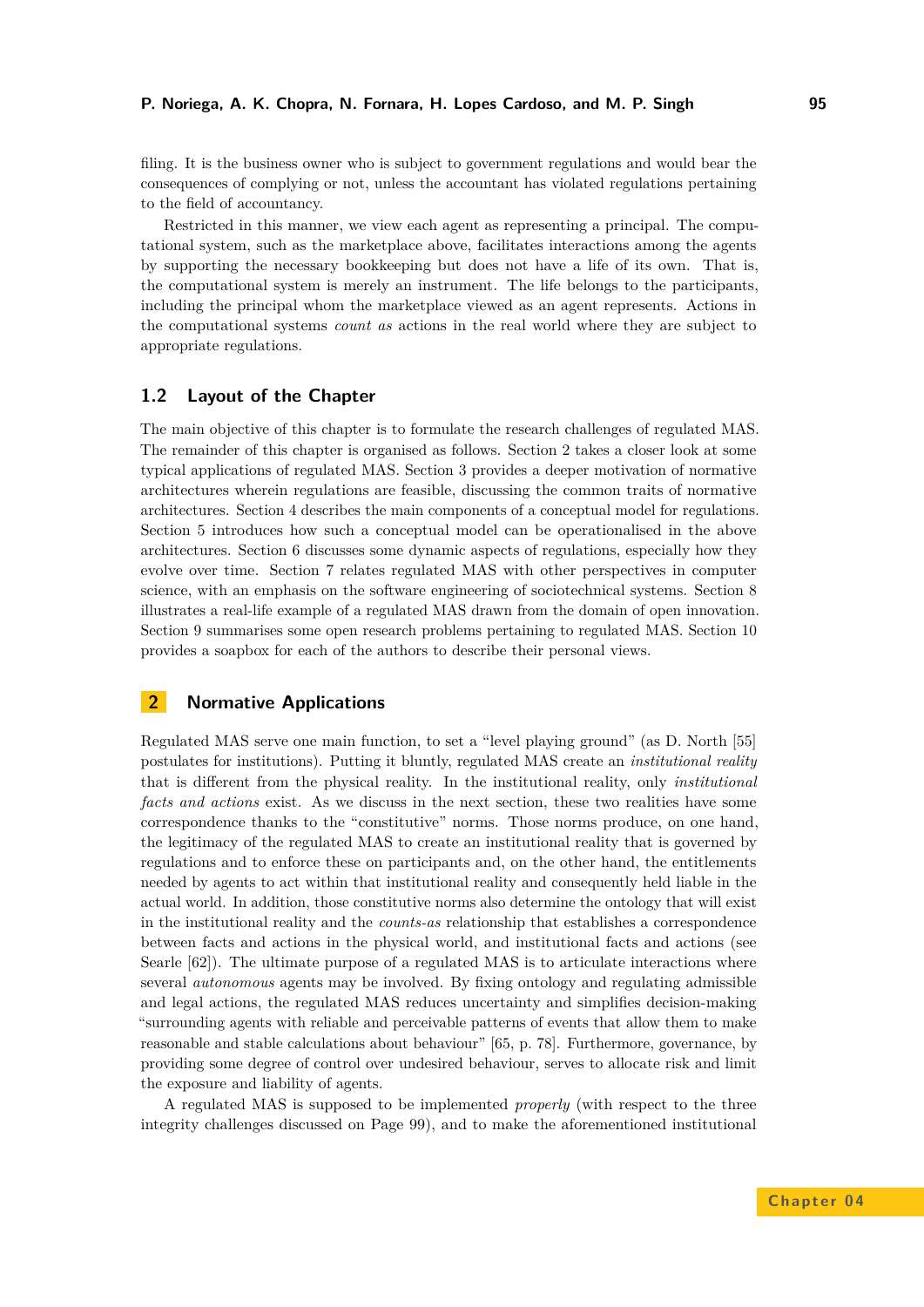filing. It is the business owner who is subject to government regulations and would bear the consequences of complying or not, unless the accountant has violated regulations pertaining to the field of accountancy.

Restricted in this manner, we view each agent as representing a principal. The computational system, such as the marketplace above, facilitates interactions among the agents by supporting the necessary bookkeeping but does not have a life of its own. That is, the computational system is merely an instrument. The life belongs to the participants, including the principal whom the marketplace viewed as an agent represents. Actions in the computational systems *count as* actions in the real world where they are subject to appropriate regulations.

### 1.2 Layout of the Chapter

The main objective of this chapter is to formulate the research challenges of regulated MAS. The remainder of this chapter is organised as follows. Section 2 takes a closer look at some typical applications of regulated MAS. Section 3 provides a deeper motivation of normative architectures wherein regulations are feasible, discussing the common traits of normative architectures. Section 4 describes the main components of a conceptual model for regulations. Section 5 introduces how such a conceptual model can be operationalised in the above architectures. Section 6 discusses some dynamic aspects of regulations, especially how they evolve over time. Section 7 relates regulated MAS with other perspectives in computer science, with an emphasis on the software engineering of sociotechnical systems. Section 8 illustrates a real-life example of a regulated MAS drawn from the domain of open innovation. Section 9 summarises some open research problems pertaining to regulated MAS. Section 10 provides a soapbox for each of the authors to describe their personal views.

## 2 Normative Applications

Regulated MAS serve one main function, to set a "level playing ground" (as D. North [55] postulates for institutions). Putting it bluntly, regulated MAS create an *institutional reality* that is different from the physical reality. In the institutional reality, only *institutional facts and actions* exist. As we discuss in the next section, these two realities have some correspondence thanks to the "constitutive" norms. Those norms produce, on one hand, the legitimacy of the regulated MAS to create an institutional reality that is governed by regulations and to enforce these on participants and, on the other hand, the entitlements needed by agents to act within that institutional reality and consequently held liable in the actual world. In addition, those constitutive norms also determine the ontology that will exist in the institutional reality and the *counts-as* relationship that establishes a correspondence between facts and actions in the physical world, and institutional facts and actions (see Searle [62]). The ultimate purpose of a regulated MAS is to articulate interactions where several *autonomous* agents may be involved. By fixing ontology and regulating admissible and legal actions, the regulated MAS reduces uncertainty and simplifies decision-making "surrounding agents with reliable and perceivable patterns of events that allow them to make reasonable and stable calculations about behaviour" [65, p. 78]. Furthermore, governance, by providing some degree of control over undesired behaviour, serves to allocate risk and limit the exposure and liability of agents.

A regulated MAS is supposed to be implemented *properly* (with respect to the three integrity challenges discussed on Page 99), and to make the aforementioned institutional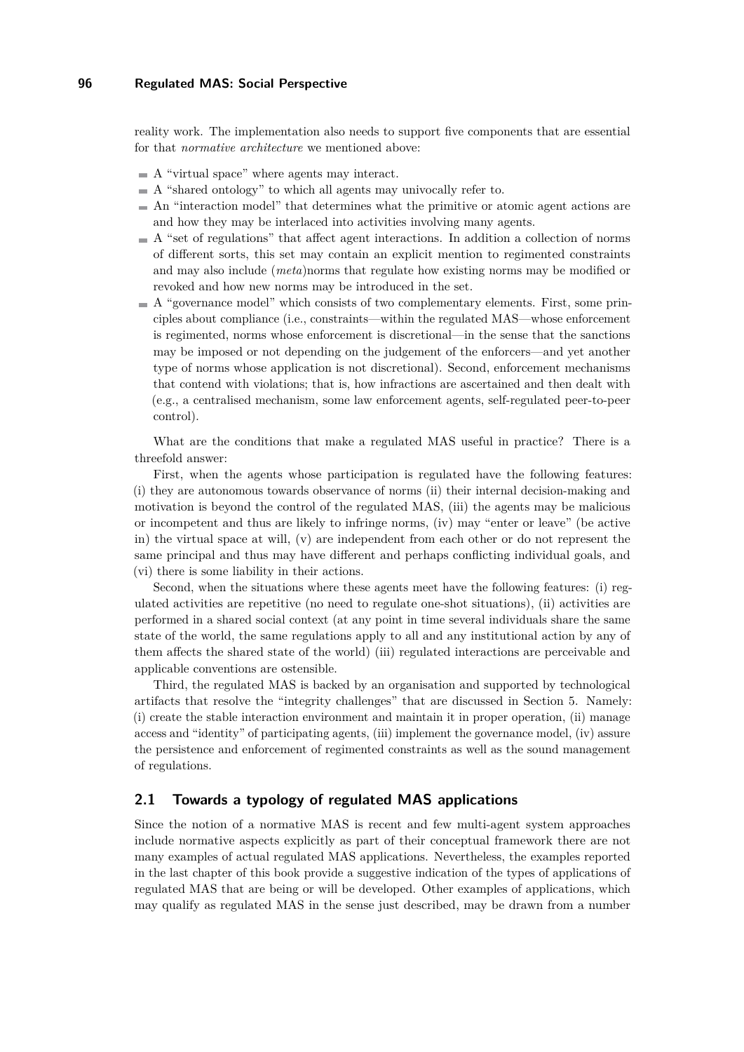reality work. The implementation also needs to support five components that are essential for that *normative architecture* we mentioned above:

- A "virtual space" where agents may interact.
- A "shared ontology" to which all agents may univocally refer to.
- An "interaction model" that determines what the primitive or atomic agent actions are and how they may be interlaced into activities involving many agents.
- A "set of regulations" that affect agent interactions. In addition a collection of norms of different sorts, this set may contain an explicit mention to regimented constraints and may also include (*meta*)norms that regulate how existing norms may be modified or revoked and how new norms may be introduced in the set.
- A "governance model" which consists of two complementary elements. First, some principles about compliance (i.e., constraints—within the regulated MAS—whose enforcement is regimented, norms whose enforcement is discretional—in the sense that the sanctions may be imposed or not depending on the judgement of the enforcers—and yet another type of norms whose application is not discretional). Second, enforcement mechanisms that contend with violations; that is, how infractions are ascertained and then dealt with (e.g., a centralised mechanism, some law enforcement agents, self-regulated peer-to-peer control).

What are the conditions that make a regulated MAS useful in practice? There is a threefold answer:

First, when the agents whose participation is regulated have the following features: (i) they are autonomous towards observance of norms (ii) their internal decision-making and motivation is beyond the control of the regulated MAS, (iii) the agents may be malicious or incompetent and thus are likely to infringe norms, (iv) may "enter or leave" (be active in) the virtual space at will, (v) are independent from each other or do not represent the same principal and thus may have different and perhaps conflicting individual goals, and (vi) there is some liability in their actions.

Second, when the situations where these agents meet have the following features: (i) regulated activities are repetitive (no need to regulate one-shot situations), (ii) activities are performed in a shared social context (at any point in time several individuals share the same state of the world, the same regulations apply to all and any institutional action by any of them affects the shared state of the world) (iii) regulated interactions are perceivable and applicable conventions are ostensible.

Third, the regulated MAS is backed by an organisation and supported by technological artifacts that resolve the "integrity challenges" that are discussed in Section 5. Namely: (i) create the stable interaction environment and maintain it in proper operation, (ii) manage access and "identity" of participating agents, (iii) implement the governance model, (iv) assure the persistence and enforcement of regimented constraints as well as the sound management of regulations.

## 2.1 Towards a typology of regulated MAS applications

Since the notion of a normative MAS is recent and few multi-agent system approaches include normative aspects explicitly as part of their conceptual framework there are not many examples of actual regulated MAS applications. Nevertheless, the examples reported in the last chapter of this book provide a suggestive indication of the types of applications of regulated MAS that are being or will be developed. Other examples of applications, which may qualify as regulated MAS in the sense just described, may be drawn from a number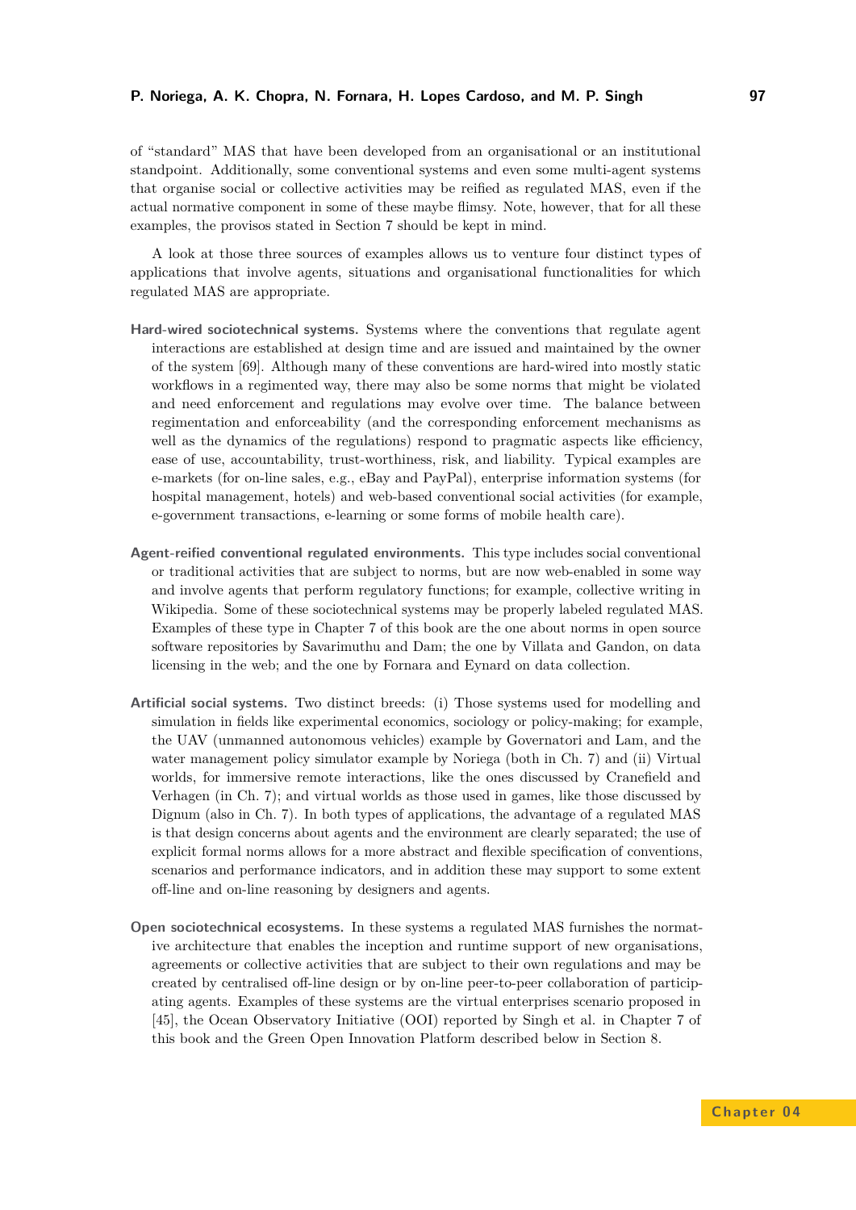of "standard" MAS that have been developed from an organisational or an institutional standpoint. Additionally, some conventional systems and even some multi-agent systems that organise social or collective activities may be reified as regulated MAS, even if the actual normative component in some of these maybe flimsy. Note, however, that for all these examples, the provisos stated in Section 7 should be kept in mind.

A look at those three sources of examples allows us to venture four distinct types of applications that involve agents, situations and organisational functionalities for which regulated MAS are appropriate.

**Hard-wired sociotechnical systems.** Systems where the conventions that regulate agent interactions are established at design time and are issued and maintained by the owner of the system [69]. Although many of these conventions are hard-wired into mostly static workflows in a regimented way, there may also be some norms that might be violated and need enforcement and regulations may evolve over time. The balance between regimentation and enforceability (and the corresponding enforcement mechanisms as well as the dynamics of the regulations) respond to pragmatic aspects like efficiency, ease of use, accountability, trust-worthiness, risk, and liability. Typical examples are e-markets (for on-line sales, e.g., eBay and PayPal), enterprise information systems (for hospital management, hotels) and web-based conventional social activities (for example, e-government transactions, e-learning or some forms of mobile health care).

**Agent-reified conventional regulated environments.** This type includes social conventional or traditional activities that are subject to norms, but are now web-enabled in some way and involve agents that perform regulatory functions; for example, collective writing in Wikipedia. Some of these sociotechnical systems may be properly labeled regulated MAS. Examples of these type in Chapter 7 of this book are the one about norms in open source software repositories by Savarimuthu and Dam; the one by Villata and Gandon, on data licensing in the web; and the one by Fornara and Eynard on data collection.

**Artificial social systems.** Two distinct breeds: (i) Those systems used for modelling and simulation in fields like experimental economics, sociology or policy-making; for example, the UAV (unmanned autonomous vehicles) example by Governatori and Lam, and the water management policy simulator example by Noriega (both in Ch. 7) and (ii) Virtual worlds, for immersive remote interactions, like the ones discussed by Cranefield and Verhagen (in Ch. 7); and virtual worlds as those used in games, like those discussed by Dignum (also in Ch. 7). In both types of applications, the advantage of a regulated MAS is that design concerns about agents and the environment are clearly separated; the use of explicit formal norms allows for a more abstract and flexible specification of conventions, scenarios and performance indicators, and in addition these may support to some extent off-line and on-line reasoning by designers and agents.

**Open sociotechnical ecosystems.** In these systems a regulated MAS furnishes the normative architecture that enables the inception and runtime support of new organisations, agreements or collective activities that are subject to their own regulations and may be created by centralised off-line design or by on-line peer-to-peer collaboration of participating agents. Examples of these systems are the virtual enterprises scenario proposed in [45], the Ocean Observatory Initiative (OOI) reported by Singh et al. in Chapter 7 of this book and the Green Open Innovation Platform described below in Section 8.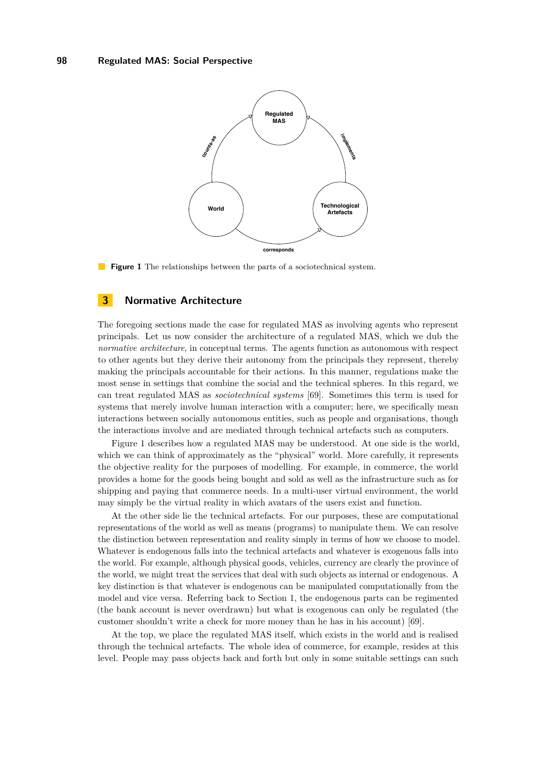**Figure 1** The relationships between the parts of a sociotechnical system.

## 3 Normative Architecture

The foregoing sections made the case for regulated MAS as involving agents who represent principals. Let us now consider the architecture of a regulated MAS, which we dub the *normative architecture*, in conceptual terms. The agents function as autonomous with respect to other agents but they derive their autonomy from the principals they represent, thereby making the principals accountable for their actions. In this manner, regulations make the most sense in settings that combine the social and the technical spheres. In this regard, we can treat regulated MAS as *sociotechnical systems* [69]. Sometimes this term is used for systems that merely involve human interaction with a computer; here, we specifically mean interactions between socially autonomous entities, such as people and organisations, though the interactions involve and are mediated through technical artefacts such as computers.

Figure 1 describes how a regulated MAS may be understood. At one side is the world, which we can think of approximately as the "physical" world. More carefully, it represents the objective reality for the purposes of modelling. For example, in commerce, the world provides a home for the goods being bought and sold as well as the infrastructure such as for shipping and paying that commerce needs. In a multi-user virtual environment, the world may simply be the virtual reality in which avatars of the users exist and function.

At the other side lie the technical artefacts. For our purposes, these are computational representations of the world as well as means (programs) to manipulate them. We can resolve the distinction between representation and reality simply in terms of how we choose to model. Whatever is endogenous falls into the technical artefacts and whatever is exogenous falls into the world. For example, although physical goods, vehicles, currency are clearly the province of the world, we might treat the services that deal with such objects as internal or endogenous. A key distinction is that whatever is endogenous can be manipulated computationally from the model and vice versa. Referring back to Section 1, the endogenous parts can be regimented (the bank account is never overdrawn) but what is exogenous can only be regulated (the customer shouldn't write a check for more money than he has in his account) [69].

At the top, we place the regulated MAS itself, which exists in the world and is realised through the technical artefacts. The whole idea of commerce, for example, resides at this level. People may pass objects back and forth but only in some suitable settings can such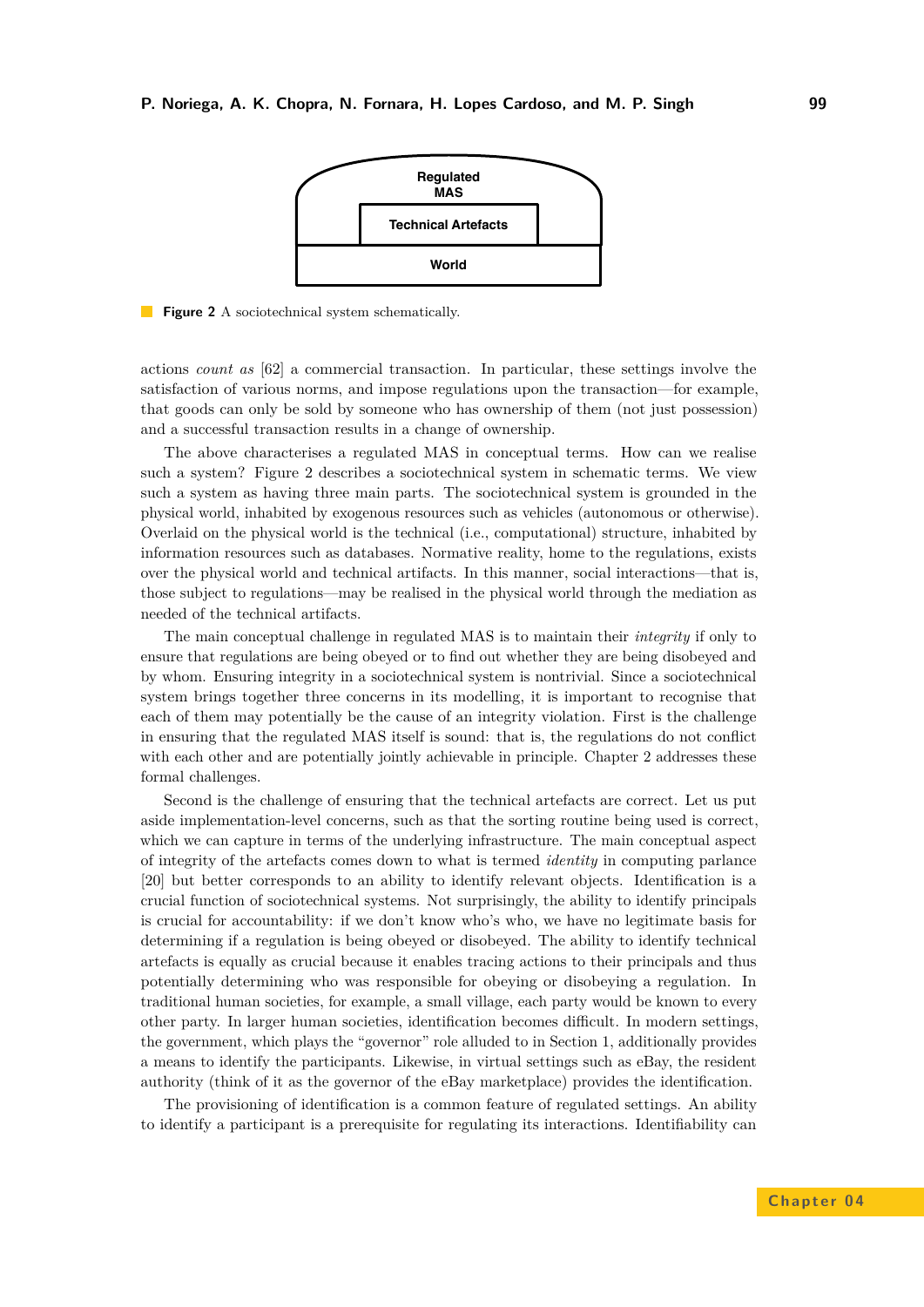**Figure 2** A sociotechnical system schematically.

actions *count as* [62] a commercial transaction. In particular, these settings involve the satisfaction of various norms, and impose regulations upon the transaction—for example, that goods can only be sold by someone who has ownership of them (not just possession) and a successful transaction results in a change of ownership.

The above characterises a regulated MAS in conceptual terms. How can we realise such a system? Figure 2 describes a sociotechnical system in schematic terms. We view such a system as having three main parts. The sociotechnical system is grounded in the physical world, inhabited by exogenous resources such as vehicles (autonomous or otherwise). Overlaid on the physical world is the technical (i.e., computational) structure, inhabited by information resources such as databases. Normative reality, home to the regulations, exists over the physical world and technical artifacts. In this manner, social interactions—that is, those subject to regulations—may be realised in the physical world through the mediation as needed of the technical artifacts.

The main conceptual challenge in regulated MAS is to maintain their *integrity* if only to ensure that regulations are being obeyed or to find out whether they are being disobeyed and by whom. Ensuring integrity in a sociotechnical system is nontrivial. Since a sociotechnical system brings together three concerns in its modelling, it is important to recognise that each of them may potentially be the cause of an integrity violation. First is the challenge in ensuring that the regulated MAS itself is sound: that is, the regulations do not conflict with each other and are potentially jointly achievable in principle. Chapter 2 addresses these formal challenges.

Second is the challenge of ensuring that the technical artefacts are correct. Let us put aside implementation-level concerns, such as that the sorting routine being used is correct, which we can capture in terms of the underlying infrastructure. The main conceptual aspect of integrity of the artefacts comes down to what is termed *identity* in computing parlance [20] but better corresponds to an ability to identify relevant objects. Identification is a crucial function of sociotechnical systems. Not surprisingly, the ability to identify principals is crucial for accountability: if we don't know who's who, we have no legitimate basis for determining if a regulation is being obeyed or disobeyed. The ability to identify technical artefacts is equally as crucial because it enables tracing actions to their principals and thus potentially determining who was responsible for obeying or disobeying a regulation. In traditional human societies, for example, a small village, each party would be known to every other party. In larger human societies, identification becomes difficult. In modern settings, the government, which plays the "governor" role alluded to in Section 1, additionally provides a means to identify the participants. Likewise, in virtual settings such as eBay, the resident authority (think of it as the governor of the eBay marketplace) provides the identification.

The provisioning of identification is a common feature of regulated settings. An ability to identify a participant is a prerequisite for regulating its interactions. Identifiability can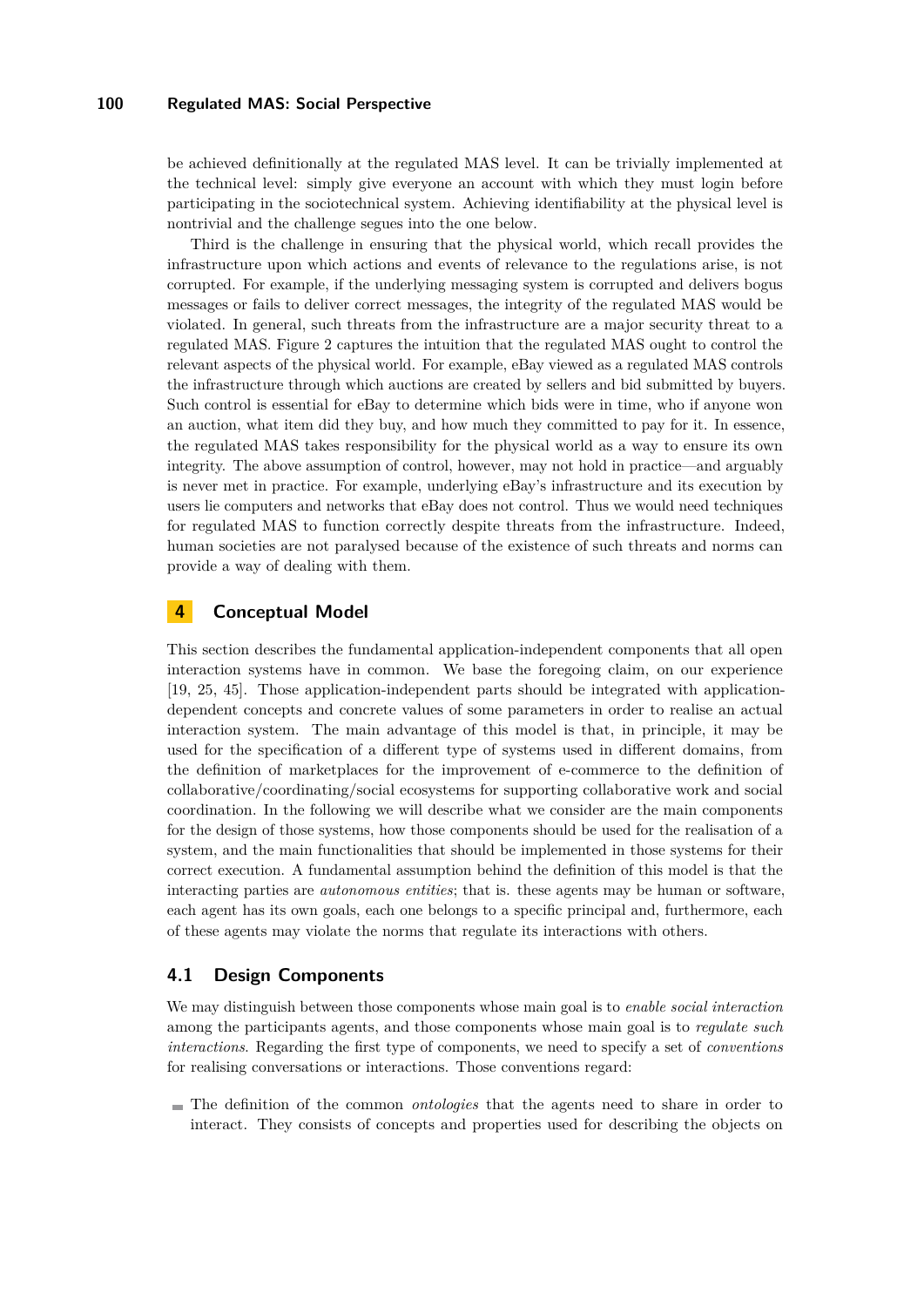be achieved definitionally at the regulated MAS level. It can be trivially implemented at the technical level: simply give everyone an account with which they must login before participating in the sociotechnical system. Achieving identifiability at the physical level is nontrivial and the challenge segues into the one below.

Third is the challenge in ensuring that the physical world, which recall provides the infrastructure upon which actions and events of relevance to the regulations arise, is not corrupted. For example, if the underlying messaging system is corrupted and delivers bogus messages or fails to deliver correct messages, the integrity of the regulated MAS would be violated. In general, such threats from the infrastructure are a major security threat to a regulated MAS. Figure 2 captures the intuition that the regulated MAS ought to control the relevant aspects of the physical world. For example, eBay viewed as a regulated MAS controls the infrastructure through which auctions are created by sellers and bid submitted by buyers. Such control is essential for eBay to determine which bids were in time, who if anyone won an auction, what item did they buy, and how much they committed to pay for it. In essence, the regulated MAS takes responsibility for the physical world as a way to ensure its own integrity. The above assumption of control, however, may not hold in practice—and arguably is never met in practice. For example, underlying eBay's infrastructure and its execution by users lie computers and networks that eBay does not control. Thus we would need techniques for regulated MAS to function correctly despite threats from the infrastructure. Indeed, human societies are not paralysed because of the existence of such threats and norms can provide a way of dealing with them.

## 4 Conceptual Model

This section describes the fundamental application-independent components that all open interaction systems have in common. We base the foregoing claim, on our experience [19, 25, 45]. Those application-independent parts should be integrated with application-dependent concepts and concrete values of some parameters in order to realise an actual interaction system. The main advantage of this model is that, in principle, it may be used for the specification of a different type of systems used in different domains, from the definition of marketplaces for the improvement of e-commerce to the definition of collaborative/coordinating/social ecosystems for supporting collaborative work and social coordination. In the following we will describe what we consider are the main components for the design of those systems, how those components should be used for the realisation of a system, and the main functionalities that should be implemented in those systems for their correct execution. A fundamental assumption behind the definition of this model is that the interacting parties are *autonomous entities*; that is. these agents may be human or software, each agent has its own goals, each one belongs to a specific principal and, furthermore, each of these agents may violate the norms that regulate its interactions with others.

### 4.1 Design Components

We may distinguish between those components whose main goal is to *enable social interaction* among the participants agents, and those components whose main goal is to *regulate such interactions*. Regarding the first type of components, we need to specify a set of *conventions* for realising conversations or interactions. Those conventions regard:

- The definition of the common *ontologies* that the agents need to share in order to interact. They consists of concepts and properties used for describing the objects on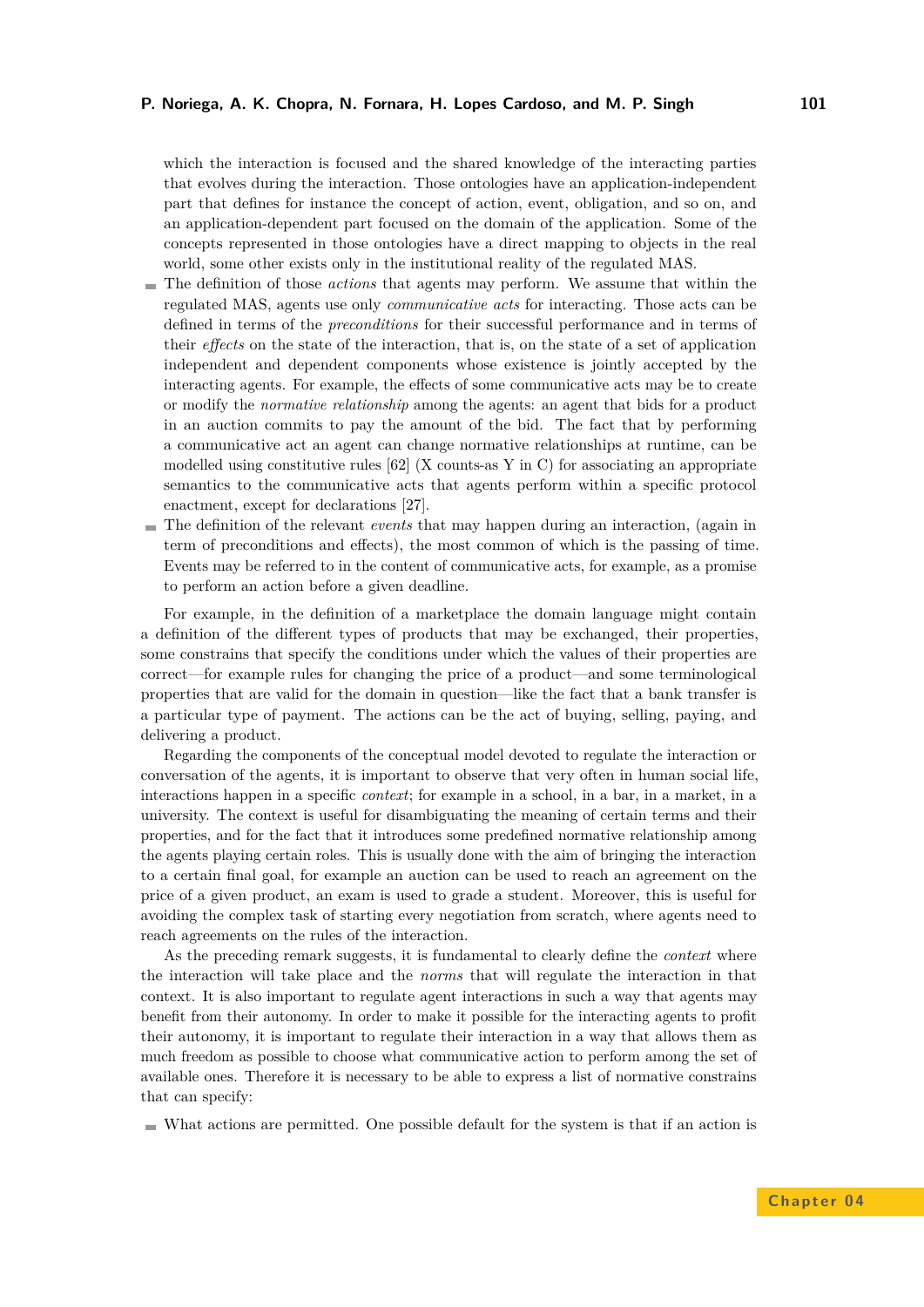which the interaction is focused and the shared knowledge of the interacting parties that evolves during the interaction. Those ontologies have an application-independent part that defines for instance the concept of action, event, obligation, and so on, and an application-dependent part focused on the domain of the application. Some of the concepts represented in those ontologies have a direct mapping to objects in the real world, some other exists only in the institutional reality of the regulated MAS.

- The definition of those *actions* that agents may perform. We assume that within the regulated MAS, agents use only *communicative acts* for interacting. Those acts can be defined in terms of the *preconditions* for their successful performance and in terms of their *effects* on the state of the interaction, that is, on the state of a set of application independent and dependent components whose existence is jointly accepted by the interacting agents. For example, the effects of some communicative acts may be to create or modify the *normative relationship* among the agents: an agent that bids for a product in an auction commits to pay the amount of the bid. The fact that by performing a communicative act an agent can change normative relationships at runtime, can be modelled using constitutive rules [62] (X counts-as Y in C) for associating an appropriate semantics to the communicative acts that agents perform within a specific protocol enactment, except for declarations [27].
- The definition of the relevant *events* that may happen during an interaction, (again in term of preconditions and effects), the most common of which is the passing of time. Events may be referred to in the content of communicative acts, for example, as a promise to perform an action before a given deadline.

For example, in the definition of a marketplace the domain language might contain a definition of the different types of products that may be exchanged, their properties, some constrains that specify the conditions under which the values of their properties are correct—for example rules for changing the price of a product—and some terminological properties that are valid for the domain in question—like the fact that a bank transfer is a particular type of payment. The actions can be the act of buying, selling, paying, and delivering a product.

Regarding the components of the conceptual model devoted to regulate the interaction or conversation of the agents, it is important to observe that very often in human social life, interactions happen in a specific *context*; for example in a school, in a bar, in a market, in a university. The context is useful for disambiguating the meaning of certain terms and their properties, and for the fact that it introduces some predefined normative relationship among the agents playing certain roles. This is usually done with the aim of bringing the interaction to a certain final goal, for example an auction can be used to reach an agreement on the price of a given product, an exam is used to grade a student. Moreover, this is useful for avoiding the complex task of starting every negotiation from scratch, where agents need to reach agreements on the rules of the interaction.

As the preceding remark suggests, it is fundamental to clearly define the *context* where the interaction will take place and the *norms* that will regulate the interaction in that context. It is also important to regulate agent interactions in such a way that agents may benefit from their autonomy. In order to make it possible for the interacting agents to profit their autonomy, it is important to regulate their interaction in a way that allows them as much freedom as possible to choose what communicative action to perform among the set of available ones. Therefore it is necessary to be able to express a list of normative constrains that can specify:

- What actions are permitted. One possible default for the system is that if an action is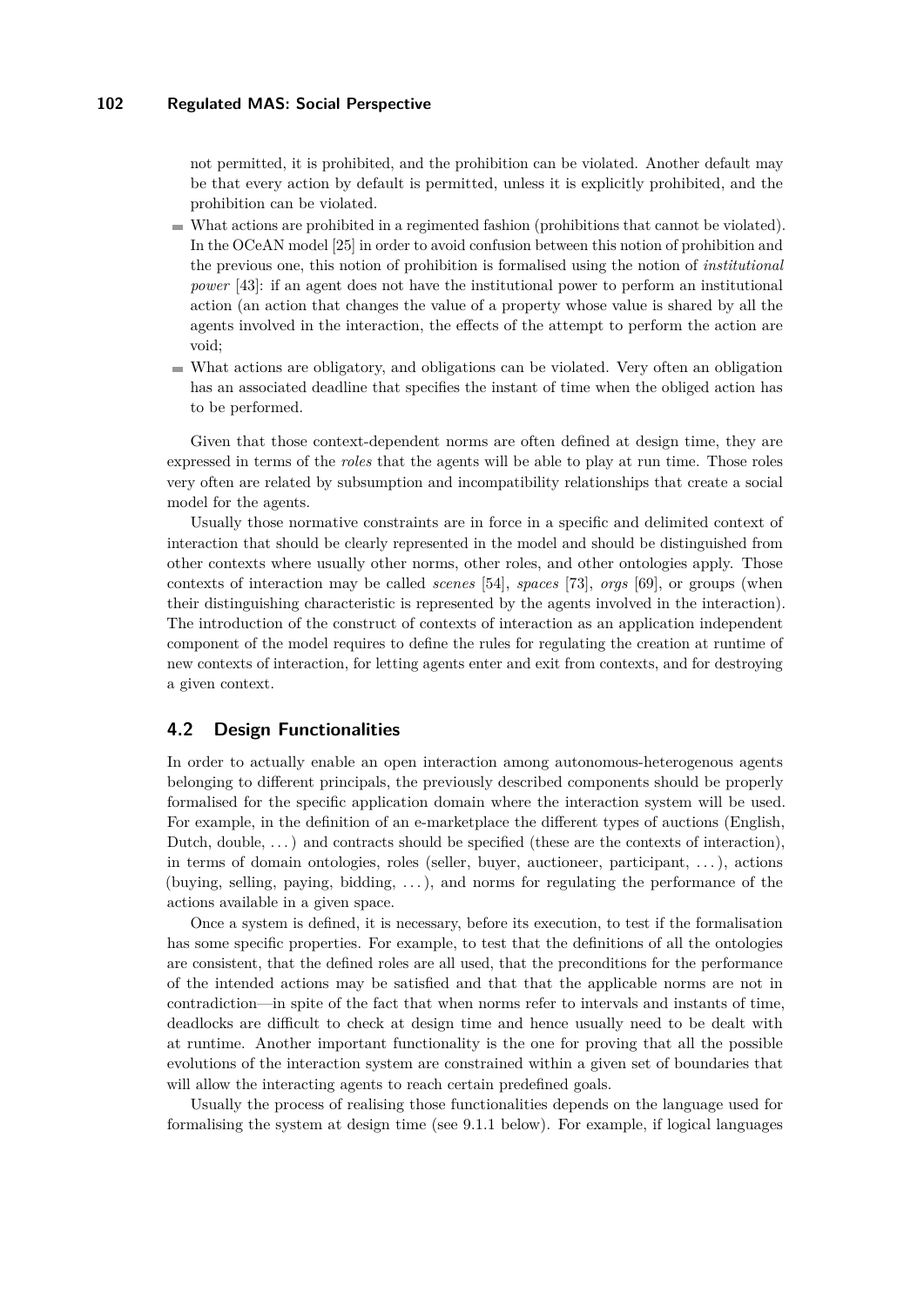not permitted, it is prohibited, and the prohibition can be violated. Another default may be that every action by default is permitted, unless it is explicitly prohibited, and the prohibition can be violated.

- What actions are prohibited in a regimented fashion (prohibitions that cannot be violated). In the OCeAN model [25] in order to avoid confusion between this notion of prohibition and the previous one, this notion of prohibition is formalised using the notion of *institutional power* [43]: if an agent does not have the institutional power to perform an institutional action (an action that changes the value of a property whose value is shared by all the agents involved in the interaction, the effects of the attempt to perform the action are void;
- What actions are obligatory, and obligations can be violated. Very often an obligation has an associated deadline that specifies the instant of time when the obliged action has to be performed.

Given that those context-dependent norms are often defined at design time, they are expressed in terms of the *roles* that the agents will be able to play at run time. Those roles very often are related by subsumption and incompatibility relationships that create a social model for the agents.

Usually those normative constraints are in force in a specific and delimited context of interaction that should be clearly represented in the model and should be distinguished from other contexts where usually other norms, other roles, and other ontologies apply. Those contexts of interaction may be called *scenes* [54], *spaces* [73], *orgs* [69], or groups (when their distinguishing characteristic is represented by the agents involved in the interaction). The introduction of the construct of contexts of interaction as an application independent component of the model requires to define the rules for regulating the creation at runtime of new contexts of interaction, for letting agents enter and exit from contexts, and for destroying a given context.

## 4.2 Design Functionalities

In order to actually enable an open interaction among autonomous-heterogenous agents belonging to different principals, the previously described components should be properly formalised for the specific application domain where the interaction system will be used. For example, in the definition of an e-marketplace the different types of auctions (English, Dutch, double, ...) and contracts should be specified (these are the contexts of interaction), in terms of domain ontologies, roles (seller, buyer, auctioneer, participant, ...), actions (buying, selling, paying, bidding, ...), and norms for regulating the performance of the actions available in a given space.

Once a system is defined, it is necessary, before its execution, to test if the formalisation has some specific properties. For example, to test that the definitions of all the ontologies are consistent, that the defined roles are all used, that the preconditions for the performance of the intended actions may be satisfied and that that the applicable norms are not in contradiction—in spite of the fact that when norms refer to intervals and instants of time, deadlocks are difficult to check at design time and hence usually need to be dealt with at runtime. Another important functionality is the one for proving that all the possible evolutions of the interaction system are constrained within a given set of boundaries that will allow the interacting agents to reach certain predefined goals.

Usually the process of realising those functionalities depends on the language used for formalising the system at design time (see 9.1.1 below). For example, if logical languages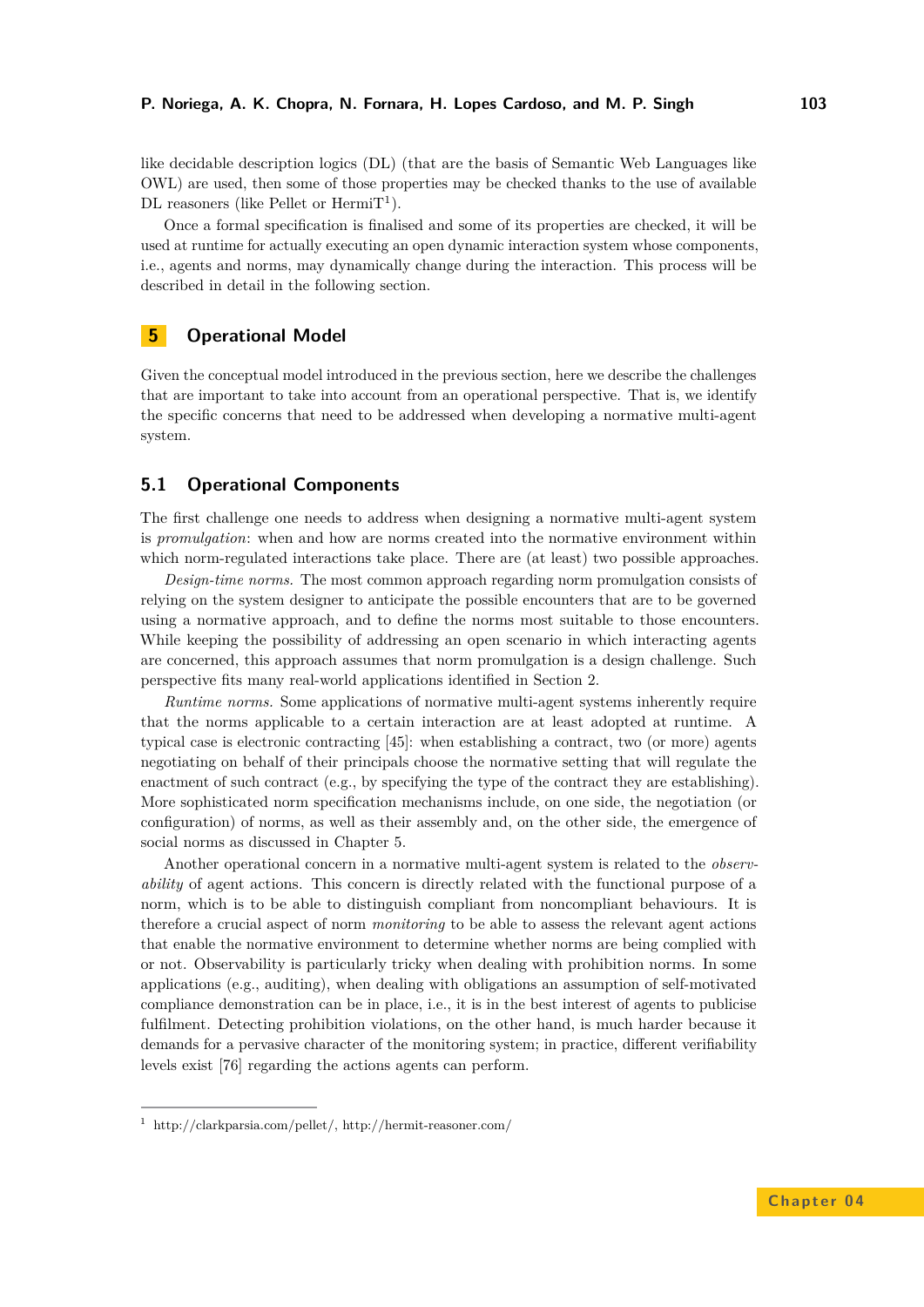like decidable description logics (DL) (that are the basis of Semantic Web Languages like OWL) are used, then some of those properties may be checked thanks to the use of available DL reasoners (like Pellet or HermiT[1]).

Once a formal specification is finalised and some of its properties are checked, it will be used at runtime for actually executing an open dynamic interaction system whose components, i.e., agents and norms, may dynamically change during the interaction. This process will be described in detail in the following section.

## 5 Operational Model

Given the conceptual model introduced in the previous section, here we describe the challenges that are important to take into account from an operational perspective. That is, we identify the specific concerns that need to be addressed when developing a normative multi-agent system.

### 5.1 Operational Components

The first challenge one needs to address when designing a normative multi-agent system is *promulgation*: when and how are norms created into the normative environment within which norm-regulated interactions take place. There are (at least) two possible approaches.

*Design-time norms.* The most common approach regarding norm promulgation consists of relying on the system designer to anticipate the possible encounters that are to be governed using a normative approach, and to define the norms most suitable to those encounters. While keeping the possibility of addressing an open scenario in which interacting agents are concerned, this approach assumes that norm promulgation is a design challenge. Such perspective fits many real-world applications identified in Section 2.

*Runtime norms.* Some applications of normative multi-agent systems inherently require that the norms applicable to a certain interaction are at least adopted at runtime. A typical case is electronic contracting [45]: when establishing a contract, two (or more) agents negotiating on behalf of their principals choose the normative setting that will regulate the enactment of such contract (e.g., by specifying the type of the contract they are establishing). More sophisticated norm specification mechanisms include, on one side, the negotiation (or configuration) of norms, as well as their assembly and, on the other side, the emergence of social norms as discussed in Chapter 5.

Another operational concern in a normative multi-agent system is related to the *observability* of agent actions. This concern is directly related with the functional purpose of a norm, which is to be able to distinguish compliant from noncompliant behaviours. It is therefore a crucial aspect of norm *monitoring* to be able to assess the relevant agent actions that enable the normative environment to determine whether norms are being complied with or not. Observability is particularly tricky when dealing with prohibition norms. In some applications (e.g., auditing), when dealing with obligations an assumption of self-motivated compliance demonstration can be in place, i.e., it is in the best interest of agents to publicise fulfilment. Detecting prohibition violations, on the other hand, is much harder because it demands for a pervasive character of the monitoring system; in practice, different verifiability levels exist [76] regarding the actions agents can perform.

[1] http://clarkparsia.com/pellet/, http://hermit-reasoner.com/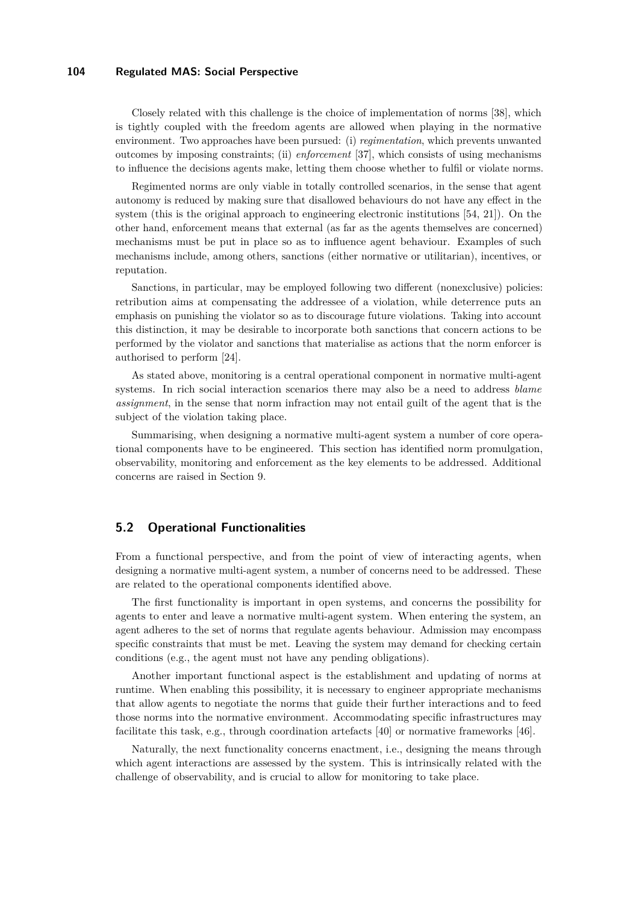Closely related with this challenge is the choice of implementation of norms [38], which is tightly coupled with the freedom agents are allowed when playing in the normative environment. Two approaches have been pursued: (i) *regimentation*, which prevents unwanted outcomes by imposing constraints; (ii) *enforcement* [37], which consists of using mechanisms to influence the decisions agents make, letting them choose whether to fulfil or violate norms.

Regimented norms are only viable in totally controlled scenarios, in the sense that agent autonomy is reduced by making sure that disallowed behaviours do not have any effect in the system (this is the original approach to engineering electronic institutions [54, 21]). On the other hand, enforcement means that external (as far as the agents themselves are concerned) mechanisms must be put in place so as to influence agent behaviour. Examples of such mechanisms include, among others, sanctions (either normative or utilitarian), incentives, or reputation.

Sanctions, in particular, may be employed following two different (nonexclusive) policies: retribution aims at compensating the addressee of a violation, while deterrence puts an emphasis on punishing the violator so as to discourage future violations. Taking into account this distinction, it may be desirable to incorporate both sanctions that concern actions to be performed by the violator and sanctions that materialise as actions that the norm enforcer is authorised to perform [24].

As stated above, monitoring is a central operational component in normative multi-agent systems. In rich social interaction scenarios there may also be a need to address *blame assignment*, in the sense that norm infraction may not entail guilt of the agent that is the subject of the violation taking place.

Summarising, when designing a normative multi-agent system a number of core operational components have to be engineered. This section has identified norm promulgation, observability, monitoring and enforcement as the key elements to be addressed. Additional concerns are raised in Section 9.

## 5.2 Operational Functionalities

From a functional perspective, and from the point of view of interacting agents, when designing a normative multi-agent system, a number of concerns need to be addressed. These are related to the operational components identified above.

The first functionality is important in open systems, and concerns the possibility for agents to enter and leave a normative multi-agent system. When entering the system, an agent adheres to the set of norms that regulate agents behaviour. Admission may encompass specific constraints that must be met. Leaving the system may demand for checking certain conditions (e.g., the agent must not have any pending obligations).

Another important functional aspect is the establishment and updating of norms at runtime. When enabling this possibility, it is necessary to engineer appropriate mechanisms that allow agents to negotiate the norms that guide their further interactions and to feed those norms into the normative environment. Accommodating specific infrastructures may facilitate this task, e.g., through coordination artefacts [40] or normative frameworks [46].

Naturally, the next functionality concerns enactment, i.e., designing the means through which agent interactions are assessed by the system. This is intrinsically related with the challenge of observability, and is crucial to allow for monitoring to take place.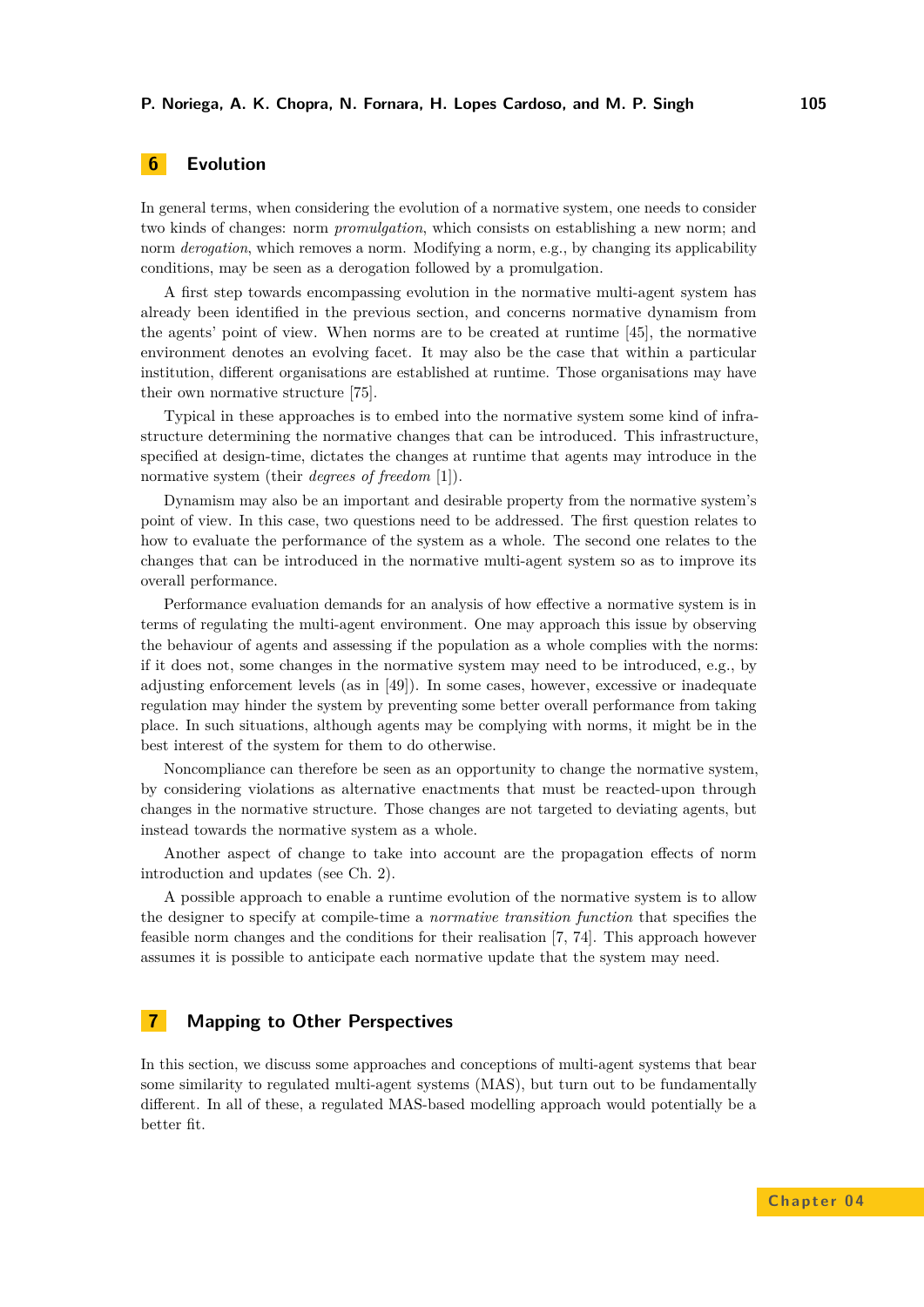## 6 Evolution

In general terms, when considering the evolution of a normative system, one needs to consider two kinds of changes: norm *promulgation*, which consists on establishing a new norm; and norm *derogation*, which removes a norm. Modifying a norm, e.g., by changing its applicability conditions, may be seen as a derogation followed by a promulgation.

A first step towards encompassing evolution in the normative multi-agent system has already been identified in the previous section, and concerns normative dynamism from the agents' point of view. When norms are to be created at runtime [45], the normative environment denotes an evolving facet. It may also be the case that within a particular institution, different organisations are established at runtime. Those organisations may have their own normative structure [75].

Typical in these approaches is to embed into the normative system some kind of infrastructure determining the normative changes that can be introduced. This infrastructure, specified at design-time, dictates the changes at runtime that agents may introduce in the normative system (their *degrees of freedom* [1]).

Dynamism may also be an important and desirable property from the normative system's point of view. In this case, two questions need to be addressed. The first question relates to how to evaluate the performance of the system as a whole. The second one relates to the changes that can be introduced in the normative multi-agent system so as to improve its overall performance.

Performance evaluation demands for an analysis of how effective a normative system is in terms of regulating the multi-agent environment. One may approach this issue by observing the behaviour of agents and assessing if the population as a whole complies with the norms: if it does not, some changes in the normative system may need to be introduced, e.g., by adjusting enforcement levels (as in [49]). In some cases, however, excessive or inadequate regulation may hinder the system by preventing some better overall performance from taking place. In such situations, although agents may be complying with norms, it might be in the best interest of the system for them to do otherwise.

Noncompliance can therefore be seen as an opportunity to change the normative system, by considering violations as alternative enactments that must be reacted-upon through changes in the normative structure. Those changes are not targeted to deviating agents, but instead towards the normative system as a whole.

Another aspect of change to take into account are the propagation effects of norm introduction and updates (see Ch. 2).

A possible approach to enable a runtime evolution of the normative system is to allow the designer to specify at compile-time a *normative transition function* that specifies the feasible norm changes and the conditions for their realisation [7, 74]. This approach however assumes it is possible to anticipate each normative update that the system may need.

## 7 Mapping to Other Perspectives

In this section, we discuss some approaches and conceptions of multi-agent systems that bear some similarity to regulated multi-agent systems (MAS), but turn out to be fundamentally different. In all of these, a regulated MAS-based modelling approach would potentially be a better fit.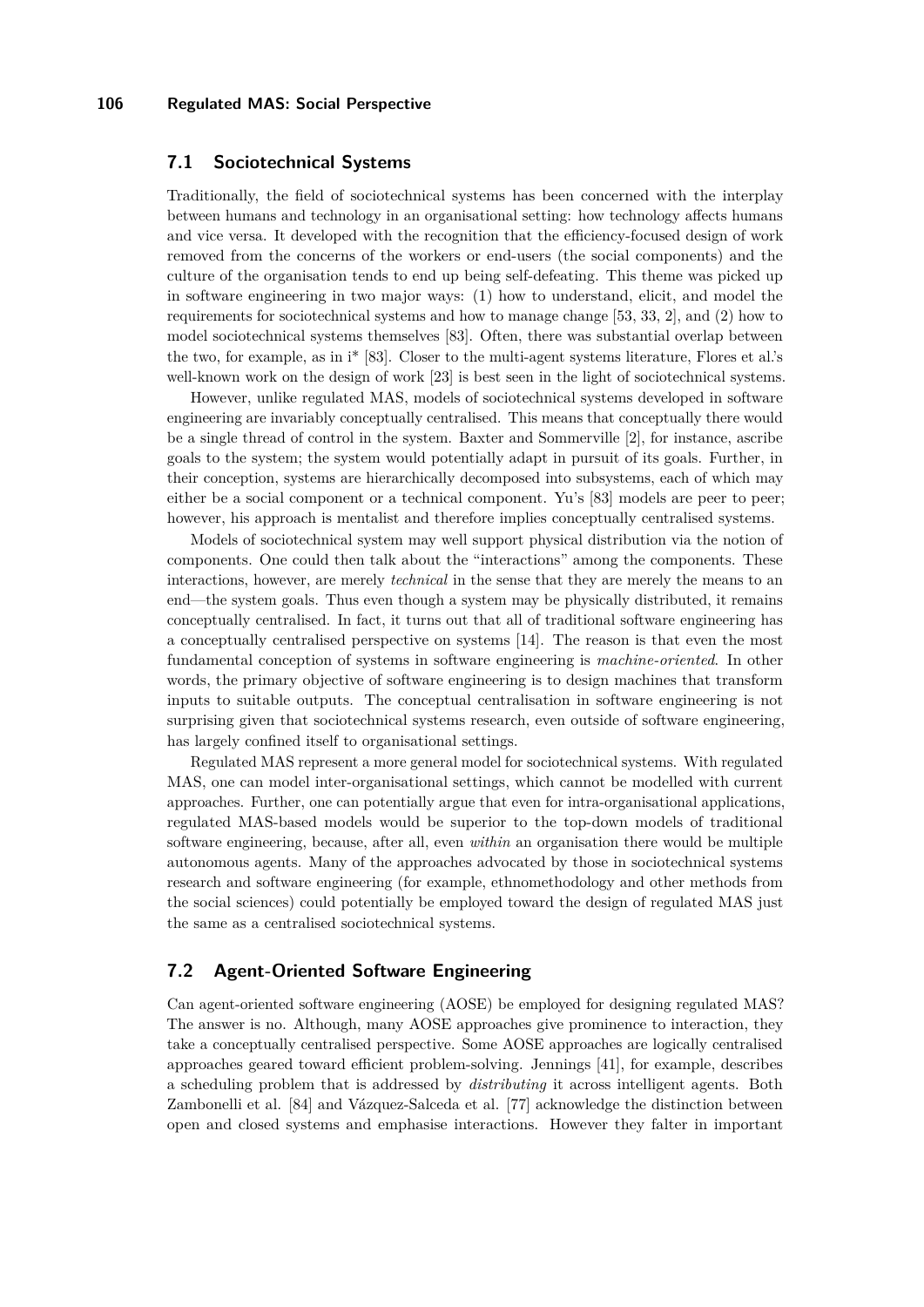## 7.1 Sociotechnical Systems

Traditionally, the field of sociotechnical systems has been concerned with the interplay between humans and technology in an organisational setting: how technology affects humans and vice versa. It developed with the recognition that the efficiency-focused design of work removed from the concerns of the workers or end-users (the social components) and the culture of the organisation tends to end up being self-defeating. This theme was picked up in software engineering in two major ways: (1) how to understand, elicit, and model the requirements for sociotechnical systems and how to manage change [53, 33, 2], and (2) how to model sociotechnical systems themselves [83]. Often, there was substantial overlap between the two, for example, as in i* [83]. Closer to the multi-agent systems literature, Flores et al.'s well-known work on the design of work [23] is best seen in the light of sociotechnical systems.

However, unlike regulated MAS, models of sociotechnical systems developed in software engineering are invariably conceptually centralised. This means that conceptually there would be a single thread of control in the system. Baxter and Sommerville [2], for instance, ascribe goals to the system; the system would potentially adapt in pursuit of its goals. Further, in their conception, systems are hierarchically decomposed into subsystems, each of which may either be a social component or a technical component. Yu's [83] models are peer to peer; however, his approach is mentalist and therefore implies conceptually centralised systems.

Models of sociotechnical system may well support physical distribution via the notion of components. One could then talk about the "interactions" among the components. These interactions, however, are merely *technical* in the sense that they are merely the means to an end—the system goals. Thus even though a system may be physically distributed, it remains conceptually centralised. In fact, it turns out that all of traditional software engineering has a conceptually centralised perspective on systems [14]. The reason is that even the most fundamental conception of systems in software engineering is *machine-oriented*. In other words, the primary objective of software engineering is to design machines that transform inputs to suitable outputs. The conceptual centralisation in software engineering is not surprising given that sociotechnical systems research, even outside of software engineering, has largely confined itself to organisational settings.

Regulated MAS represent a more general model for sociotechnical systems. With regulated MAS, one can model inter-organisational settings, which cannot be modelled with current approaches. Further, one can potentially argue that even for intra-organisational applications, regulated MAS-based models would be superior to the top-down models of traditional software engineering, because, after all, even *within* an organisation there would be multiple autonomous agents. Many of the approaches advocated by those in sociotechnical systems research and software engineering (for example, ethnomethodology and other methods from the social sciences) could potentially be employed toward the design of regulated MAS just the same as a centralised sociotechnical systems.

## 7.2 Agent-Oriented Software Engineering

Can agent-oriented software engineering (AOSE) be employed for designing regulated MAS? The answer is no. Although, many AOSE approaches give prominence to interaction, they take a conceptually centralised perspective. Some AOSE approaches are logically centralised approaches geared toward efficient problem-solving. Jennings [41], for example, describes a scheduling problem that is addressed by *distributing* it across intelligent agents. Both Zambonelli et al. [84] and Vázquez-Salceda et al. [77] acknowledge the distinction between open and closed systems and emphasise interactions. However they falter in important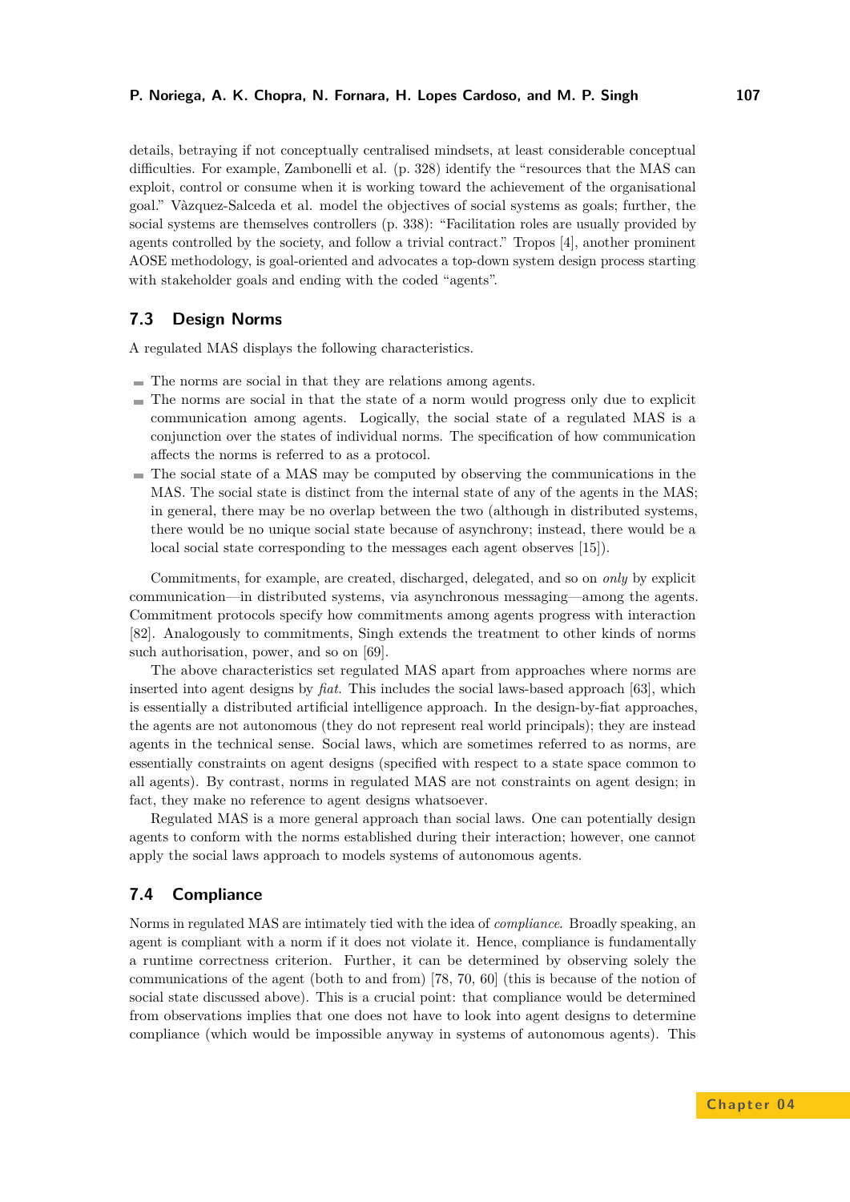details, betraying if not conceptually centralised mindsets, at least considerable conceptual difficulties. For example, Zambonelli et al. (p. 328) identify the "resources that the MAS can exploit, control or consume when it is working toward the achievement of the organisational goal." Vàzquez-Salceda et al. model the objectives of social systems as goals; further, the social systems are themselves controllers (p. 338): "Facilitation roles are usually provided by agents controlled by the society, and follow a trivial contract." Tropos [4], another prominent AOSE methodology, is goal-oriented and advocates a top-down system design process starting with stakeholder goals and ending with the coded "agents".

## 7.3 Design Norms

A regulated MAS displays the following characteristics.

- The norms are social in that they are relations among agents.
- The norms are social in that the state of a norm would progress only due to explicit communication among agents. Logically, the social state of a regulated MAS is a conjunction over the states of individual norms. The specification of how communication affects the norms is referred to as a protocol.
- The social state of a MAS may be computed by observing the communications in the MAS. The social state is distinct from the internal state of any of the agents in the MAS; in general, there may be no overlap between the two (although in distributed systems, there would be no unique social state because of asynchrony; instead, there would be a local social state corresponding to the messages each agent observes [15]).

Commitments, for example, are created, discharged, delegated, and so on *only* by explicit communication—in distributed systems, via asynchronous messaging—among the agents. Commitment protocols specify how commitments among agents progress with interaction [82]. Analogously to commitments, Singh extends the treatment to other kinds of norms such authorisation, power, and so on [69].

The above characteristics set regulated MAS apart from approaches where norms are inserted into agent designs by *fiat*. This includes the social laws-based approach [63], which is essentially a distributed artificial intelligence approach. In the design-by-fiat approaches, the agents are not autonomous (they do not represent real world principals); they are instead agents in the technical sense. Social laws, which are sometimes referred to as norms, are essentially constraints on agent designs (specified with respect to a state space common to all agents). By contrast, norms in regulated MAS are not constraints on agent design; in fact, they make no reference to agent designs whatsoever.

Regulated MAS is a more general approach than social laws. One can potentially design agents to conform with the norms established during their interaction; however, one cannot apply the social laws approach to models systems of autonomous agents.

## 7.4 Compliance

Norms in regulated MAS are intimately tied with the idea of *compliance*. Broadly speaking, an agent is compliant with a norm if it does not violate it. Hence, compliance is fundamentally a runtime correctness criterion. Further, it can be determined by observing solely the communications of the agent (both to and from) [78, 70, 60] (this is because of the notion of social state discussed above). This is a crucial point: that compliance would be determined from observations implies that one does not have to look into agent designs to determine compliance (which would be impossible anyway in systems of autonomous agents). This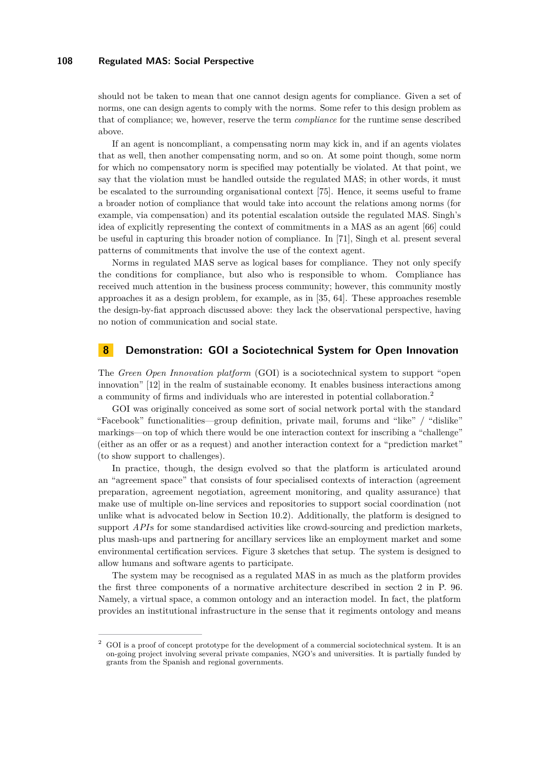should not be taken to mean that one cannot design agents for compliance. Given a set of norms, one can design agents to comply with the norms. Some refer to this design problem as that of compliance; we, however, reserve the term *compliance* for the runtime sense described above.

If an agent is noncompliant, a compensating norm may kick in, and if an agents violates that as well, then another compensating norm, and so on. At some point though, some norm for which no compensatory norm is specified may potentially be violated. At that point, we say that the violation must be handled outside the regulated MAS; in other words, it must be escalated to the surrounding organisational context [75]. Hence, it seems useful to frame a broader notion of compliance that would take into account the relations among norms (for example, via compensation) and its potential escalation outside the regulated MAS. Singh's idea of explicitly representing the context of commitments in a MAS as an agent [66] could be useful in capturing this broader notion of compliance. In [71], Singh et al. present several patterns of commitments that involve the use of the context agent.

Norms in regulated MAS serve as logical bases for compliance. They not only specify the conditions for compliance, but also who is responsible to whom. Compliance has received much attention in the business process community; however, this community mostly approaches it as a design problem, for example, as in [35, 64]. These approaches resemble the design-by-fiat approach discussed above: they lack the observational perspective, having no notion of communication and social state.

## 8 Demonstration: GOI a Sociotechnical System for Open Innovation

The *Green Open Innovation platform* (GOI) is a sociotechnical system to support "open innovation" [12] in the realm of sustainable economy. It enables business interactions among a community of firms and individuals who are interested in potential collaboration.[2]

GOI was originally conceived as some sort of social network portal with the standard "Facebook" functionalities—group definition, private mail, forums and "like" / "dislike" markings—on top of which there would be one interaction context for inscribing a "challenge" (either as an offer or as a request) and another interaction context for a "prediction market" (to show support to challenges).

In practice, though, the design evolved so that the platform is articulated around an "agreement space" that consists of four specialised contexts of interaction (agreement preparation, agreement negotiation, agreement monitoring, and quality assurance) that make use of multiple on-line services and repositories to support social coordination (not unlike what is advocated below in Section 10.2). Additionally, the platform is designed to support *API*s for some standardised activities like crowd-sourcing and prediction markets, plus mash-ups and partnering for ancillary services like an employment market and some environmental certification services. Figure 3 sketches that setup. The system is designed to allow humans and software agents to participate.

The system may be recognised as a regulated MAS in as much as the platform provides the first three components of a normative architecture described in section 2 in P. 96. Namely, a virtual space, a common ontology and an interaction model. In fact, the platform provides an institutional infrastructure in the sense that it regiments ontology and means

[2] GOI is a proof of concept prototype for the development of a commercial sociotechnical system. It is an on-going project involving several private companies, NGO's and universities. It is partially funded by grants from the Spanish and regional governments.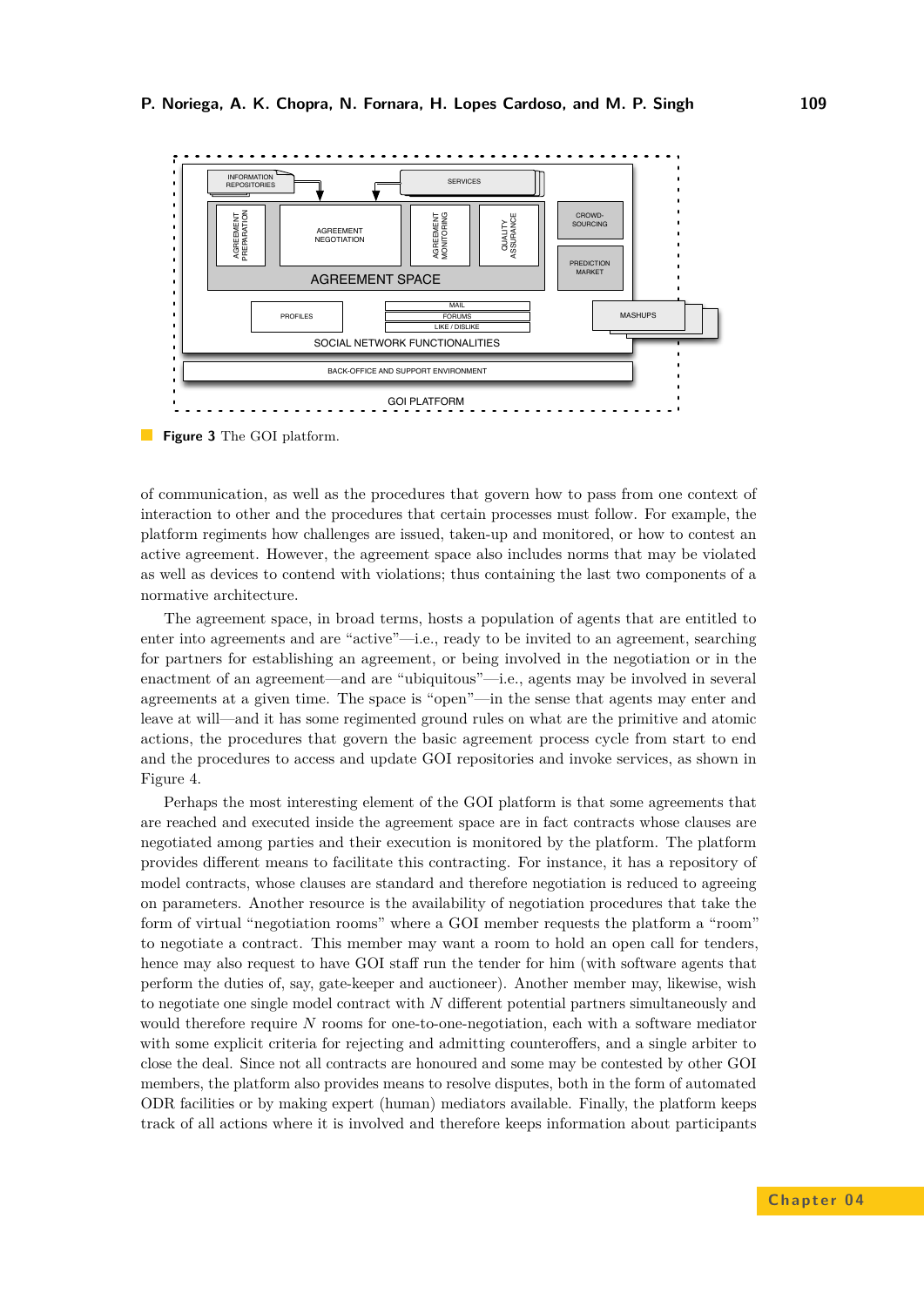**Figure 3** The GOI platform.

of communication, as well as the procedures that govern how to pass from one context of interaction to other and the procedures that certain processes must follow. For example, the platform regiments how challenges are issued, taken-up and monitored, or how to contest an active agreement. However, the agreement space also includes norms that may be violated as well as devices to contend with violations; thus containing the last two components of a normative architecture.

The agreement space, in broad terms, hosts a population of agents that are entitled to enter into agreements and are "active"—i.e., ready to be invited to an agreement, searching for partners for establishing an agreement, or being involved in the negotiation or in the enactment of an agreement—and are "ubiquitous"—i.e., agents may be involved in several agreements at a given time. The space is "open"—in the sense that agents may enter and leave at will—and it has some regimented ground rules on what are the primitive and atomic actions, the procedures that govern the basic agreement process cycle from start to end and the procedures to access and update GOI repositories and invoke services, as shown in Figure 4.

Perhaps the most interesting element of the GOI platform is that some agreements that are reached and executed inside the agreement space are in fact contracts whose clauses are negotiated among parties and their execution is monitored by the platform. The platform provides different means to facilitate this contracting. For instance, it has a repository of model contracts, whose clauses are standard and therefore negotiation is reduced to agreeing on parameters. Another resource is the availability of negotiation procedures that take the form of virtual "negotiation rooms" where a GOI member requests the platform a "room" to negotiate a contract. This member may want a room to hold an open call for tenders, hence may also request to have GOI staff run the tender for him (with software agents that perform the duties of, say, gate-keeper and auctioneer). Another member may, likewise, wish to negotiate one single model contract with $N$ different potential partners simultaneously and would therefore require $N$ rooms for one-to-one-negotiation, each with a software mediator with some explicit criteria for rejecting and admitting counteroffers, and a single arbiter to close the deal. Since not all contracts are honoured and some may be contested by other GOI members, the platform also provides means to resolve disputes, both in the form of automated ODR facilities or by making expert (human) mediators available. Finally, the platform keeps track of all actions where it is involved and therefore keeps information about participants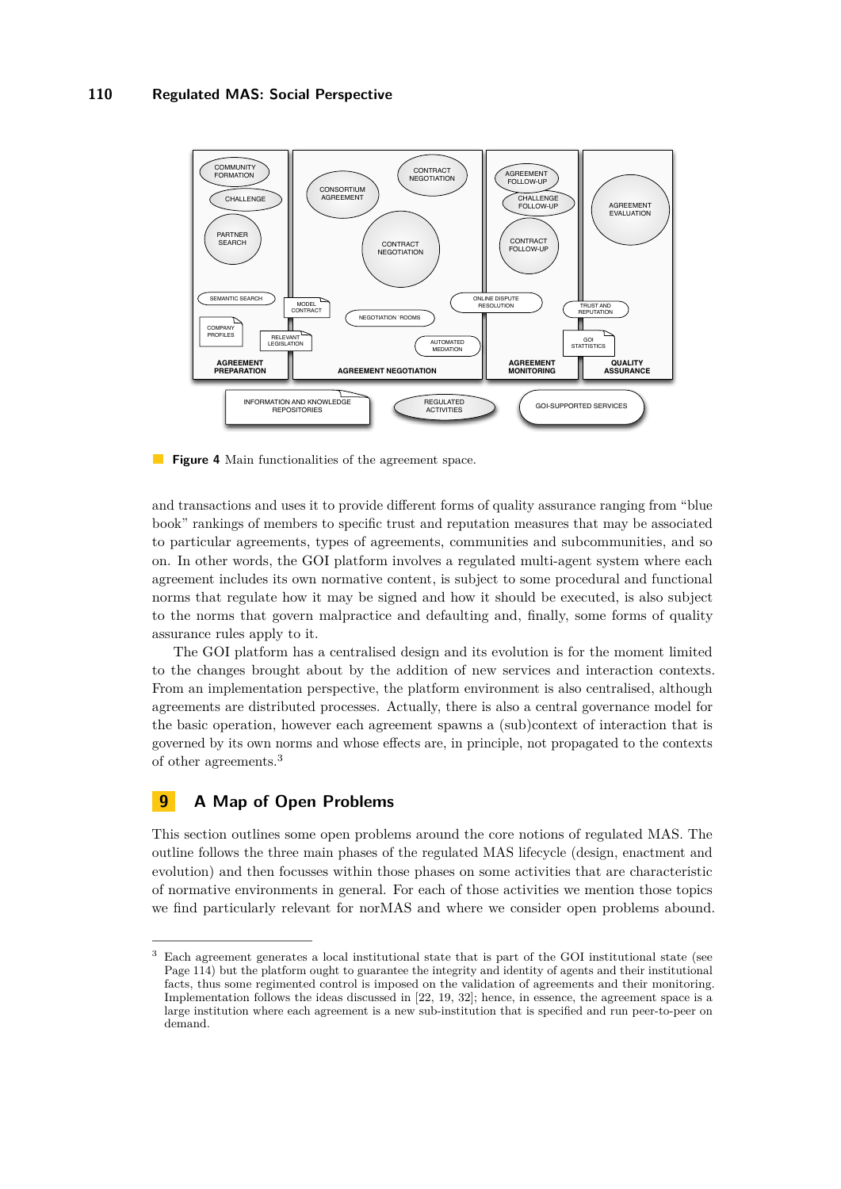**Figure 4** Main functionalities of the agreement space.

and transactions and uses it to provide different forms of quality assurance ranging from "blue book" rankings of members to specific trust and reputation measures that may be associated to particular agreements, types of agreements, communities and subcommunities, and so on. In other words, the GOI platform involves a regulated multi-agent system where each agreement includes its own normative content, is subject to some procedural and functional norms that regulate how it may be signed and how it should be executed, is also subject to the norms that govern malpractice and defaulting and, finally, some forms of quality assurance rules apply to it.

The GOI platform has a centralised design and its evolution is for the moment limited to the changes brought about by the addition of new services and interaction contexts. From an implementation perspective, the platform environment is also centralised, although agreements are distributed processes. Actually, there is also a central governance model for the basic operation, however each agreement spawns a (sub)context of interaction that is governed by its own norms and whose effects are, in principle, not propagated to the contexts of other agreements.[3]

## 9 A Map of Open Problems

This section outlines some open problems around the core notions of regulated MAS. The outline follows the three main phases of the regulated MAS lifecycle (design, enactment and evolution) and then focusses within those phases on some activities that are characteristic of normative environments in general. For each of those activities we mention those topics we find particularly relevant for norMAS and where we consider open problems abound.

[3] Each agreement generates a local institutional state that is part of the GOI institutional state (see Page 114) but the platform ought to guarantee the integrity and identity of agents and their institutional facts, thus some regimented control is imposed on the validation of agreements and their monitoring. Implementation follows the ideas discussed in [22, 19, 32]; hence, in essence, the agreement space is a large institution where each agreement is a new sub-institution that is specified and run peer-to-peer on demand.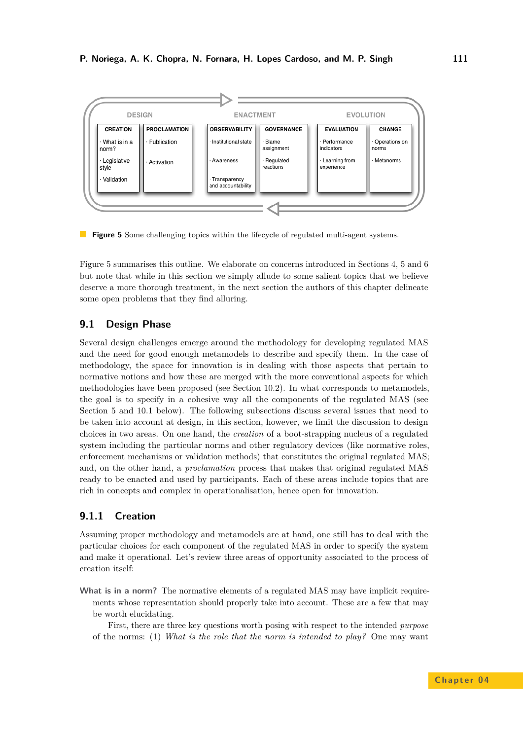| DESIGN | | ENACTMENT | | EVOLUTION | |
|---|---|---|---|---|---|
| **CREATION** | **PROCLAMATION** | **OBSERVABILITY** | **GOVERNANCE** | **EVALUATION** | **CHANGE** |
| · What is in a norm? | · Publication | · Institutional state | · Blame assignment | · Performance indicators | · Operations on norms |
| · Legislative style | · Activation | · Awareness | · Regulated reactions | · Learning from experience | · Metanorms |
| · Validation | | · Transparency and accountability | | | |

**Figure 5** Some challenging topics within the lifecycle of regulated multi-agent systems.

Figure 5 summarises this outline. We elaborate on concerns introduced in Sections 4, 5 and 6 but note that while in this section we simply allude to some salient topics that we believe deserve a more thorough treatment, in the next section the authors of this chapter delineate some open problems that they find alluring.

## 9.1 Design Phase

Several design challenges emerge around the methodology for developing regulated MAS and the need for good enough metamodels to describe and specify them. In the case of methodology, the space for innovation is in dealing with those aspects that pertain to normative notions and how these are merged with the more conventional aspects for which methodologies have been proposed (see Section 10.2). In what corresponds to metamodels, the goal is to specify in a cohesive way all the components of the regulated MAS (see Section 5 and 10.1 below). The following subsections discuss several issues that need to be taken into account at design, in this section, however, we limit the discussion to design choices in two areas. On one hand, the *creation* of a boot-strapping nucleus of a regulated system including the particular norms and other regulatory devices (like normative roles, enforcement mechanisms or validation methods) that constitutes the original regulated MAS; and, on the other hand, a *proclamation* process that makes that original regulated MAS ready to be enacted and used by participants. Each of these areas include topics that are rich in concepts and complex in operationalisation, hence open for innovation.

### 9.1.1 Creation

Assuming proper methodology and metamodels are at hand, one still has to deal with the particular choices for each component of the regulated MAS in order to specify the system and make it operational. Let's review three areas of opportunity associated to the process of creation itself:

**What is in a norm?** The normative elements of a regulated MAS may have implicit requirements whose representation should properly take into account. These are a few that may be worth elucidating.

First, there are three key questions worth posing with respect to the intended *purpose* of the norms: (1) *What is the role that the norm is intended to play?* One may want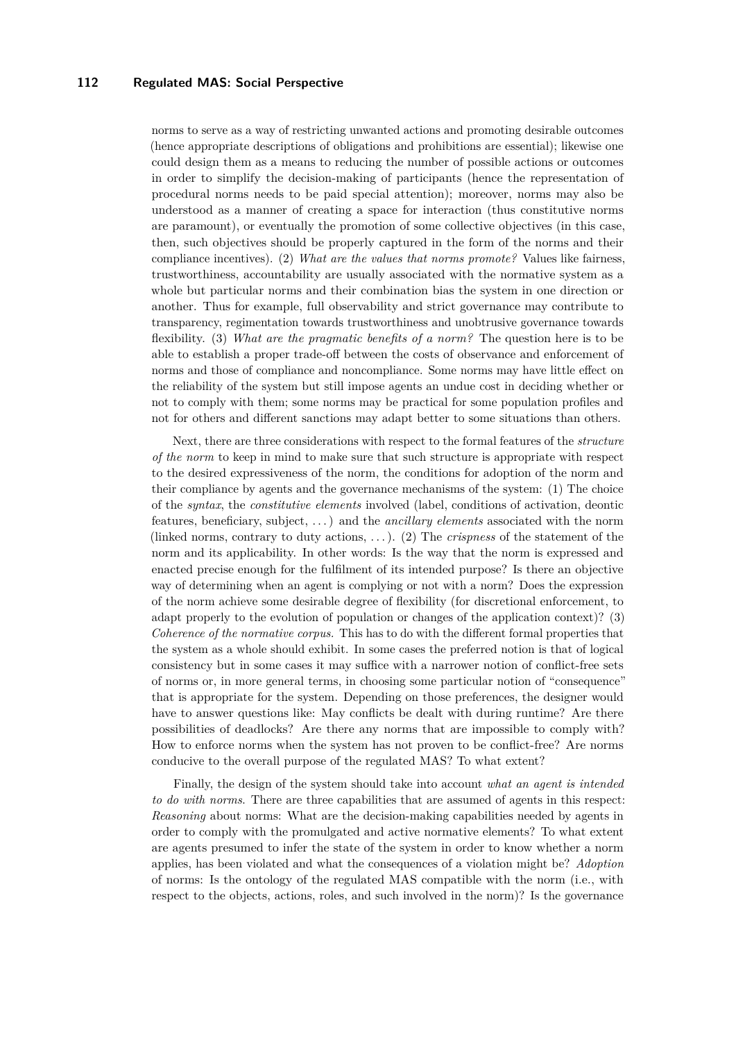norms to serve as a way of restricting unwanted actions and promoting desirable outcomes (hence appropriate descriptions of obligations and prohibitions are essential); likewise one could design them as a means to reducing the number of possible actions or outcomes in order to simplify the decision-making of participants (hence the representation of procedural norms needs to be paid special attention); moreover, norms may also be understood as a manner of creating a space for interaction (thus constitutive norms are paramount), or eventually the promotion of some collective objectives (in this case, then, such objectives should be properly captured in the form of the norms and their compliance incentives). (2) *What are the values that norms promote?* Values like fairness, trustworthiness, accountability are usually associated with the normative system as a whole but particular norms and their combination bias the system in one direction or another. Thus for example, full observability and strict governance may contribute to transparency, regimentation towards trustworthiness and unobtrusive governance towards flexibility. (3) *What are the pragmatic benefits of a norm?* The question here is to be able to establish a proper trade-off between the costs of observance and enforcement of norms and those of compliance and noncompliance. Some norms may have little effect on the reliability of the system but still impose agents an undue cost in deciding whether or not to comply with them; some norms may be practical for some population profiles and not for others and different sanctions may adapt better to some situations than others.

Next, there are three considerations with respect to the formal features of the *structure of the norm* to keep in mind to make sure that such structure is appropriate with respect to the desired expressiveness of the norm, the conditions for adoption of the norm and their compliance by agents and the governance mechanisms of the system: (1) The choice of the *syntax*, the *constitutive elements* involved (label, conditions of activation, deontic features, beneficiary, subject, ...) and the *ancillary elements* associated with the norm (linked norms, contrary to duty actions, ...). (2) The *crispness* of the statement of the norm and its applicability. In other words: Is the way that the norm is expressed and enacted precise enough for the fulfilment of its intended purpose? Is there an objective way of determining when an agent is complying or not with a norm? Does the expression of the norm achieve some desirable degree of flexibility (for discretional enforcement, to adapt properly to the evolution of population or changes of the application context)? (3) *Coherence of the normative corpus.* This has to do with the different formal properties that the system as a whole should exhibit. In some cases the preferred notion is that of logical consistency but in some cases it may suffice with a narrower notion of conflict-free sets of norms or, in more general terms, in choosing some particular notion of "consequence" that is appropriate for the system. Depending on those preferences, the designer would have to answer questions like: May conflicts be dealt with during runtime? Are there possibilities of deadlocks? Are there any norms that are impossible to comply with? How to enforce norms when the system has not proven to be conflict-free? Are norms conducive to the overall purpose of the regulated MAS? To what extent?

Finally, the design of the system should take into account *what an agent is intended to do with norms.* There are three capabilities that are assumed of agents in this respect: *Reasoning* about norms: What are the decision-making capabilities needed by agents in order to comply with the promulgated and active normative elements? To what extent are agents presumed to infer the state of the system in order to know whether a norm applies, has been violated and what the consequences of a violation might be? *Adoption* of norms: Is the ontology of the regulated MAS compatible with the norm (i.e., with respect to the objects, actions, roles, and such involved in the norm)? Is the governance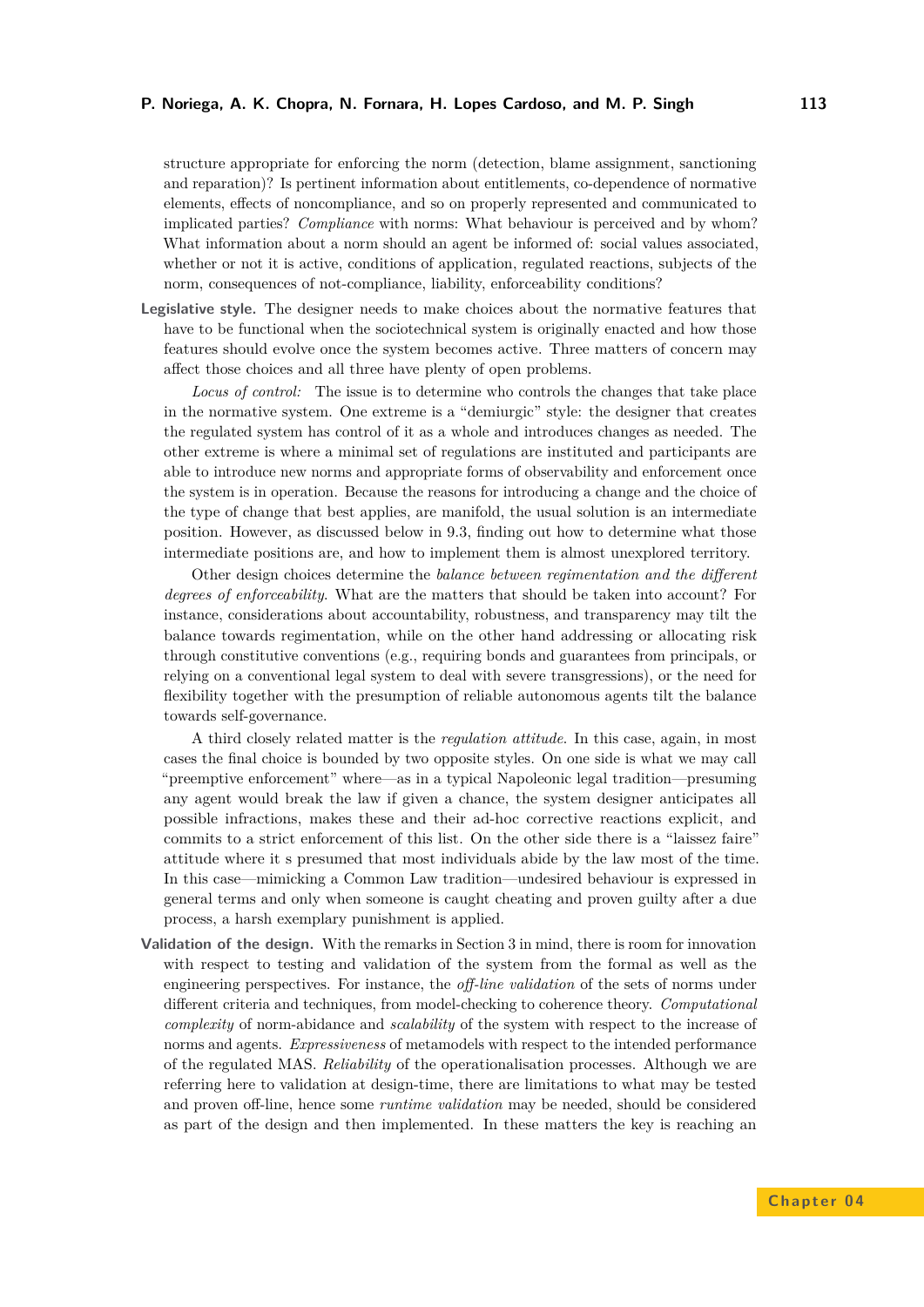structure appropriate for enforcing the norm (detection, blame assignment, sanctioning and reparation)? Is pertinent information about entitlements, co-dependence of normative elements, effects of noncompliance, and so on properly represented and communicated to implicated parties? *Compliance* with norms: What behaviour is perceived and by whom? What information about a norm should an agent be informed of: social values associated, whether or not it is active, conditions of application, regulated reactions, subjects of the norm, consequences of not-compliance, liability, enforceability conditions?

**Legislative style.** The designer needs to make choices about the normative features that have to be functional when the sociotechnical system is originally enacted and how those features should evolve once the system becomes active. Three matters of concern may affect those choices and all three have plenty of open problems.

*Locus of control:* The issue is to determine who controls the changes that take place in the normative system. One extreme is a "demiurgic" style: the designer that creates the regulated system has control of it as a whole and introduces changes as needed. The other extreme is where a minimal set of regulations are instituted and participants are able to introduce new norms and appropriate forms of observability and enforcement once the system is in operation. Because the reasons for introducing a change and the choice of the type of change that best applies, are manifold, the usual solution is an intermediate position. However, as discussed below in 9.3, finding out how to determine what those intermediate positions are, and how to implement them is almost unexplored territory.

Other design choices determine the *balance between regimentation and the different degrees of enforceability*. What are the matters that should be taken into account? For instance, considerations about accountability, robustness, and transparency may tilt the balance towards regimentation, while on the other hand addressing or allocating risk through constitutive conventions (e.g., requiring bonds and guarantees from principals, or relying on a conventional legal system to deal with severe transgressions), or the need for flexibility together with the presumption of reliable autonomous agents tilt the balance towards self-governance.

A third closely related matter is the *regulation attitude*. In this case, again, in most cases the final choice is bounded by two opposite styles. On one side is what we may call "preemptive enforcement" where—as in a typical Napoleonic legal tradition—presuming any agent would break the law if given a chance, the system designer anticipates all possible infractions, makes these and their ad-hoc corrective reactions explicit, and commits to a strict enforcement of this list. On the other side there is a "laissez faire" attitude where it s presumed that most individuals abide by the law most of the time. In this case—mimicking a Common Law tradition—undesired behaviour is expressed in general terms and only when someone is caught cheating and proven guilty after a due process, a harsh exemplary punishment is applied.

**Validation of the design.** With the remarks in Section 3 in mind, there is room for innovation with respect to testing and validation of the system from the formal as well as the engineering perspectives. For instance, the *off-line validation* of the sets of norms under different criteria and techniques, from model-checking to coherence theory. *Computational complexity* of norm-abidance and *scalability* of the system with respect to the increase of norms and agents. *Expressiveness* of metamodels with respect to the intended performance of the regulated MAS. *Reliability* of the operationalisation processes. Although we are referring here to validation at design-time, there are limitations to what may be tested and proven off-line, hence some *runtime validation* may be needed, should be considered as part of the design and then implemented. In these matters the key is reaching an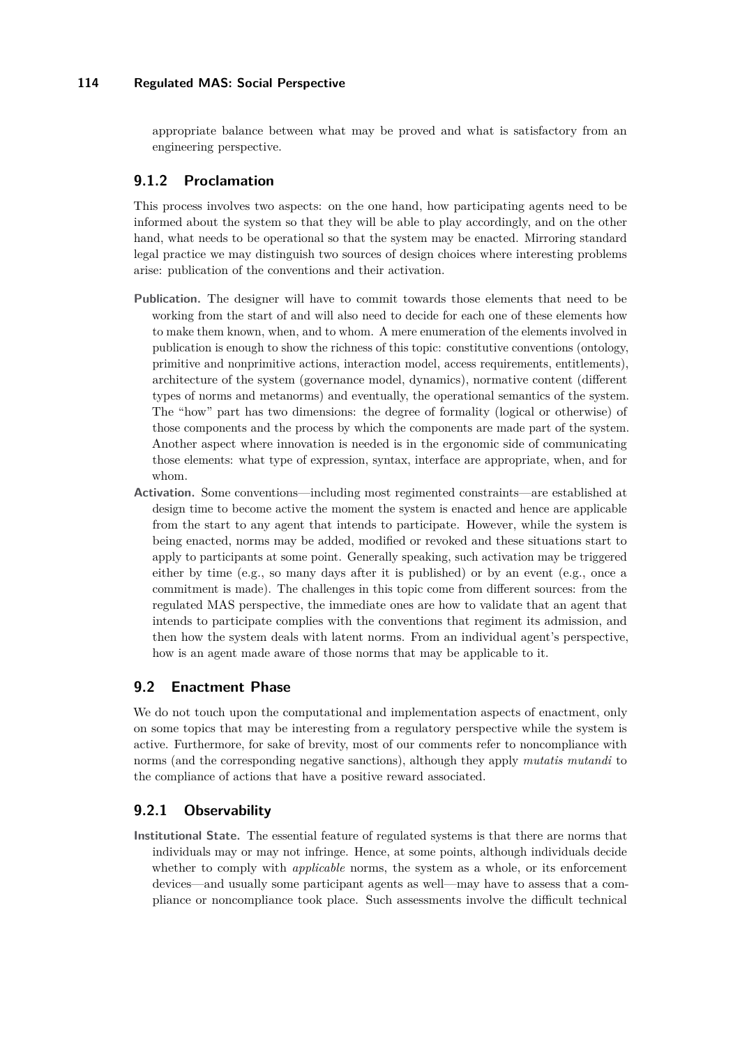appropriate balance between what may be proved and what is satisfactory from an engineering perspective.

### 9.1.2 Proclamation

This process involves two aspects: on the one hand, how participating agents need to be informed about the system so that they will be able to play accordingly, and on the other hand, what needs to be operational so that the system may be enacted. Mirroring standard legal practice we may distinguish two sources of design choices where interesting problems arise: publication of the conventions and their activation.

- **Publication.** The designer will have to commit towards those elements that need to be working from the start of and will also need to decide for each one of these elements how to make them known, when, and to whom. A mere enumeration of the elements involved in publication is enough to show the richness of this topic: constitutive conventions (ontology, primitive and nonprimitive actions, interaction model, access requirements, entitlements), architecture of the system (governance model, dynamics), normative content (different types of norms and metanorms) and eventually, the operational semantics of the system. The "how" part has two dimensions: the degree of formality (logical or otherwise) of those components and the process by which the components are made part of the system. Another aspect where innovation is needed is in the ergonomic side of communicating those elements: what type of expression, syntax, interface are appropriate, when, and for whom.
- **Activation.** Some conventions—including most regimented constraints—are established at design time to become active the moment the system is enacted and hence are applicable from the start to any agent that intends to participate. However, while the system is being enacted, norms may be added, modified or revoked and these situations start to apply to participants at some point. Generally speaking, such activation may be triggered either by time (e.g., so many days after it is published) or by an event (e.g., once a commitment is made). The challenges in this topic come from different sources: from the regulated MAS perspective, the immediate ones are how to validate that an agent that intends to participate complies with the conventions that regiment its admission, and then how the system deals with latent norms. From an individual agent's perspective, how is an agent made aware of those norms that may be applicable to it.

## 9.2 Enactment Phase

We do not touch upon the computational and implementation aspects of enactment, only on some topics that may be interesting from a regulatory perspective while the system is active. Furthermore, for sake of brevity, most of our comments refer to noncompliance with norms (and the corresponding negative sanctions), although they apply *mutatis mutandi* to the compliance of actions that have a positive reward associated.

### 9.2.1 Observability

- **Institutional State.** The essential feature of regulated systems is that there are norms that individuals may or may not infringe. Hence, at some points, although individuals decide whether to comply with *applicable* norms, the system as a whole, or its enforcement devices—and usually some participant agents as well—may have to assess that a compliance or noncompliance took place. Such assessments involve the difficult technical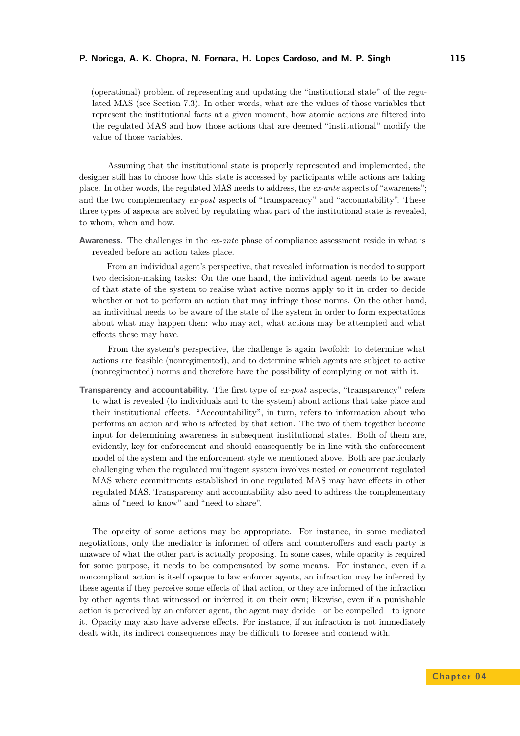(operational) problem of representing and updating the "institutional state" of the regulated MAS (see Section 7.3). In other words, what are the values of those variables that represent the institutional facts at a given moment, how atomic actions are filtered into the regulated MAS and how those actions that are deemed "institutional" modify the value of those variables.

Assuming that the institutional state is properly represented and implemented, the designer still has to choose how this state is accessed by participants while actions are taking place. In other words, the regulated MAS needs to address, the *ex-ante* aspects of "awareness"; and the two complementary *ex-post* aspects of "transparency" and "accountability". These three types of aspects are solved by regulating what part of the institutional state is revealed, to whom, when and how.

**Awareness.** The challenges in the *ex-ante* phase of compliance assessment reside in what is revealed before an action takes place.

From an individual agent's perspective, that revealed information is needed to support two decision-making tasks: On the one hand, the individual agent needs to be aware of that state of the system to realise what active norms apply to it in order to decide whether or not to perform an action that may infringe those norms. On the other hand, an individual needs to be aware of the state of the system in order to form expectations about what may happen then: who may act, what actions may be attempted and what effects these may have.

From the system's perspective, the challenge is again twofold: to determine what actions are feasible (nonregimented), and to determine which agents are subject to active (nonregimented) norms and therefore have the possibility of complying or not with it.

**Transparency and accountability.** The first type of *ex-post* aspects, "transparency" refers to what is revealed (to individuals and to the system) about actions that take place and their institutional effects. "Accountability", in turn, refers to information about who performs an action and who is affected by that action. The two of them together become input for determining awareness in subsequent institutional states. Both of them are, evidently, key for enforcement and should consequently be in line with the enforcement model of the system and the enforcement style we mentioned above. Both are particularly challenging when the regulated mulitagent system involves nested or concurrent regulated MAS where commitments established in one regulated MAS may have effects in other regulated MAS. Transparency and accountability also need to address the complementary aims of "need to know" and "need to share".

The opacity of some actions may be appropriate. For instance, in some mediated negotiations, only the mediator is informed of offers and counteroffers and each party is unaware of what the other part is actually proposing. In some cases, while opacity is required for some purpose, it needs to be compensated by some means. For instance, even if a noncompliant action is itself opaque to law enforcer agents, an infraction may be inferred by these agents if they perceive some effects of that action, or they are informed of the infraction by other agents that witnessed or inferred it on their own; likewise, even if a punishable action is perceived by an enforcer agent, the agent may decide—or be compelled—to ignore it. Opacity may also have adverse effects. For instance, if an infraction is not immediately dealt with, its indirect consequences may be difficult to foresee and contend with.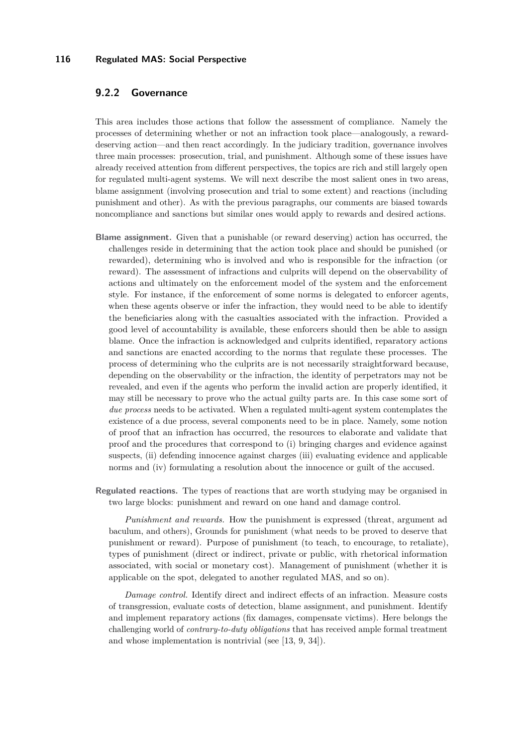### 9.2.2 Governance

This area includes those actions that follow the assessment of compliance. Namely the processes of determining whether or not an infraction took place—analogously, a reward-deserving action—and then react accordingly. In the judiciary tradition, governance involves three main processes: prosecution, trial, and punishment. Although some of these issues have already received attention from different perspectives, the topics are rich and still largely open for regulated multi-agent systems. We will next describe the most salient ones in two areas, blame assignment (involving prosecution and trial to some extent) and reactions (including punishment and other). As with the previous paragraphs, our comments are biased towards noncompliance and sanctions but similar ones would apply to rewards and desired actions.

**Blame assignment.** Given that a punishable (or reward deserving) action has occurred, the challenges reside in determining that the action took place and should be punished (or rewarded), determining who is involved and who is responsible for the infraction (or reward). The assessment of infractions and culprits will depend on the observability of actions and ultimately on the enforcement model of the system and the enforcement style. For instance, if the enforcement of some norms is delegated to enforcer agents, when these agents observe or infer the infraction, they would need to be able to identify the beneficiaries along with the casualties associated with the infraction. Provided a good level of accountability is available, these enforcers should then be able to assign blame. Once the infraction is acknowledged and culprits identified, reparatory actions and sanctions are enacted according to the norms that regulate these processes. The process of determining who the culprits are is not necessarily straightforward because, depending on the observability or the infraction, the identity of perpetrators may not be revealed, and even if the agents who perform the invalid action are properly identified, it may still be necessary to prove who the actual guilty parts are. In this case some sort of *due process* needs to be activated. When a regulated multi-agent system contemplates the existence of a due process, several components need to be in place. Namely, some notion of proof that an infraction has occurred, the resources to elaborate and validate that proof and the procedures that correspond to (i) bringing charges and evidence against suspects, (ii) defending innocence against charges (iii) evaluating evidence and applicable norms and (iv) formulating a resolution about the innocence or guilt of the accused.

**Regulated reactions.** The types of reactions that are worth studying may be organised in two large blocks: punishment and reward on one hand and damage control.

*Punishment and rewards.* How the punishment is expressed (threat, argument ad baculum, and others), Grounds for punishment (what needs to be proved to deserve that punishment or reward). Purpose of punishment (to teach, to encourage, to retaliate), types of punishment (direct or indirect, private or public, with rhetorical information associated, with social or monetary cost). Management of punishment (whether it is applicable on the spot, delegated to another regulated MAS, and so on).

*Damage control.* Identify direct and indirect effects of an infraction. Measure costs of transgression, evaluate costs of detection, blame assignment, and punishment. Identify and implement reparatory actions (fix damages, compensate victims). Here belongs the challenging world of *contrary-to-duty obligations* that has received ample formal treatment and whose implementation is nontrivial (see [13, 9, 34]).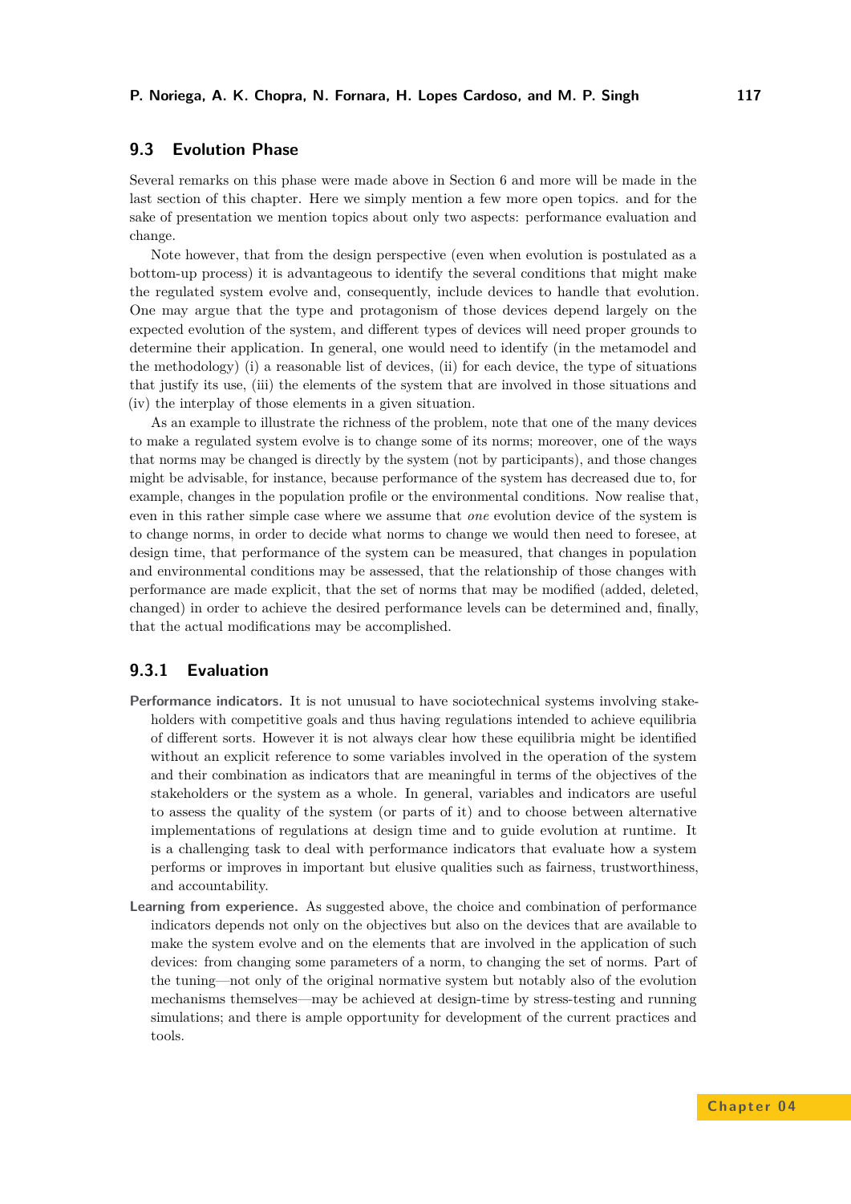## 9.3 Evolution Phase

Several remarks on this phase were made above in Section 6 and more will be made in the last section of this chapter. Here we simply mention a few more open topics. and for the sake of presentation we mention topics about only two aspects: performance evaluation and change.

Note however, that from the design perspective (even when evolution is postulated as a bottom-up process) it is advantageous to identify the several conditions that might make the regulated system evolve and, consequently, include devices to handle that evolution. One may argue that the type and protagonism of those devices depend largely on the expected evolution of the system, and different types of devices will need proper grounds to determine their application. In general, one would need to identify (in the metamodel and the methodology) (i) a reasonable list of devices, (ii) for each device, the type of situations that justify its use, (iii) the elements of the system that are involved in those situations and (iv) the interplay of those elements in a given situation.

As an example to illustrate the richness of the problem, note that one of the many devices to make a regulated system evolve is to change some of its norms; moreover, one of the ways that norms may be changed is directly by the system (not by participants), and those changes might be advisable, for instance, because performance of the system has decreased due to, for example, changes in the population profile or the environmental conditions. Now realise that, even in this rather simple case where we assume that *one* evolution device of the system is to change norms, in order to decide what norms to change we would then need to foresee, at design time, that performance of the system can be measured, that changes in population and environmental conditions may be assessed, that the relationship of those changes with performance are made explicit, that the set of norms that may be modified (added, deleted, changed) in order to achieve the desired performance levels can be determined and, finally, that the actual modifications may be accomplished.

### 9.3.1 Evaluation

**Performance indicators.** It is not unusual to have sociotechnical systems involving stakeholders with competitive goals and thus having regulations intended to achieve equilibria of different sorts. However it is not always clear how these equilibria might be identified without an explicit reference to some variables involved in the operation of the system and their combination as indicators that are meaningful in terms of the objectives of the stakeholders or the system as a whole. In general, variables and indicators are useful to assess the quality of the system (or parts of it) and to choose between alternative implementations of regulations at design time and to guide evolution at runtime. It is a challenging task to deal with performance indicators that evaluate how a system performs or improves in important but elusive qualities such as fairness, trustworthiness, and accountability.

**Learning from experience.** As suggested above, the choice and combination of performance indicators depends not only on the objectives but also on the devices that are available to make the system evolve and on the elements that are involved in the application of such devices: from changing some parameters of a norm, to changing the set of norms. Part of the tuning—not only of the original normative system but notably also of the evolution mechanisms themselves—may be achieved at design-time by stress-testing and running simulations; and there is ample opportunity for development of the current practices and tools.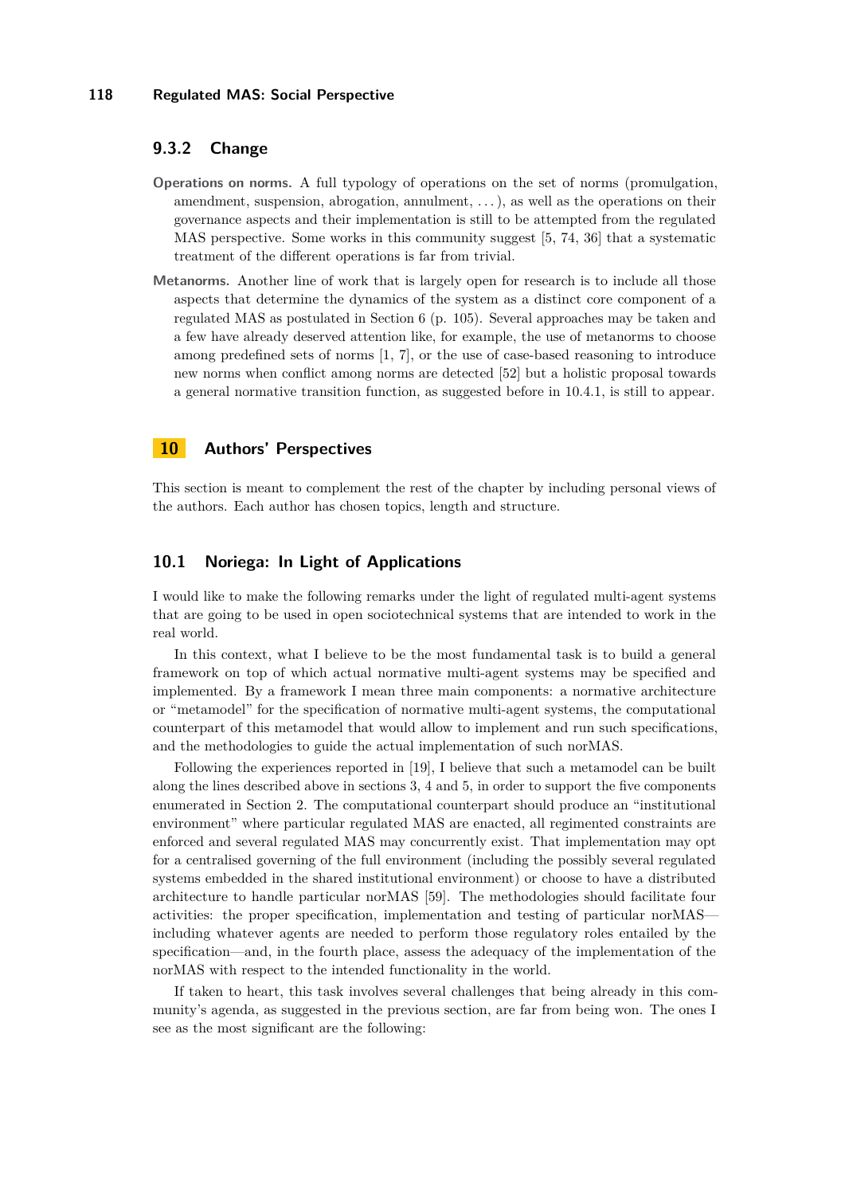### 9.3.2 Change

**Operations on norms.** A full typology of operations on the set of norms (promulgation, amendment, suspension, abrogation, annulment, ...), as well as the operations on their governance aspects and their implementation is still to be attempted from the regulated MAS perspective. Some works in this community suggest [5, 74, 36] that a systematic treatment of the different operations is far from trivial.

**Metanorms.** Another line of work that is largely open for research is to include all those aspects that determine the dynamics of the system as a distinct core component of a regulated MAS as postulated in Section 6 (p. 105). Several approaches may be taken and a few have already deserved attention like, for example, the use of metanorms to choose among predefined sets of norms [1, 7], or the use of case-based reasoning to introduce new norms when conflict among norms are detected [52] but a holistic proposal towards a general normative transition function, as suggested before in 10.4.1, is still to appear.

## 10 Authors' Perspectives

This section is meant to complement the rest of the chapter by including personal views of the authors. Each author has chosen topics, length and structure.

### 10.1 Noriega: In Light of Applications

I would like to make the following remarks under the light of regulated multi-agent systems that are going to be used in open sociotechnical systems that are intended to work in the real world.

In this context, what I believe to be the most fundamental task is to build a general framework on top of which actual normative multi-agent systems may be specified and implemented. By a framework I mean three main components: a normative architecture or "metamodel" for the specification of normative multi-agent systems, the computational counterpart of this metamodel that would allow to implement and run such specifications, and the methodologies to guide the actual implementation of such norMAS.

Following the experiences reported in [19], I believe that such a metamodel can be built along the lines described above in sections 3, 4 and 5, in order to support the five components enumerated in Section 2. The computational counterpart should produce an "institutional environment" where particular regulated MAS are enacted, all regimented constraints are enforced and several regulated MAS may concurrently exist. That implementation may opt for a centralised governing of the full environment (including the possibly several regulated systems embedded in the shared institutional environment) or choose to have a distributed architecture to handle particular norMAS [59]. The methodologies should facilitate four activities: the proper specification, implementation and testing of particular norMAS—including whatever agents are needed to perform those regulatory roles entailed by the specification—and, in the fourth place, assess the adequacy of the implementation of the norMAS with respect to the intended functionality in the world.

If taken to heart, this task involves several challenges that being already in this community's agenda, as suggested in the previous section, are far from being won. The ones I see as the most significant are the following: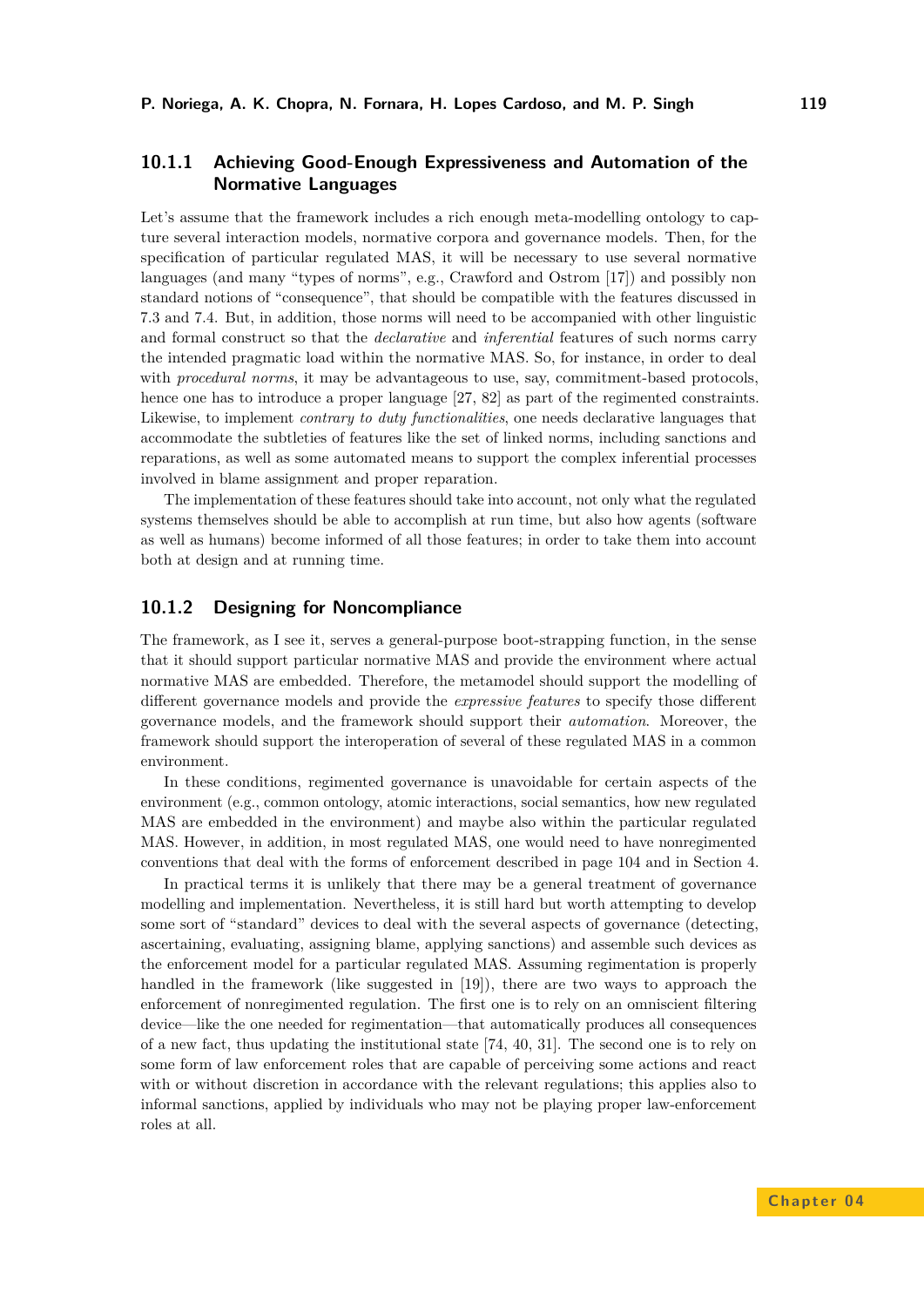### 10.1.1 Achieving Good-Enough Expressiveness and Automation of the Normative Languages

Let's assume that the framework includes a rich enough meta-modelling ontology to capture several interaction models, normative corpora and governance models. Then, for the specification of particular regulated MAS, it will be necessary to use several normative languages (and many "types of norms", e.g., Crawford and Ostrom [17]) and possibly non standard notions of "consequence", that should be compatible with the features discussed in 7.3 and 7.4. But, in addition, those norms will need to be accompanied with other linguistic and formal construct so that the *declarative* and *inferential* features of such norms carry the intended pragmatic load within the normative MAS. So, for instance, in order to deal with *procedural norms*, it may be advantageous to use, say, commitment-based protocols, hence one has to introduce a proper language [27, 82] as part of the regimented constraints. Likewise, to implement *contrary to duty functionalities*, one needs declarative languages that accommodate the subtleties of features like the set of linked norms, including sanctions and reparations, as well as some automated means to support the complex inferential processes involved in blame assignment and proper reparation.

The implementation of these features should take into account, not only what the regulated systems themselves should be able to accomplish at run time, but also how agents (software as well as humans) become informed of all those features; in order to take them into account both at design and at running time.

### 10.1.2 Designing for Noncompliance

The framework, as I see it, serves a general-purpose boot-strapping function, in the sense that it should support particular normative MAS and provide the environment where actual normative MAS are embedded. Therefore, the metamodel should support the modelling of different governance models and provide the *expressive features* to specify those different governance models, and the framework should support their *automation*. Moreover, the framework should support the interoperation of several of these regulated MAS in a common environment.

In these conditions, regimented governance is unavoidable for certain aspects of the environment (e.g., common ontology, atomic interactions, social semantics, how new regulated MAS are embedded in the environment) and maybe also within the particular regulated MAS. However, in addition, in most regulated MAS, one would need to have nonregimented conventions that deal with the forms of enforcement described in page 104 and in Section 4.

In practical terms it is unlikely that there may be a general treatment of governance modelling and implementation. Nevertheless, it is still hard but worth attempting to develop some sort of "standard" devices to deal with the several aspects of governance (detecting, ascertaining, evaluating, assigning blame, applying sanctions) and assemble such devices as the enforcement model for a particular regulated MAS. Assuming regimentation is properly handled in the framework (like suggested in [19]), there are two ways to approach the enforcement of nonregimented regulation. The first one is to rely on an omniscient filtering device—like the one needed for regimentation—that automatically produces all consequences of a new fact, thus updating the institutional state [74, 40, 31]. The second one is to rely on some form of law enforcement roles that are capable of perceiving some actions and react with or without discretion in accordance with the relevant regulations; this applies also to informal sanctions, applied by individuals who may not be playing proper law-enforcement roles at all.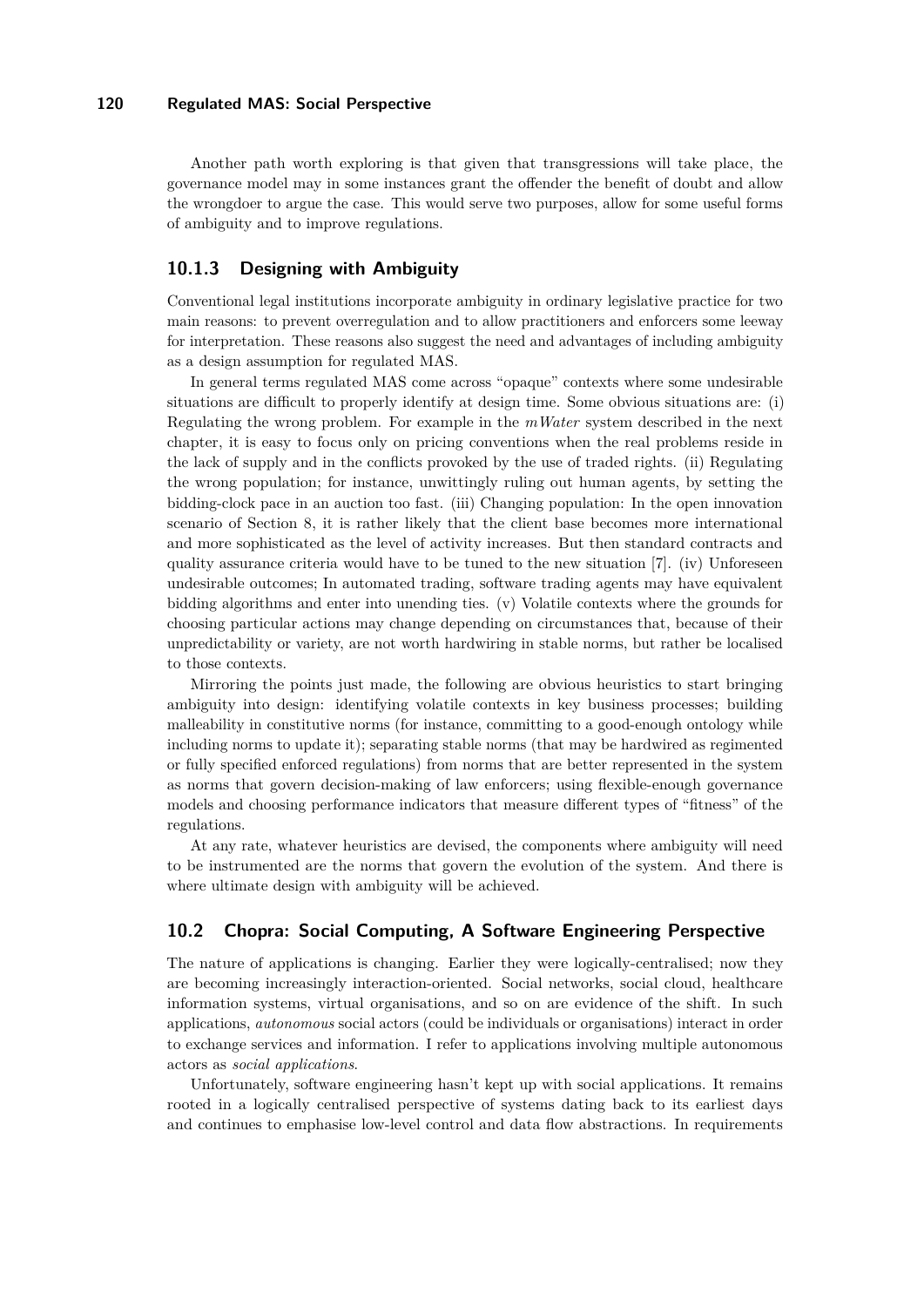Another path worth exploring is that given that transgressions will take place, the governance model may in some instances grant the offender the benefit of doubt and allow the wrongdoer to argue the case. This would serve two purposes, allow for some useful forms of ambiguity and to improve regulations.

### 10.1.3 Designing with Ambiguity

Conventional legal institutions incorporate ambiguity in ordinary legislative practice for two main reasons: to prevent overregulation and to allow practitioners and enforcers some leeway for interpretation. These reasons also suggest the need and advantages of including ambiguity as a design assumption for regulated MAS.

In general terms regulated MAS come across "opaque" contexts where some undesirable situations are difficult to properly identify at design time. Some obvious situations are: (i) Regulating the wrong problem. For example in the *mWater* system described in the next chapter, it is easy to focus only on pricing conventions when the real problems reside in the lack of supply and in the conflicts provoked by the use of traded rights. (ii) Regulating the wrong population; for instance, unwittingly ruling out human agents, by setting the bidding-clock pace in an auction too fast. (iii) Changing population: In the open innovation scenario of Section 8, it is rather likely that the client base becomes more international and more sophisticated as the level of activity increases. But then standard contracts and quality assurance criteria would have to be tuned to the new situation [7]. (iv) Unforeseen undesirable outcomes; In automated trading, software trading agents may have equivalent bidding algorithms and enter into unending ties. (v) Volatile contexts where the grounds for choosing particular actions may change depending on circumstances that, because of their unpredictability or variety, are not worth hardwiring in stable norms, but rather be localised to those contexts.

Mirroring the points just made, the following are obvious heuristics to start bringing ambiguity into design: identifying volatile contexts in key business processes; building malleability in constitutive norms (for instance, committing to a good-enough ontology while including norms to update it); separating stable norms (that may be hardwired as regimented or fully specified enforced regulations) from norms that are better represented in the system as norms that govern decision-making of law enforcers; using flexible-enough governance models and choosing performance indicators that measure different types of "fitness" of the regulations.

At any rate, whatever heuristics are devised, the components where ambiguity will need to be instrumented are the norms that govern the evolution of the system. And there is where ultimate design with ambiguity will be achieved.

## 10.2 Chopra: Social Computing, A Software Engineering Perspective

The nature of applications is changing. Earlier they were logically-centralised; now they are becoming increasingly interaction-oriented. Social networks, social cloud, healthcare information systems, virtual organisations, and so on are evidence of the shift. In such applications, *autonomous* social actors (could be individuals or organisations) interact in order to exchange services and information. I refer to applications involving multiple autonomous actors as *social applications*.

Unfortunately, software engineering hasn't kept up with social applications. It remains rooted in a logically centralised perspective of systems dating back to its earliest days and continues to emphasise low-level control and data flow abstractions. In requirements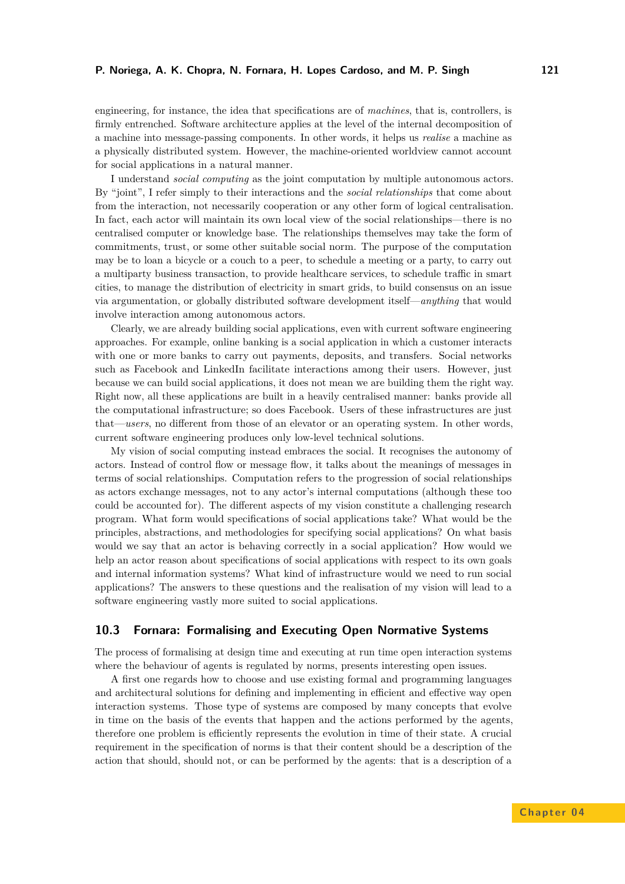engineering, for instance, the idea that specifications are of *machines*, that is, controllers, is firmly entrenched. Software architecture applies at the level of the internal decomposition of a machine into message-passing components. In other words, it helps us *realise* a machine as a physically distributed system. However, the machine-oriented worldview cannot account for social applications in a natural manner.

I understand *social computing* as the joint computation by multiple autonomous actors. By "joint", I refer simply to their interactions and the *social relationships* that come about from the interaction, not necessarily cooperation or any other form of logical centralisation. In fact, each actor will maintain its own local view of the social relationships—there is no centralised computer or knowledge base. The relationships themselves may take the form of commitments, trust, or some other suitable social norm. The purpose of the computation may be to loan a bicycle or a couch to a peer, to schedule a meeting or a party, to carry out a multiparty business transaction, to provide healthcare services, to schedule traffic in smart cities, to manage the distribution of electricity in smart grids, to build consensus on an issue via argumentation, or globally distributed software development itself—*anything* that would involve interaction among autonomous actors.

Clearly, we are already building social applications, even with current software engineering approaches. For example, online banking is a social application in which a customer interacts with one or more banks to carry out payments, deposits, and transfers. Social networks such as Facebook and LinkedIn facilitate interactions among their users. However, just because we can build social applications, it does not mean we are building them the right way. Right now, all these applications are built in a heavily centralised manner: banks provide all the computational infrastructure; so does Facebook. Users of these infrastructures are just that—*users*, no different from those of an elevator or an operating system. In other words, current software engineering produces only low-level technical solutions.

My vision of social computing instead embraces the social. It recognises the autonomy of actors. Instead of control flow or message flow, it talks about the meanings of messages in terms of social relationships. Computation refers to the progression of social relationships as actors exchange messages, not to any actor's internal computations (although these too could be accounted for). The different aspects of my vision constitute a challenging research program. What form would specifications of social applications take? What would be the principles, abstractions, and methodologies for specifying social applications? On what basis would we say that an actor is behaving correctly in a social application? How would we help an actor reason about specifications of social applications with respect to its own goals and internal information systems? What kind of infrastructure would we need to run social applications? The answers to these questions and the realisation of my vision will lead to a software engineering vastly more suited to social applications.

## 10.3 Fornara: Formalising and Executing Open Normative Systems

The process of formalising at design time and executing at run time open interaction systems where the behaviour of agents is regulated by norms, presents interesting open issues.

A first one regards how to choose and use existing formal and programming languages and architectural solutions for defining and implementing in efficient and effective way open interaction systems. Those type of systems are composed by many concepts that evolve in time on the basis of the events that happen and the actions performed by the agents, therefore one problem is efficiently represents the evolution in time of their state. A crucial requirement in the specification of norms is that their content should be a description of the action that should, should not, or can be performed by the agents: that is a description of a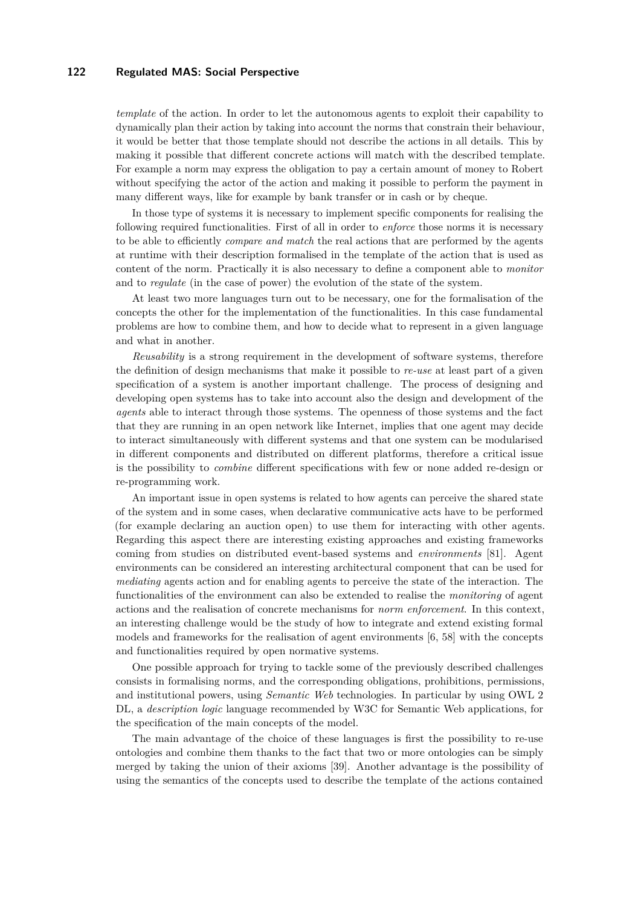*template* of the action. In order to let the autonomous agents to exploit their capability to dynamically plan their action by taking into account the norms that constrain their behaviour, it would be better that those template should not describe the actions in all details. This by making it possible that different concrete actions will match with the described template. For example a norm may express the obligation to pay a certain amount of money to Robert without specifying the actor of the action and making it possible to perform the payment in many different ways, like for example by bank transfer or in cash or by cheque.

In those type of systems it is necessary to implement specific components for realising the following required functionalities. First of all in order to *enforce* those norms it is necessary to be able to efficiently *compare and match* the real actions that are performed by the agents at runtime with their description formalised in the template of the action that is used as content of the norm. Practically it is also necessary to define a component able to *monitor* and to *regulate* (in the case of power) the evolution of the state of the system.

At least two more languages turn out to be necessary, one for the formalisation of the concepts the other for the implementation of the functionalities. In this case fundamental problems are how to combine them, and how to decide what to represent in a given language and what in another.

*Reusability* is a strong requirement in the development of software systems, therefore the definition of design mechanisms that make it possible to *re-use* at least part of a given specification of a system is another important challenge. The process of designing and developing open systems has to take into account also the design and development of the *agents* able to interact through those systems. The openness of those systems and the fact that they are running in an open network like Internet, implies that one agent may decide to interact simultaneously with different systems and that one system can be modularised in different components and distributed on different platforms, therefore a critical issue is the possibility to *combine* different specifications with few or none added re-design or re-programming work.

An important issue in open systems is related to how agents can perceive the shared state of the system and in some cases, when declarative communicative acts have to be performed (for example declaring an auction open) to use them for interacting with other agents. Regarding this aspect there are interesting existing approaches and existing frameworks coming from studies on distributed event-based systems and *environments* [81]. Agent environments can be considered an interesting architectural component that can be used for *mediating* agents action and for enabling agents to perceive the state of the interaction. The functionalities of the environment can also be extended to realise the *monitoring* of agent actions and the realisation of concrete mechanisms for *norm enforcement*. In this context, an interesting challenge would be the study of how to integrate and extend existing formal models and frameworks for the realisation of agent environments [6, 58] with the concepts and functionalities required by open normative systems.

One possible approach for trying to tackle some of the previously described challenges consists in formalising norms, and the corresponding obligations, prohibitions, permissions, and institutional powers, using *Semantic Web* technologies. In particular by using OWL 2 DL, a *description logic* language recommended by W3C for Semantic Web applications, for the specification of the main concepts of the model.

The main advantage of the choice of these languages is first the possibility to re-use ontologies and combine them thanks to the fact that two or more ontologies can be simply merged by taking the union of their axioms [39]. Another advantage is the possibility of using the semantics of the concepts used to describe the template of the actions contained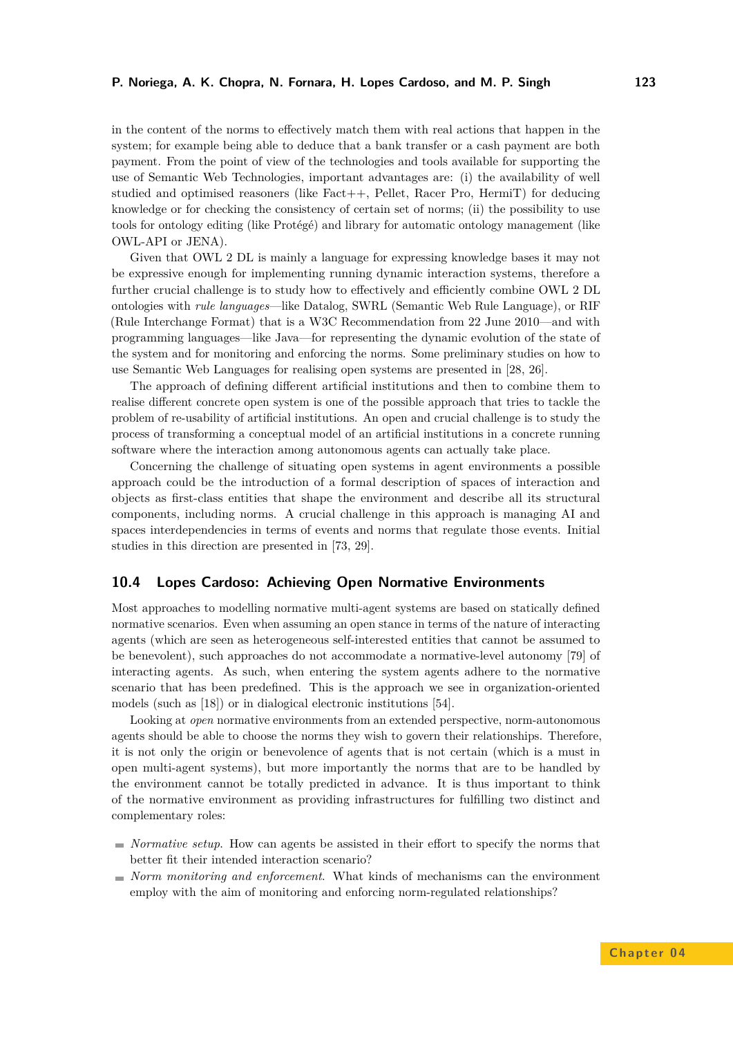in the content of the norms to effectively match them with real actions that happen in the system; for example being able to deduce that a bank transfer or a cash payment are both payment. From the point of view of the technologies and tools available for supporting the use of Semantic Web Technologies, important advantages are: (i) the availability of well studied and optimised reasoners (like Fact++, Pellet, Racer Pro, HermiT) for deducing knowledge or for checking the consistency of certain set of norms; (ii) the possibility to use tools for ontology editing (like Protégé) and library for automatic ontology management (like OWL-API or JENA).

Given that OWL 2 DL is mainly a language for expressing knowledge bases it may not be expressive enough for implementing running dynamic interaction systems, therefore a further crucial challenge is to study how to effectively and efficiently combine OWL 2 DL ontologies with *rule languages*—like Datalog, SWRL (Semantic Web Rule Language), or RIF (Rule Interchange Format) that is a W3C Recommendation from 22 June 2010—and with programming languages—like Java—for representing the dynamic evolution of the state of the system and for monitoring and enforcing the norms. Some preliminary studies on how to use Semantic Web Languages for realising open systems are presented in [28, 26].

The approach of defining different artificial institutions and then to combine them to realise different concrete open system is one of the possible approach that tries to tackle the problem of re-usability of artificial institutions. An open and crucial challenge is to study the process of transforming a conceptual model of an artificial institutions in a concrete running software where the interaction among autonomous agents can actually take place.

Concerning the challenge of situating open systems in agent environments a possible approach could be the introduction of a formal description of spaces of interaction and objects as first-class entities that shape the environment and describe all its structural components, including norms. A crucial challenge in this approach is managing AI and spaces interdependencies in terms of events and norms that regulate those events. Initial studies in this direction are presented in [73, 29].

## 10.4 Lopes Cardoso: Achieving Open Normative Environments

Most approaches to modelling normative multi-agent systems are based on statically defined normative scenarios. Even when assuming an open stance in terms of the nature of interacting agents (which are seen as heterogeneous self-interested entities that cannot be assumed to be benevolent), such approaches do not accommodate a normative-level autonomy [79] of interacting agents. As such, when entering the system agents adhere to the normative scenario that has been predefined. This is the approach we see in organization-oriented models (such as [18]) or in dialogical electronic institutions [54].

Looking at *open* normative environments from an extended perspective, norm-autonomous agents should be able to choose the norms they wish to govern their relationships. Therefore, it is not only the origin or benevolence of agents that is not certain (which is a must in open multi-agent systems), but more importantly the norms that are to be handled by the environment cannot be totally predicted in advance. It is thus important to think of the normative environment as providing infrastructures for fulfilling two distinct and complementary roles:

- *Normative setup*. How can agents be assisted in their effort to specify the norms that better fit their intended interaction scenario?
- *Norm monitoring and enforcement*. What kinds of mechanisms can the environment employ with the aim of monitoring and enforcing norm-regulated relationships?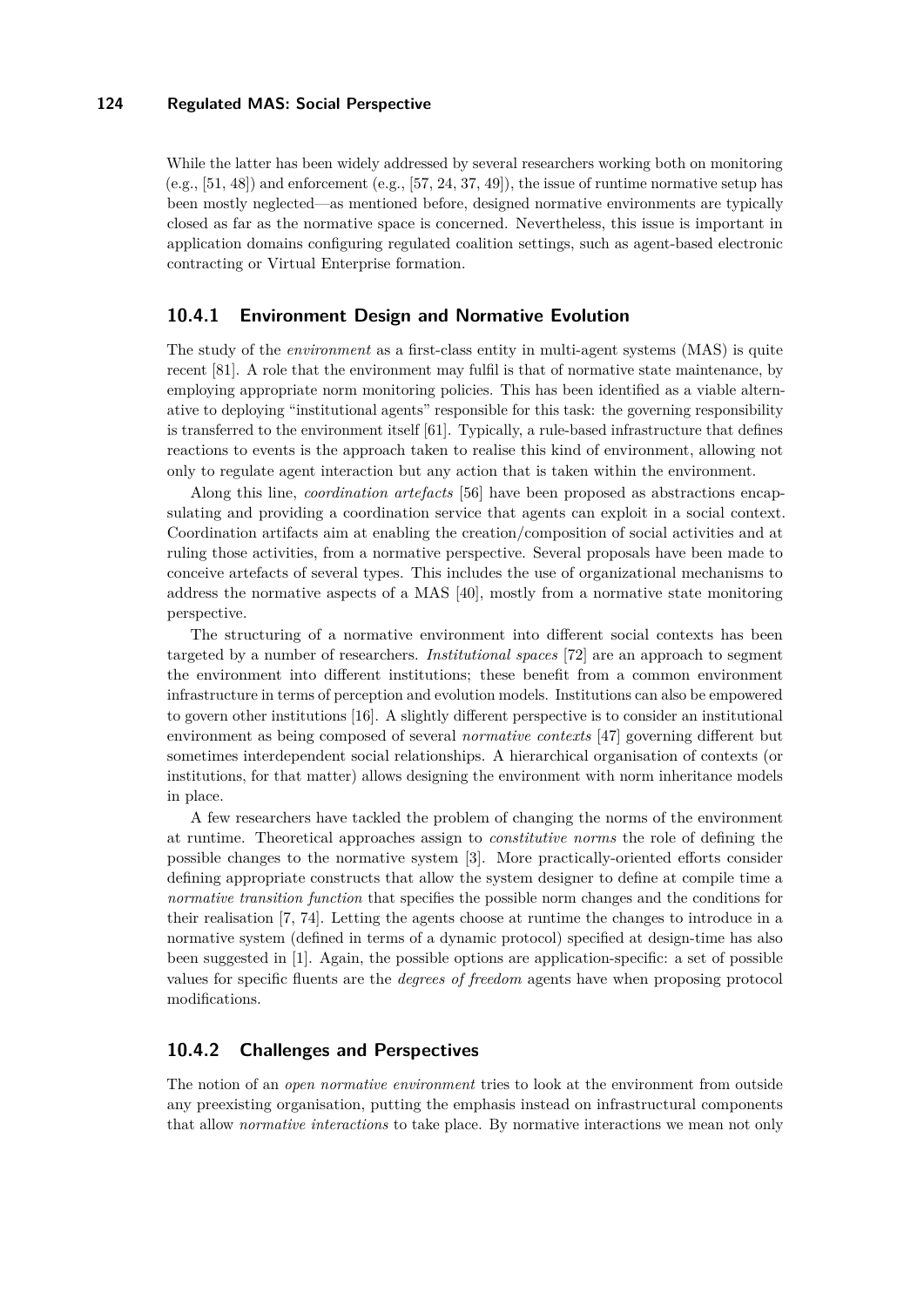While the latter has been widely addressed by several researchers working both on monitoring (e.g., [51, 48]) and enforcement (e.g., [57, 24, 37, 49]), the issue of runtime normative setup has been mostly neglected—as mentioned before, designed normative environments are typically closed as far as the normative space is concerned. Nevertheless, this issue is important in application domains configuring regulated coalition settings, such as agent-based electronic contracting or Virtual Enterprise formation.

### 10.4.1 Environment Design and Normative Evolution

The study of the *environment* as a first-class entity in multi-agent systems (MAS) is quite recent [81]. A role that the environment may fulfil is that of normative state maintenance, by employing appropriate norm monitoring policies. This has been identified as a viable alternative to deploying "institutional agents" responsible for this task: the governing responsibility is transferred to the environment itself [61]. Typically, a rule-based infrastructure that defines reactions to events is the approach taken to realise this kind of environment, allowing not only to regulate agent interaction but any action that is taken within the environment.

Along this line, *coordination artefacts* [56] have been proposed as abstractions encapsulating and providing a coordination service that agents can exploit in a social context. Coordination artifacts aim at enabling the creation/composition of social activities and at ruling those activities, from a normative perspective. Several proposals have been made to conceive artefacts of several types. This includes the use of organizational mechanisms to address the normative aspects of a MAS [40], mostly from a normative state monitoring perspective.

The structuring of a normative environment into different social contexts has been targeted by a number of researchers. *Institutional spaces* [72] are an approach to segment the environment into different institutions; these benefit from a common environment infrastructure in terms of perception and evolution models. Institutions can also be empowered to govern other institutions [16]. A slightly different perspective is to consider an institutional environment as being composed of several *normative contexts* [47] governing different but sometimes interdependent social relationships. A hierarchical organisation of contexts (or institutions, for that matter) allows designing the environment with norm inheritance models in place.

A few researchers have tackled the problem of changing the norms of the environment at runtime. Theoretical approaches assign to *constitutive norms* the role of defining the possible changes to the normative system [3]. More practically-oriented efforts consider defining appropriate constructs that allow the system designer to define at compile time a *normative transition function* that specifies the possible norm changes and the conditions for their realisation [7, 74]. Letting the agents choose at runtime the changes to introduce in a normative system (defined in terms of a dynamic protocol) specified at design-time has also been suggested in [1]. Again, the possible options are application-specific: a set of possible values for specific fluents are the *degrees of freedom* agents have when proposing protocol modifications.

### 10.4.2 Challenges and Perspectives

The notion of an *open normative environment* tries to look at the environment from outside any preexisting organisation, putting the emphasis instead on infrastructural components that allow *normative interactions* to take place. By normative interactions we mean not only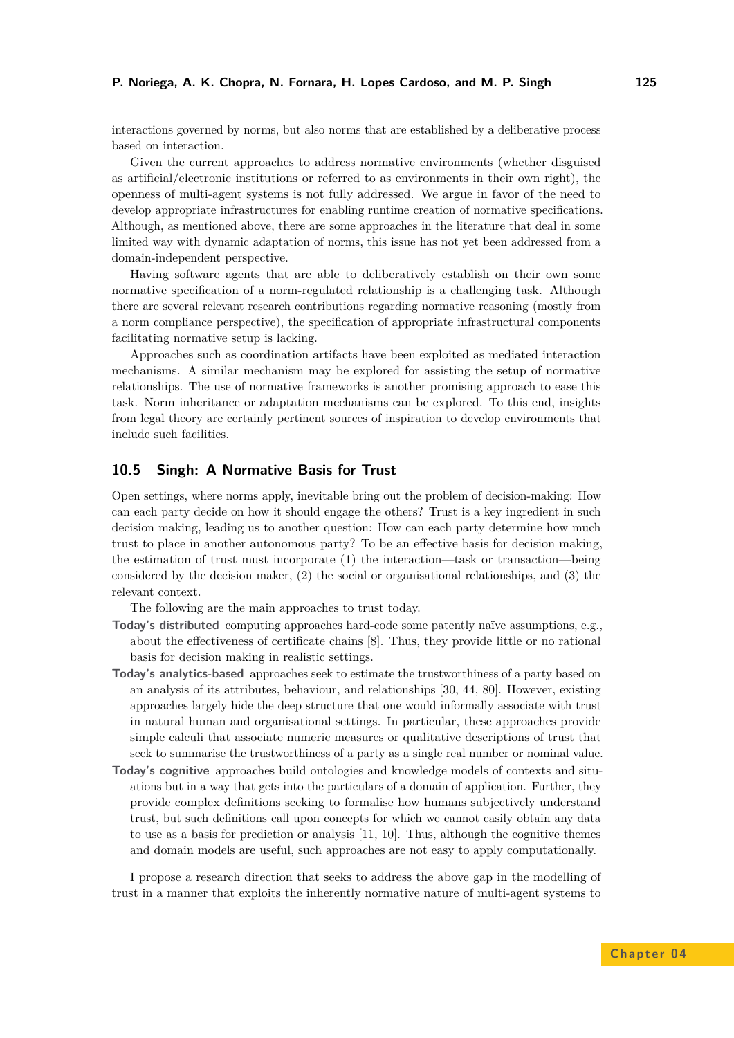interactions governed by norms, but also norms that are established by a deliberative process based on interaction.

Given the current approaches to address normative environments (whether disguised as artificial/electronic institutions or referred to as environments in their own right), the openness of multi-agent systems is not fully addressed. We argue in favor of the need to develop appropriate infrastructures for enabling runtime creation of normative specifications. Although, as mentioned above, there are some approaches in the literature that deal in some limited way with dynamic adaptation of norms, this issue has not yet been addressed from a domain-independent perspective.

Having software agents that are able to deliberatively establish on their own some normative specification of a norm-regulated relationship is a challenging task. Although there are several relevant research contributions regarding normative reasoning (mostly from a norm compliance perspective), the specification of appropriate infrastructural components facilitating normative setup is lacking.

Approaches such as coordination artifacts have been exploited as mediated interaction mechanisms. A similar mechanism may be explored for assisting the setup of normative relationships. The use of normative frameworks is another promising approach to ease this task. Norm inheritance or adaptation mechanisms can be explored. To this end, insights from legal theory are certainly pertinent sources of inspiration to develop environments that include such facilities.

## 10.5 Singh: A Normative Basis for Trust

Open settings, where norms apply, inevitable bring out the problem of decision-making: How can each party decide on how it should engage the others? Trust is a key ingredient in such decision making, leading us to another question: How can each party determine how much trust to place in another autonomous party? To be an effective basis for decision making, the estimation of trust must incorporate (1) the interaction—task or transaction—being considered by the decision maker, (2) the social or organisational relationships, and (3) the relevant context.

The following are the main approaches to trust today.

**Today's distributed** computing approaches hard-code some patently naïve assumptions, e.g., about the effectiveness of certificate chains [8]. Thus, they provide little or no rational basis for decision making in realistic settings.

**Today's analytics-based** approaches seek to estimate the trustworthiness of a party based on an analysis of its attributes, behaviour, and relationships [30, 44, 80]. However, existing approaches largely hide the deep structure that one would informally associate with trust in natural human and organisational settings. In particular, these approaches provide simple calculi that associate numeric measures or qualitative descriptions of trust that seek to summarise the trustworthiness of a party as a single real number or nominal value.

**Today's cognitive** approaches build ontologies and knowledge models of contexts and situations but in a way that gets into the particulars of a domain of application. Further, they provide complex definitions seeking to formalise how humans subjectively understand trust, but such definitions call upon concepts for which we cannot easily obtain any data to use as a basis for prediction or analysis [11, 10]. Thus, although the cognitive themes and domain models are useful, such approaches are not easy to apply computationally.

I propose a research direction that seeks to address the above gap in the modelling of trust in a manner that exploits the inherently normative nature of multi-agent systems to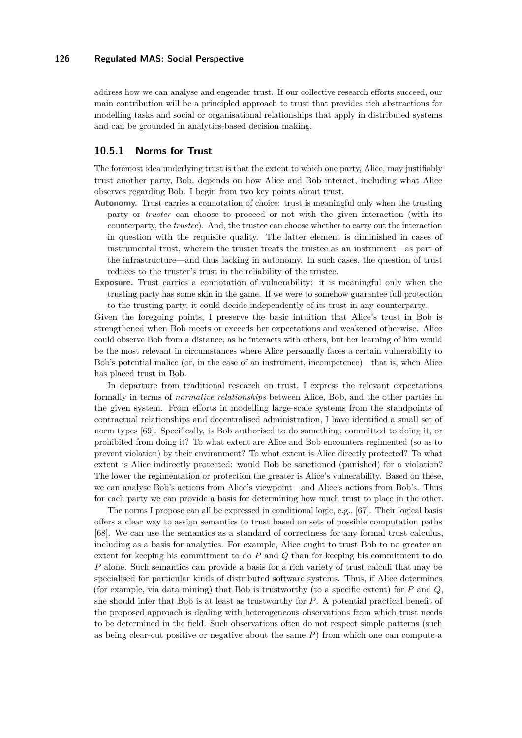address how we can analyse and engender trust. If our collective research efforts succeed, our main contribution will be a principled approach to trust that provides rich abstractions for modelling tasks and social or organisational relationships that apply in distributed systems and can be grounded in analytics-based decision making.

### 10.5.1 Norms for Trust

The foremost idea underlying trust is that the extent to which one party, Alice, may justifiably trust another party, Bob, depends on how Alice and Bob interact, including what Alice observes regarding Bob. I begin from two key points about trust.

- **Autonomy.** Trust carries a connotation of choice: trust is meaningful only when the trusting party or *truster* can choose to proceed or not with the given interaction (with its counterparty, the *trustee*). And, the trustee can choose whether to carry out the interaction in question with the requisite quality. The latter element is diminished in cases of instrumental trust, wherein the truster treats the trustee as an instrument—as part of the infrastructure—and thus lacking in autonomy. In such cases, the question of trust reduces to the truster's trust in the reliability of the trustee.
- **Exposure.** Trust carries a connotation of vulnerability: it is meaningful only when the trusting party has some skin in the game. If we were to somehow guarantee full protection to the trusting party, it could decide independently of its trust in any counterparty.

Given the foregoing points, I preserve the basic intuition that Alice's trust in Bob is strengthened when Bob meets or exceeds her expectations and weakened otherwise. Alice could observe Bob from a distance, as he interacts with others, but her learning of him would be the most relevant in circumstances where Alice personally faces a certain vulnerability to Bob's potential malice (or, in the case of an instrument, incompetence)—that is, when Alice has placed trust in Bob.

In departure from traditional research on trust, I express the relevant expectations formally in terms of *normative relationships* between Alice, Bob, and the other parties in the given system. From efforts in modelling large-scale systems from the standpoints of contractual relationships and decentralised administration, I have identified a small set of norm types [69]. Specifically, is Bob authorised to do something, committed to doing it, or prohibited from doing it? To what extent are Alice and Bob encounters regimented (so as to prevent violation) by their environment? To what extent is Alice directly protected? To what extent is Alice indirectly protected: would Bob be sanctioned (punished) for a violation? The lower the regimentation or protection the greater is Alice's vulnerability. Based on these, we can analyse Bob's actions from Alice's viewpoint—and Alice's actions from Bob's. Thus for each party we can provide a basis for determining how much trust to place in the other.

The norms I propose can all be expressed in conditional logic, e.g., [67]. Their logical basis offers a clear way to assign semantics to trust based on sets of possible computation paths [68]. We can use the semantics as a standard of correctness for any formal trust calculus, including as a basis for analytics. For example, Alice ought to trust Bob to no greater an extent for keeping his commitment to do $P$ and $Q$ than for keeping his commitment to do $P$ alone. Such semantics can provide a basis for a rich variety of trust calculi that may be specialised for particular kinds of distributed software systems. Thus, if Alice determines (for example, via data mining) that Bob is trustworthy (to a specific extent) for $P$ and $Q$, she should infer that Bob is at least as trustworthy for $P$. A potential practical benefit of the proposed approach is dealing with heterogeneous observations from which trust needs to be determined in the field. Such observations often do not respect simple patterns (such as being clear-cut positive or negative about the same $P$) from which one can compute a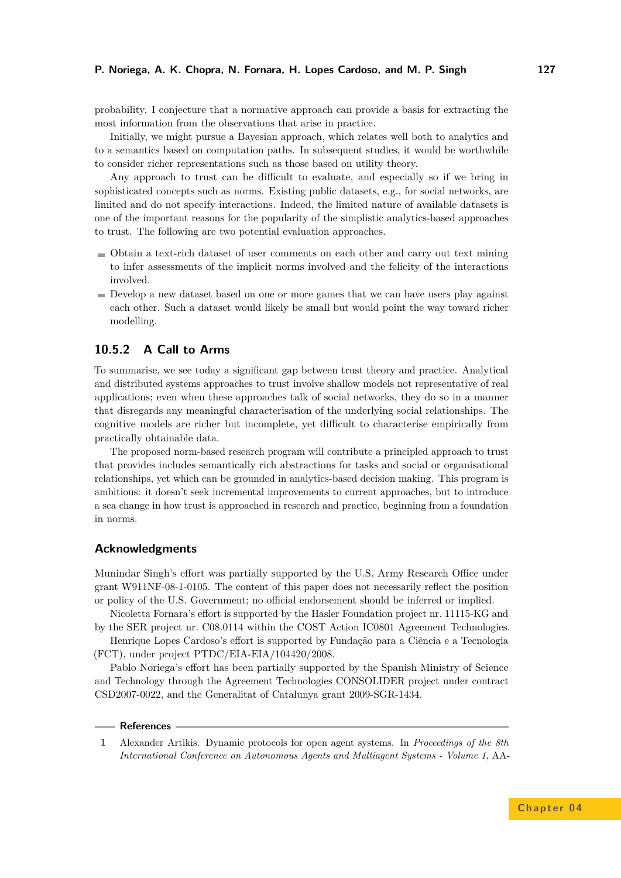probability. I conjecture that a normative approach can provide a basis for extracting the most information from the observations that arise in practice.

Initially, we might pursue a Bayesian approach, which relates well both to analytics and to a semantics based on computation paths. In subsequent studies, it would be worthwhile to consider richer representations such as those based on utility theory.

Any approach to trust can be difficult to evaluate, and especially so if we bring in sophisticated concepts such as norms. Existing public datasets, e.g., for social networks, are limited and do not specify interactions. Indeed, the limited nature of available datasets is one of the important reasons for the popularity of the simplistic analytics-based approaches to trust. The following are two potential evaluation approaches.

- Obtain a text-rich dataset of user comments on each other and carry out text mining to infer assessments of the implicit norms involved and the felicity of the interactions involved.
- Develop a new dataset based on one or more games that we can have users play against each other. Such a dataset would likely be small but would point the way toward richer modelling.

### 10.5.2 A Call to Arms

To summarise, we see today a significant gap between trust theory and practice. Analytical and distributed systems approaches to trust involve shallow models not representative of real applications; even when these approaches talk of social networks, they do so in a manner that disregards any meaningful characterisation of the underlying social relationships. The cognitive models are richer but incomplete, yet difficult to characterise empirically from practically obtainable data.

The proposed norm-based research program will contribute a principled approach to trust that provides includes semantically rich abstractions for tasks and social or organisational relationships, yet which can be grounded in analytics-based decision making. This program is ambitious: it doesn't seek incremental improvements to current approaches, but to introduce a sea change in how trust is approached in research and practice, beginning from a foundation in norms.

## Acknowledgments

Munindar Singh's effort was partially supported by the U.S. Army Research Office under grant W911NF-08-1-0105. The content of this paper does not necessarily reflect the position or policy of the U.S. Government; no official endorsement should be inferred or implied.

Nicoletta Fornara's effort is supported by the Hasler Foundation project nr. 11115-KG and by the SER project nr. C08.0114 within the COST Action IC0801 Agreement Technologies.

Henrique Lopes Cardoso's effort is supported by Fundação para a Ciência e a Tecnologia (FCT), under project PTDC/EIA-EIA/104420/2008.

Pablo Noriega's effort has been partially supported by the Spanish Ministry of Science and Technology through the Agreement Technologies CONSOLIDER project under contract CSD2007-0022, and the Generalitat of Catalunya grant 2009-SGR-1434.

## References

1 Alexander Artikis. Dynamic protocols for open agent systems. In *Proceedings of the 8th International Conference on Autonomous Agents and Multiagent Systems - Volume 1*, AA-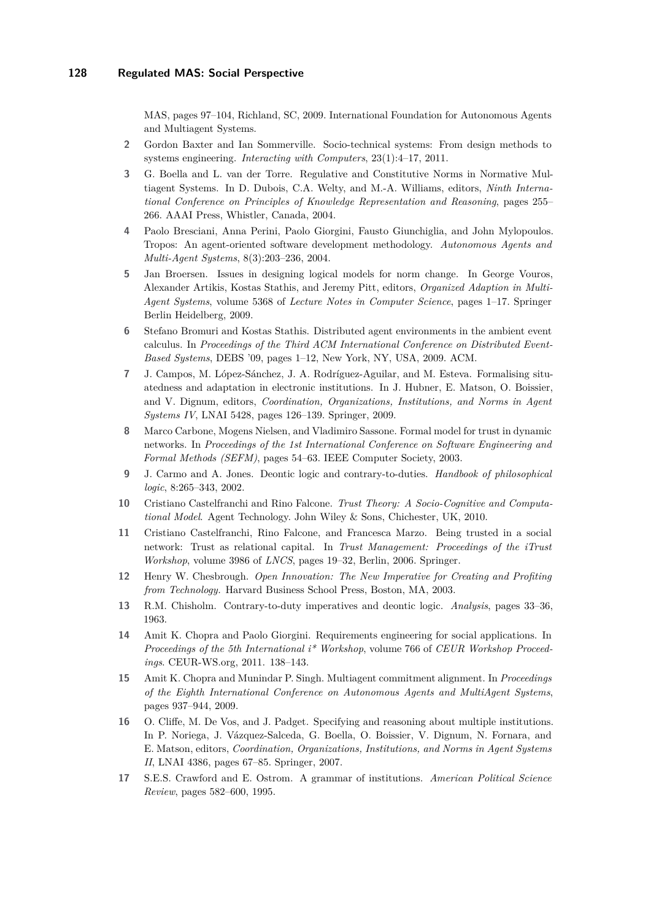MAS, pages 97–104, Richland, SC, 2009. International Foundation for Autonomous Agents and Multiagent Systems.

**2** Gordon Baxter and Ian Sommerville. Socio-technical systems: From design methods to systems engineering. *Interacting with Computers*, 23(1):4–17, 2011.

**3** G. Boella and L. van der Torre. Regulative and Constitutive Norms in Normative Multiagent Systems. In D. Dubois, C.A. Welty, and M.-A. Williams, editors, *Ninth International Conference on Principles of Knowledge Representation and Reasoning*, pages 255–266. AAAI Press, Whistler, Canada, 2004.

**4** Paolo Bresciani, Anna Perini, Paolo Giorgini, Fausto Giunchiglia, and John Mylopoulos. Tropos: An agent-oriented software development methodology. *Autonomous Agents and Multi-Agent Systems*, 8(3):203–236, 2004.

**5** Jan Broersen. Issues in designing logical models for norm change. In George Vouros, Alexander Artikis, Kostas Stathis, and Jeremy Pitt, editors, *Organized Adaption in Multi-Agent Systems*, volume 5368 of *Lecture Notes in Computer Science*, pages 1–17. Springer Berlin Heidelberg, 2009.

**6** Stefano Bromuri and Kostas Stathis. Distributed agent environments in the ambient event calculus. In *Proceedings of the Third ACM International Conference on Distributed Event-Based Systems*, DEBS '09, pages 1–12, New York, NY, USA, 2009. ACM.

**7** J. Campos, M. López-Sánchez, J. A. Rodríguez-Aguilar, and M. Esteva. Formalising situatedness and adaptation in electronic institutions. In J. Hubner, E. Matson, O. Boissier, and V. Dignum, editors, *Coordination, Organizations, Institutions, and Norms in Agent Systems IV*, LNAI 5428, pages 126–139. Springer, 2009.

**8** Marco Carbone, Mogens Nielsen, and Vladimiro Sassone. Formal model for trust in dynamic networks. In *Proceedings of the 1st International Conference on Software Engineering and Formal Methods (SEFM)*, pages 54–63. IEEE Computer Society, 2003.

**9** J. Carmo and A. Jones. Deontic logic and contrary-to-duties. *Handbook of philosophical logic*, 8:265–343, 2002.

**10** Cristiano Castelfranchi and Rino Falcone. *Trust Theory: A Socio-Cognitive and Computational Model*. Agent Technology. John Wiley & Sons, Chichester, UK, 2010.

**11** Cristiano Castelfranchi, Rino Falcone, and Francesca Marzo. Being trusted in a social network: Trust as relational capital. In *Trust Management: Proceedings of the iTrust Workshop*, volume 3986 of *LNCS*, pages 19–32, Berlin, 2006. Springer.

**12** Henry W. Chesbrough. *Open Innovation: The New Imperative for Creating and Profiting from Technology.* Harvard Business School Press, Boston, MA, 2003.

**13** R.M. Chisholm. Contrary-to-duty imperatives and deontic logic. *Analysis*, pages 33–36, 1963.

**14** Amit K. Chopra and Paolo Giorgini. Requirements engineering for social applications. In *Proceedings of the 5th International i* Workshop*, volume 766 of *CEUR Workshop Proceedings*. CEUR-WS.org, 2011. 138–143.

**15** Amit K. Chopra and Munindar P. Singh. Multiagent commitment alignment. In *Proceedings of the Eighth International Conference on Autonomous Agents and MultiAgent Systems*, pages 937–944, 2009.

**16** O. Cliffe, M. De Vos, and J. Padget. Specifying and reasoning about multiple institutions. In P. Noriega, J. Vázquez-Salceda, G. Boella, O. Boissier, V. Dignum, N. Fornara, and E. Matson, editors, *Coordination, Organizations, Institutions, and Norms in Agent Systems II*, LNAI 4386, pages 67–85. Springer, 2007.

**17** S.E.S. Crawford and E. Ostrom. A grammar of institutions. *American Political Science Review*, pages 582–600, 1995.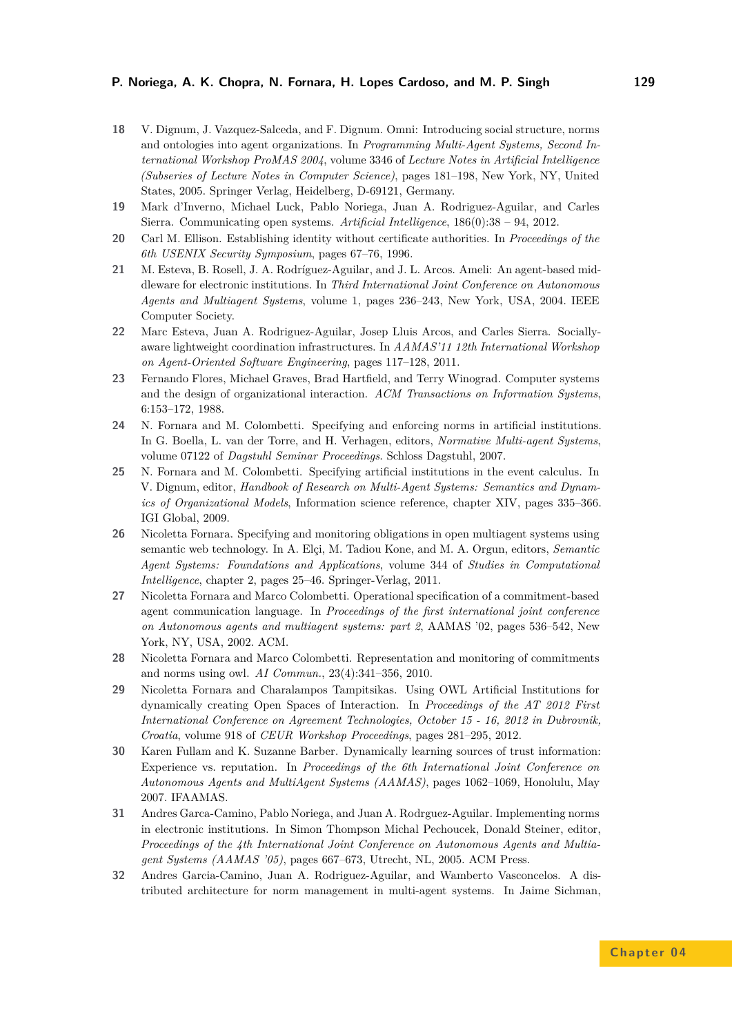**18** V. Dignum, J. Vazquez-Salceda, and F. Dignum. Omni: Introducing social structure, norms and ontologies into agent organizations. In *Programming Multi-Agent Systems, Second International Workshop ProMAS 2004*, volume 3346 of *Lecture Notes in Artificial Intelligence (Subseries of Lecture Notes in Computer Science)*, pages 181–198, New York, NY, United States, 2005. Springer Verlag, Heidelberg, D-69121, Germany.

**19** Mark d'Inverno, Michael Luck, Pablo Noriega, Juan A. Rodriguez-Aguilar, and Carles Sierra. Communicating open systems. *Artificial Intelligence*, 186(0):38 – 94, 2012.

**20** Carl M. Ellison. Establishing identity without certificate authorities. In *Proceedings of the 6th USENIX Security Symposium*, pages 67–76, 1996.

**21** M. Esteva, B. Rosell, J. A. Rodríguez-Aguilar, and J. L. Arcos. Ameli: An agent-based middleware for electronic institutions. In *Third International Joint Conference on Autonomous Agents and Multiagent Systems*, volume 1, pages 236–243, New York, USA, 2004. IEEE Computer Society.

**22** Marc Esteva, Juan A. Rodriguez-Aguilar, Josep Lluis Arcos, and Carles Sierra. Socially-aware lightweight coordination infrastructures. In *AAMAS'11 12th International Workshop on Agent-Oriented Software Engineering*, pages 117–128, 2011.

**23** Fernando Flores, Michael Graves, Brad Hartfield, and Terry Winograd. Computer systems and the design of organizational interaction. *ACM Transactions on Information Systems*, 6:153–172, 1988.

**24** N. Fornara and M. Colombetti. Specifying and enforcing norms in artificial institutions. In G. Boella, L. van der Torre, and H. Verhagen, editors, *Normative Multi-agent Systems*, volume 07122 of *Dagstuhl Seminar Proceedings*. Schloss Dagstuhl, 2007.

**25** N. Fornara and M. Colombetti. Specifying artificial institutions in the event calculus. In V. Dignum, editor, *Handbook of Research on Multi-Agent Systems: Semantics and Dynamics of Organizational Models*, Information science reference, chapter XIV, pages 335–366. IGI Global, 2009.

**26** Nicoletta Fornara. Specifying and monitoring obligations in open multiagent systems using semantic web technology. In A. Elçi, M. Tadiou Kone, and M. A. Orgun, editors, *Semantic Agent Systems: Foundations and Applications*, volume 344 of *Studies in Computational Intelligence*, chapter 2, pages 25–46. Springer-Verlag, 2011.

**27** Nicoletta Fornara and Marco Colombetti. Operational specification of a commitment-based agent communication language. In *Proceedings of the first international joint conference on Autonomous agents and multiagent systems: part 2*, AAMAS '02, pages 536–542, New York, NY, USA, 2002. ACM.

**28** Nicoletta Fornara and Marco Colombetti. Representation and monitoring of commitments and norms using owl. *AI Commun.*, 23(4):341–356, 2010.

**29** Nicoletta Fornara and Charalampos Tampitsikas. Using OWL Artificial Institutions for dynamically creating Open Spaces of Interaction. In *Proceedings of the AT 2012 First International Conference on Agreement Technologies, October 15 - 16, 2012 in Dubrovnik, Croatia*, volume 918 of *CEUR Workshop Proceedings*, pages 281–295, 2012.

**30** Karen Fullam and K. Suzanne Barber. Dynamically learning sources of trust information: Experience vs. reputation. In *Proceedings of the 6th International Joint Conference on Autonomous Agents and MultiAgent Systems (AAMAS)*, pages 1062–1069, Honolulu, May 2007. IFAAMAS.

**31** Andres Garca-Camino, Pablo Noriega, and Juan A. Rodrguez-Aguilar. Implementing norms in electronic institutions. In Simon Thompson Michal Pechoucek, Donald Steiner, editor, *Proceedings of the 4th International Joint Conference on Autonomous Agents and Multiagent Systems (AAMAS '05)*, pages 667–673, Utrecht, NL, 2005. ACM Press.

**32** Andres Garcia-Camino, Juan A. Rodriguez-Aguilar, and Wamberto Vasconcelos. A distributed architecture for norm management in multi-agent systems. In Jaime Sichman,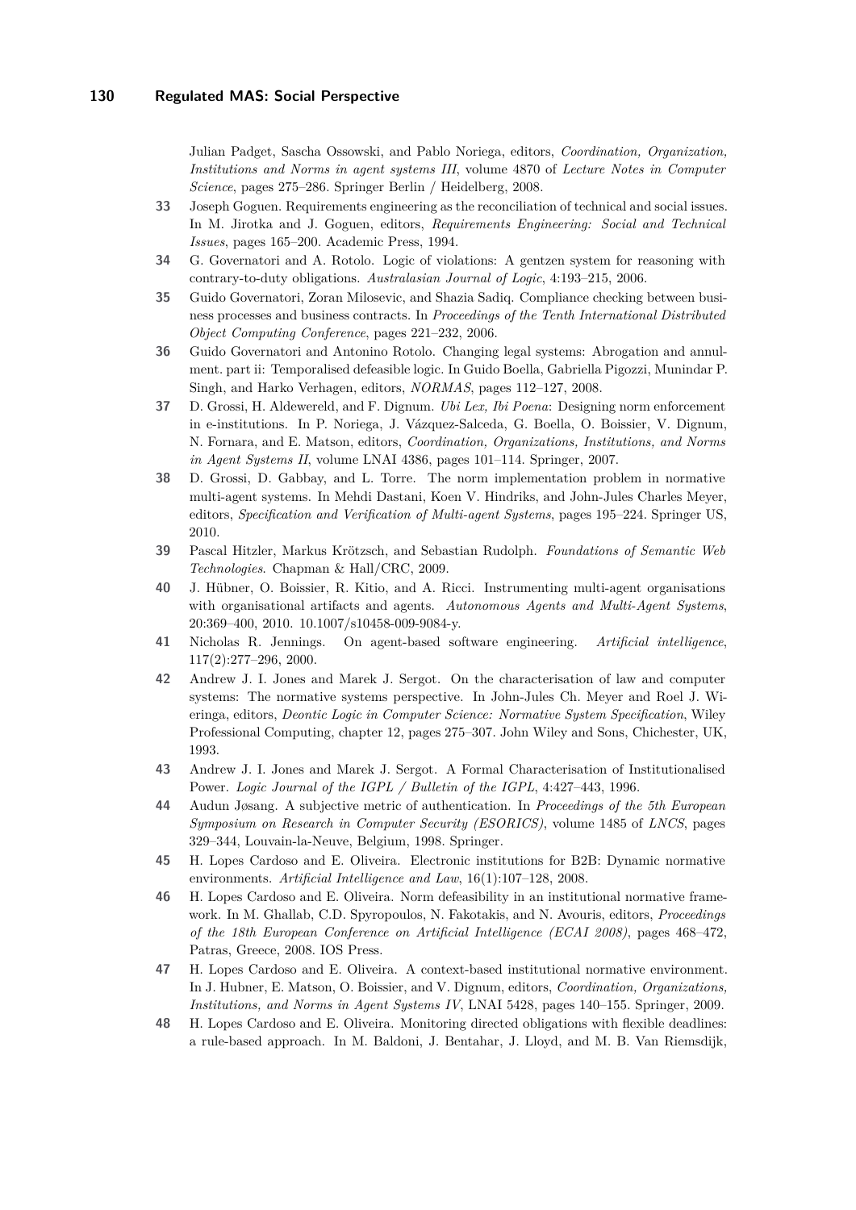Julian Padget, Sascha Ossowski, and Pablo Noriega, editors, *Coordination, Organization, Institutions and Norms in agent systems III*, volume 4870 of *Lecture Notes in Computer Science*, pages 275–286. Springer Berlin / Heidelberg, 2008.

**33** Joseph Goguen. Requirements engineering as the reconciliation of technical and social issues. In M. Jirotka and J. Goguen, editors, *Requirements Engineering: Social and Technical Issues*, pages 165–200. Academic Press, 1994.

**34** G. Governatori and A. Rotolo. Logic of violations: A gentzen system for reasoning with contrary-to-duty obligations. *Australasian Journal of Logic*, 4:193–215, 2006.

**35** Guido Governatori, Zoran Milosevic, and Shazia Sadiq. Compliance checking between business processes and business contracts. In *Proceedings of the Tenth International Distributed Object Computing Conference*, pages 221–232, 2006.

**36** Guido Governatori and Antonino Rotolo. Changing legal systems: Abrogation and annulment. part ii: Temporalised defeasible logic. In Guido Boella, Gabriella Pigozzi, Munindar P. Singh, and Harko Verhagen, editors, *NORMAS*, pages 112–127, 2008.

**37** D. Grossi, H. Aldewereld, and F. Dignum. *Ubi Lex, Ibi Poena*: Designing norm enforcement in e-institutions. In P. Noriega, J. Vázquez-Salceda, G. Boella, O. Boissier, V. Dignum, N. Fornara, and E. Matson, editors, *Coordination, Organizations, Institutions, and Norms in Agent Systems II*, volume LNAI 4386, pages 101–114. Springer, 2007.

**38** D. Grossi, D. Gabbay, and L. Torre. The norm implementation problem in normative multi-agent systems. In Mehdi Dastani, Koen V. Hindriks, and John-Jules Charles Meyer, editors, *Specification and Verification of Multi-agent Systems*, pages 195–224. Springer US, 2010.

**39** Pascal Hitzler, Markus Krötzsch, and Sebastian Rudolph. *Foundations of Semantic Web Technologies*. Chapman & Hall/CRC, 2009.

**40** J. Hübner, O. Boissier, R. Kitio, and A. Ricci. Instrumenting multi-agent organisations with organisational artifacts and agents. *Autonomous Agents and Multi-Agent Systems*, 20:369–400, 2010. 10.1007/s10458-009-9084-y.

**41** Nicholas R. Jennings. On agent-based software engineering. *Artificial intelligence*, 117(2):277–296, 2000.

**42** Andrew J. I. Jones and Marek J. Sergot. On the characterisation of law and computer systems: The normative systems perspective. In John-Jules Ch. Meyer and Roel J. Wieringa, editors, *Deontic Logic in Computer Science: Normative System Specification*, Wiley Professional Computing, chapter 12, pages 275–307. John Wiley and Sons, Chichester, UK, 1993.

**43** Andrew J. I. Jones and Marek J. Sergot. A Formal Characterisation of Institutionalised Power. *Logic Journal of the IGPL / Bulletin of the IGPL*, 4:427–443, 1996.

**44** Audun Jøsang. A subjective metric of authentication. In *Proceedings of the 5th European Symposium on Research in Computer Security (ESORICS)*, volume 1485 of *LNCS*, pages 329–344, Louvain-la-Neuve, Belgium, 1998. Springer.

**45** H. Lopes Cardoso and E. Oliveira. Electronic institutions for B2B: Dynamic normative environments. *Artificial Intelligence and Law*, 16(1):107–128, 2008.

**46** H. Lopes Cardoso and E. Oliveira. Norm defeasibility in an institutional normative framework. In M. Ghallab, C.D. Spyropoulos, N. Fakotakis, and N. Avouris, editors, *Proceedings of the 18th European Conference on Artificial Intelligence (ECAI 2008)*, pages 468–472, Patras, Greece, 2008. IOS Press.

**47** H. Lopes Cardoso and E. Oliveira. A context-based institutional normative environment. In J. Hubner, E. Matson, O. Boissier, and V. Dignum, editors, *Coordination, Organizations, Institutions, and Norms in Agent Systems IV*, LNAI 5428, pages 140–155. Springer, 2009.

**48** H. Lopes Cardoso and E. Oliveira. Monitoring directed obligations with flexible deadlines: a rule-based approach. In M. Baldoni, J. Bentahar, J. Lloyd, and M. B. Van Riemsdijk,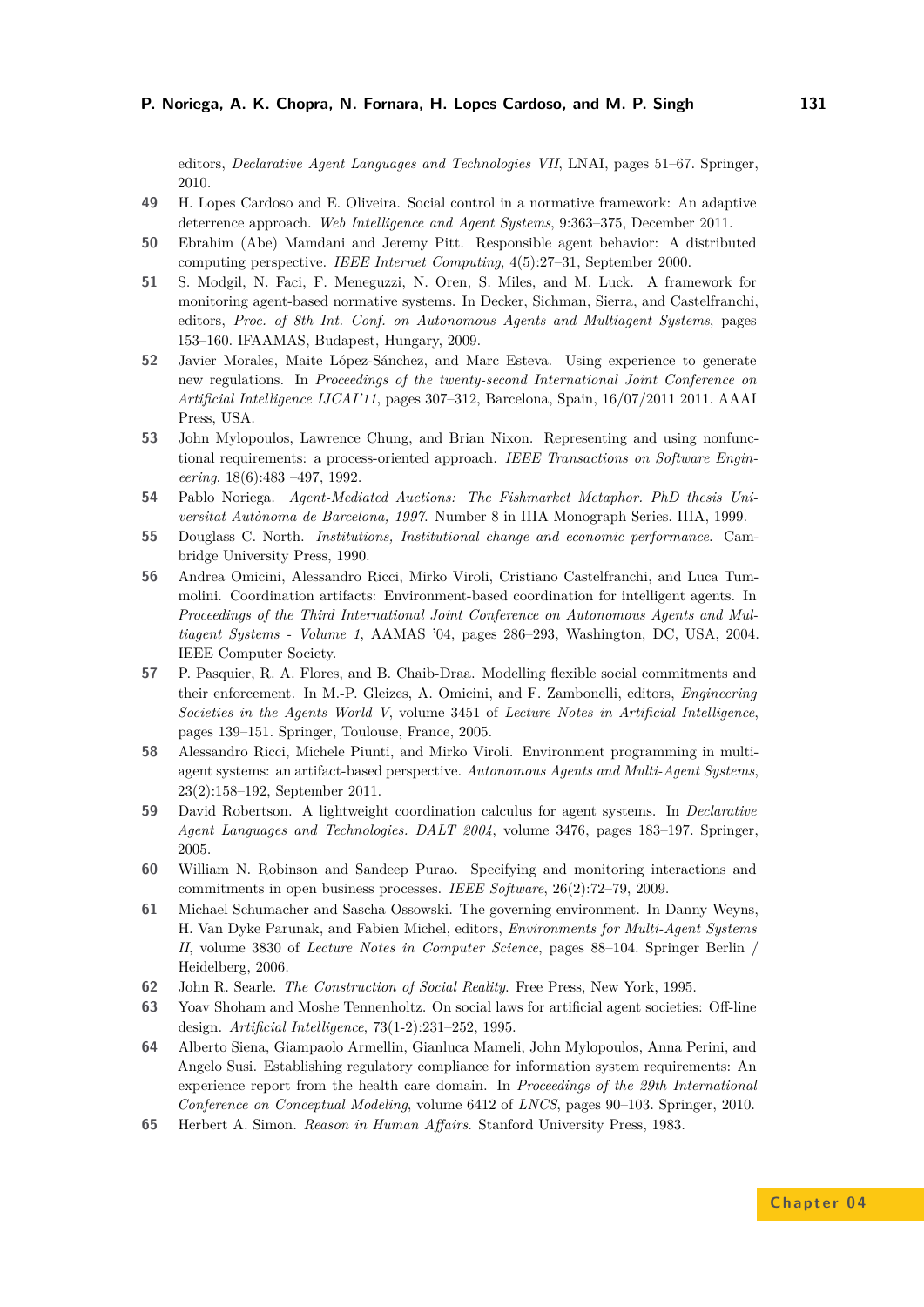editors, *Declarative Agent Languages and Technologies VII*, LNAI, pages 51–67. Springer, 2010.

**49** H. Lopes Cardoso and E. Oliveira. Social control in a normative framework: An adaptive deterrence approach. *Web Intelligence and Agent Systems*, 9:363–375, December 2011.

**50** Ebrahim (Abe) Mamdani and Jeremy Pitt. Responsible agent behavior: A distributed computing perspective. *IEEE Internet Computing*, 4(5):27–31, September 2000.

**51** S. Modgil, N. Faci, F. Meneguzzi, N. Oren, S. Miles, and M. Luck. A framework for monitoring agent-based normative systems. In Decker, Sichman, Sierra, and Castelfranchi, editors, *Proc. of 8th Int. Conf. on Autonomous Agents and Multiagent Systems*, pages 153–160. IFAAMAS, Budapest, Hungary, 2009.

**52** Javier Morales, Maite López-Sánchez, and Marc Esteva. Using experience to generate new regulations. In *Proceedings of the twenty-second International Joint Conference on Artificial Intelligence IJCAI'11*, pages 307–312, Barcelona, Spain, 16/07/2011 2011. AAAI Press, USA.

**53** John Mylopoulos, Lawrence Chung, and Brian Nixon. Representing and using nonfunctional requirements: a process-oriented approach. *IEEE Transactions on Software Engineering*, 18(6):483 –497, 1992.

**54** Pablo Noriega. *Agent-Mediated Auctions: The Fishmarket Metaphor. PhD thesis Universitat Autònoma de Barcelona, 1997.* Number 8 in IIIA Monograph Series. IIIA, 1999.

**55** Douglass C. North. *Institutions, Institutional change and economic performance*. Cambridge University Press, 1990.

**56** Andrea Omicini, Alessandro Ricci, Mirko Viroli, Cristiano Castelfranchi, and Luca Tummolini. Coordination artifacts: Environment-based coordination for intelligent agents. In *Proceedings of the Third International Joint Conference on Autonomous Agents and Multiagent Systems - Volume 1*, AAMAS '04, pages 286–293, Washington, DC, USA, 2004. IEEE Computer Society.

**57** P. Pasquier, R. A. Flores, and B. Chaib-Draa. Modelling flexible social commitments and their enforcement. In M.-P. Gleizes, A. Omicini, and F. Zambonelli, editors, *Engineering Societies in the Agents World V*, volume 3451 of *Lecture Notes in Artificial Intelligence*, pages 139–151. Springer, Toulouse, France, 2005.

**58** Alessandro Ricci, Michele Piunti, and Mirko Viroli. Environment programming in multiagent systems: an artifact-based perspective. *Autonomous Agents and Multi-Agent Systems*, 23(2):158–192, September 2011.

**59** David Robertson. A lightweight coordination calculus for agent systems. In *Declarative Agent Languages and Technologies. DALT 2004*, volume 3476, pages 183–197. Springer, 2005.

**60** William N. Robinson and Sandeep Purao. Specifying and monitoring interactions and commitments in open business processes. *IEEE Software*, 26(2):72–79, 2009.

**61** Michael Schumacher and Sascha Ossowski. The governing environment. In Danny Weyns, H. Van Dyke Parunak, and Fabien Michel, editors, *Environments for Multi-Agent Systems II*, volume 3830 of *Lecture Notes in Computer Science*, pages 88–104. Springer Berlin / Heidelberg, 2006.

**62** John R. Searle. *The Construction of Social Reality*. Free Press, New York, 1995.

**63** Yoav Shoham and Moshe Tennenholtz. On social laws for artificial agent societies: Off-line design. *Artificial Intelligence*, 73(1-2):231–252, 1995.

**64** Alberto Siena, Giampaolo Armellin, Gianluca Mameli, John Mylopoulos, Anna Perini, and Angelo Susi. Establishing regulatory compliance for information system requirements: An experience report from the health care domain. In *Proceedings of the 29th International Conference on Conceptual Modeling*, volume 6412 of *LNCS*, pages 90–103. Springer, 2010.

**65** Herbert A. Simon. *Reason in Human Affairs.* Stanford University Press, 1983.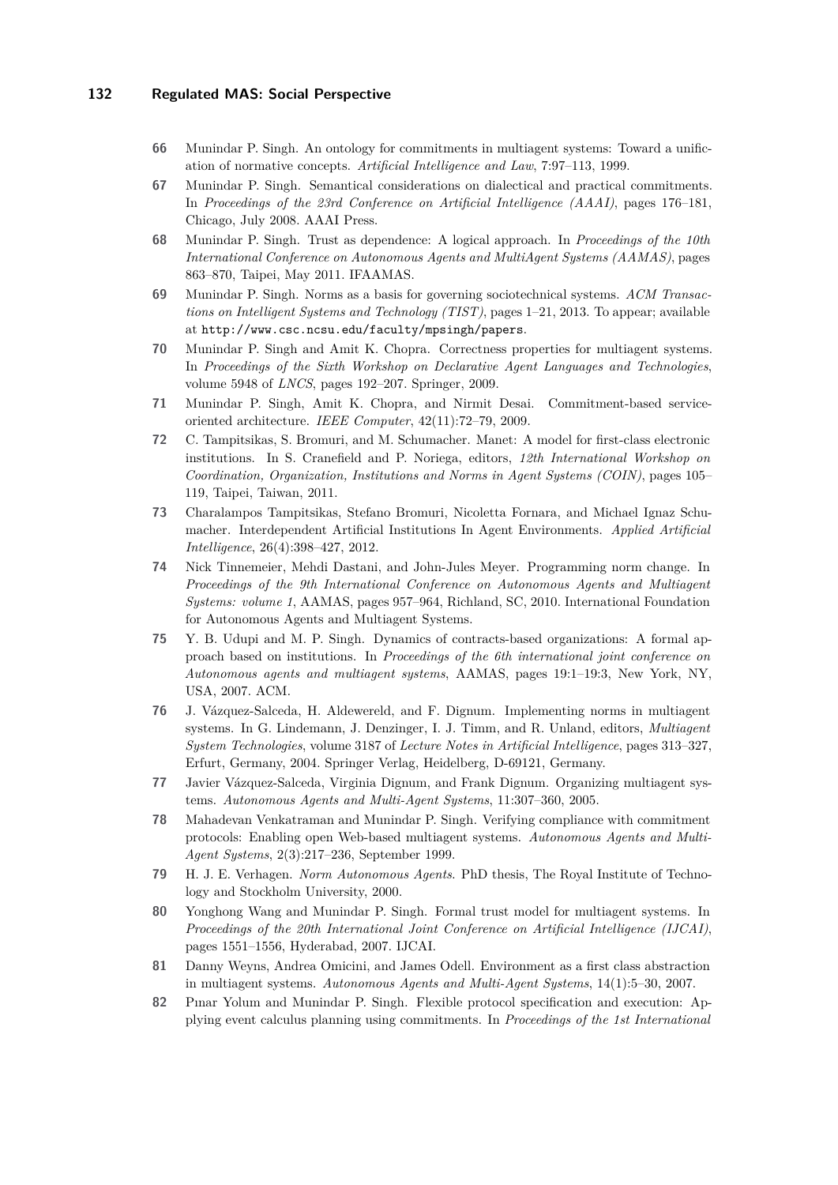66 Munindar P. Singh. An ontology for commitments in multiagent systems: Toward a unification of normative concepts. *Artificial Intelligence and Law*, 7:97–113, 1999.

67 Munindar P. Singh. Semantical considerations on dialectical and practical commitments. In *Proceedings of the 23rd Conference on Artificial Intelligence (AAAI)*, pages 176–181, Chicago, July 2008. AAAI Press.

68 Munindar P. Singh. Trust as dependence: A logical approach. In *Proceedings of the 10th International Conference on Autonomous Agents and MultiAgent Systems (AAMAS)*, pages 863–870, Taipei, May 2011. IFAAMAS.

69 Munindar P. Singh. Norms as a basis for governing sociotechnical systems. *ACM Transactions on Intelligent Systems and Technology (TIST)*, pages 1–21, 2013. To appear; available at http://www.csc.ncsu.edu/faculty/mpsingh/papers.

70 Munindar P. Singh and Amit K. Chopra. Correctness properties for multiagent systems. In *Proceedings of the Sixth Workshop on Declarative Agent Languages and Technologies*, volume 5948 of *LNCS*, pages 192–207. Springer, 2009.

71 Munindar P. Singh, Amit K. Chopra, and Nirmit Desai. Commitment-based service-oriented architecture. *IEEE Computer*, 42(11):72–79, 2009.

72 C. Tampitsikas, S. Bromuri, and M. Schumacher. Manet: A model for first-class electronic institutions. In S. Cranefield and P. Noriega, editors, *12th International Workshop on Coordination, Organization, Institutions and Norms in Agent Systems (COIN)*, pages 105–119, Taipei, Taiwan, 2011.

73 Charalampos Tampitsikas, Stefano Bromuri, Nicoletta Fornara, and Michael Ignaz Schumacher. Interdependent Artificial Institutions In Agent Environments. *Applied Artificial Intelligence*, 26(4):398–427, 2012.

74 Nick Tinnemeier, Mehdi Dastani, and John-Jules Meyer. Programming norm change. In *Proceedings of the 9th International Conference on Autonomous Agents and Multiagent Systems: volume 1*, AAMAS, pages 957–964, Richland, SC, 2010. International Foundation for Autonomous Agents and Multiagent Systems.

75 Y. B. Udupi and M. P. Singh. Dynamics of contracts-based organizations: A formal approach based on institutions. In *Proceedings of the 6th international joint conference on Autonomous agents and multiagent systems*, AAMAS, pages 19:1–19:3, New York, NY, USA, 2007. ACM.

76 J. Vázquez-Salceda, H. Aldewereld, and F. Dignum. Implementing norms in multiagent systems. In G. Lindemann, J. Denzinger, I. J. Timm, and R. Unland, editors, *Multiagent System Technologies*, volume 3187 of *Lecture Notes in Artificial Intelligence*, pages 313–327, Erfurt, Germany, 2004. Springer Verlag, Heidelberg, D-69121, Germany.

77 Javier Vázquez-Salceda, Virginia Dignum, and Frank Dignum. Organizing multiagent systems. *Autonomous Agents and Multi-Agent Systems*, 11:307–360, 2005.

78 Mahadevan Venkatraman and Munindar P. Singh. Verifying compliance with commitment protocols: Enabling open Web-based multiagent systems. *Autonomous Agents and Multi-Agent Systems*, 2(3):217–236, September 1999.

79 H. J. E. Verhagen. *Norm Autonomous Agents*. PhD thesis, The Royal Institute of Technology and Stockholm University, 2000.

80 Yonghong Wang and Munindar P. Singh. Formal trust model for multiagent systems. In *Proceedings of the 20th International Joint Conference on Artificial Intelligence (IJCAI)*, pages 1551–1556, Hyderabad, 2007. IJCAI.

81 Danny Weyns, Andrea Omicini, and James Odell. Environment as a first class abstraction in multiagent systems. *Autonomous Agents and Multi-Agent Systems*, 14(1):5–30, 2007.

82 Pınar Yolum and Munindar P. Singh. Flexible protocol specification and execution: Applying event calculus planning using commitments. In *Proceedings of the 1st International*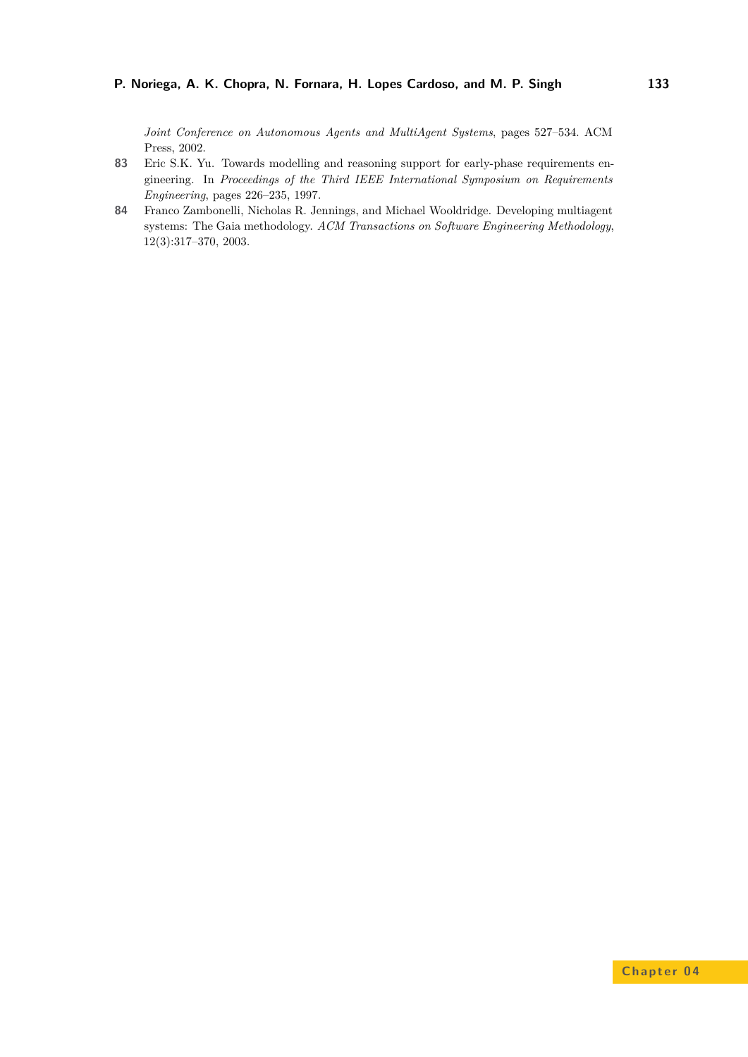*Joint Conference on Autonomous Agents and MultiAgent Systems*, pages 527–534. ACM Press, 2002.

**83** Eric S.K. Yu. Towards modelling and reasoning support for early-phase requirements engineering. In *Proceedings of the Third IEEE International Symposium on Requirements Engineering*, pages 226–235, 1997.

**84** Franco Zambonelli, Nicholas R. Jennings, and Michael Wooldridge. Developing multiagent systems: The Gaia methodology. *ACM Transactions on Software Engineering Methodology*, 12(3):317–370, 2003.